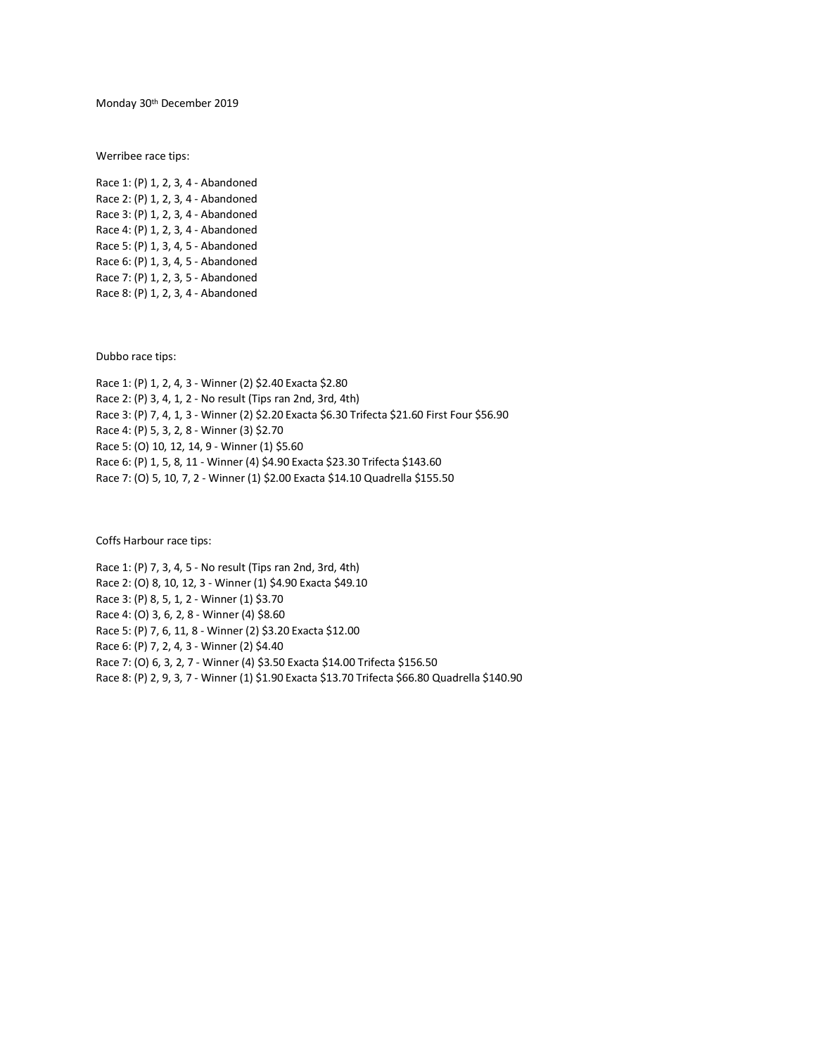Monday 30th December 2019

Werribee race tips:

Race 1: (P) 1, 2, 3, 4 - Abandoned
Race 2: (P) 1, 2, 3, 4 - Abandoned
Race 3: (P) 1, 2, 3, 4 - Abandoned
Race 4: (P) 1, 2, 3, 4 - Abandoned
Race 5: (P) 1, 3, 4, 5 - Abandoned
Race 6: (P) 1, 3, 4, 5 - Abandoned
Race 7: (P) 1, 2, 3, 5 - Abandoned
Race 8: (P) 1, 2, 3, 4 - Abandoned

Dubbo race tips:

Race 1: (P) 1, 2, 4, 3 - Winner (2) $2.40 Exacta $2.80
Race 2: (P) 3, 4, 1, 2 - No result (Tips ran 2nd, 3rd, 4th)
Race 3: (P) 7, 4, 1, 3 - Winner (2) $2.20 Exacta $6.30 Trifecta $21.60 First Four $56.90
Race 4: (P) 5, 3, 2, 8 - Winner (3) $2.70
Race 5: (O) 10, 12, 14, 9 - Winner (1) $5.60
Race 6: (P) 1, 5, 8, 11 - Winner (4) $4.90 Exacta $23.30 Trifecta $143.60
Race 7: (O) 5, 10, 7, 2 - Winner (1) $2.00 Exacta $14.10 Quadrella $155.50

Coffs Harbour race tips:

Race 1: (P) 7, 3, 4, 5 - No result (Tips ran 2nd, 3rd, 4th)
Race 2: (O) 8, 10, 12, 3 - Winner (1) $4.90 Exacta $49.10
Race 3: (P) 8, 5, 1, 2 - Winner (1) $3.70
Race 4: (O) 3, 6, 2, 8 - Winner (4) $8.60
Race 5: (P) 7, 6, 11, 8 - Winner (2) $3.20 Exacta $12.00
Race 6: (P) 7, 2, 4, 3 - Winner (2) $4.40
Race 7: (O) 6, 3, 2, 7 - Winner (4) $3.50 Exacta $14.00 Trifecta $156.50
Race 8: (P) 2, 9, 3, 7 - Winner (1) $1.90 Exacta $13.70 Trifecta $66.80 Quadrella $140.90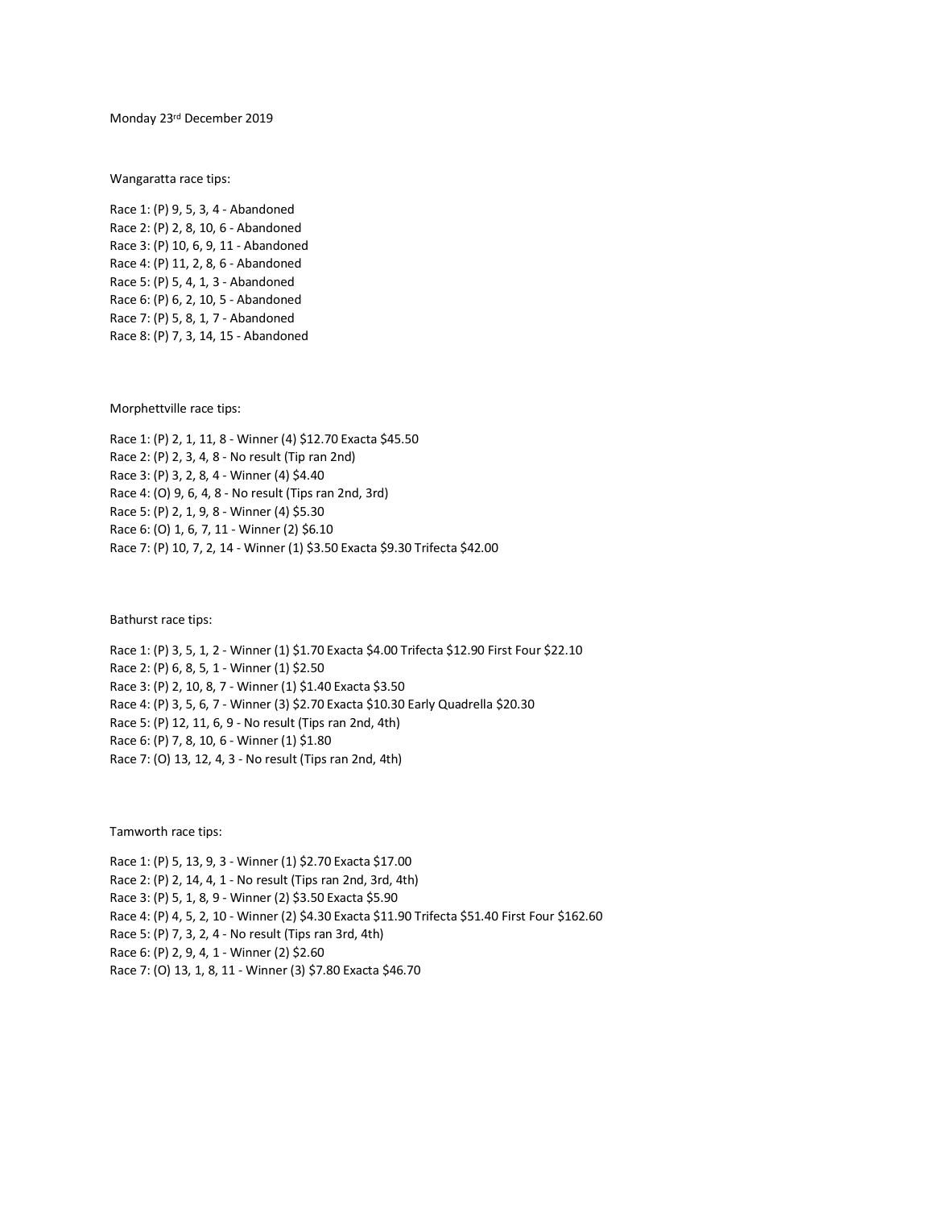Monday 23rd December 2019

Wangaratta race tips:

Race 1: (P) 9, 5, 3, 4 - Abandoned
Race 2: (P) 2, 8, 10, 6 - Abandoned
Race 3: (P) 10, 6, 9, 11 - Abandoned
Race 4: (P) 11, 2, 8, 6 - Abandoned
Race 5: (P) 5, 4, 1, 3 - Abandoned
Race 6: (P) 6, 2, 10, 5 - Abandoned
Race 7: (P) 5, 8, 1, 7 - Abandoned
Race 8: (P) 7, 3, 14, 15 - Abandoned

Morphettville race tips:

Race 1: (P) 2, 1, 11, 8 - Winner (4) $12.70 Exacta $45.50
Race 2: (P) 2, 3, 4, 8 - No result (Tip ran 2nd)
Race 3: (P) 3, 2, 8, 4 - Winner (4) $4.40
Race 4: (O) 9, 6, 4, 8 - No result (Tips ran 2nd, 3rd)
Race 5: (P) 2, 1, 9, 8 - Winner (4) $5.30
Race 6: (O) 1, 6, 7, 11 - Winner (2) $6.10
Race 7: (P) 10, 7, 2, 14 - Winner (1) $3.50 Exacta $9.30 Trifecta $42.00

Bathurst race tips:

Race 1: (P) 3, 5, 1, 2 - Winner (1) $1.70 Exacta $4.00 Trifecta $12.90 First Four $22.10
Race 2: (P) 6, 8, 5, 1 - Winner (1) $2.50
Race 3: (P) 2, 10, 8, 7 - Winner (1) $1.40 Exacta $3.50
Race 4: (P) 3, 5, 6, 7 - Winner (3) $2.70 Exacta $10.30 Early Quadrella $20.30
Race 5: (P) 12, 11, 6, 9 - No result (Tips ran 2nd, 4th)
Race 6: (P) 7, 8, 10, 6 - Winner (1) $1.80
Race 7: (O) 13, 12, 4, 3 - No result (Tips ran 2nd, 4th)

Tamworth race tips:

Race 1: (P) 5, 13, 9, 3 - Winner (1) $2.70 Exacta $17.00
Race 2: (P) 2, 14, 4, 1 - No result (Tips ran 2nd, 3rd, 4th)
Race 3: (P) 5, 1, 8, 9 - Winner (2) $3.50 Exacta $5.90
Race 4: (P) 4, 5, 2, 10 - Winner (2) $4.30 Exacta $11.90 Trifecta $51.40 First Four $162.60
Race 5: (P) 7, 3, 2, 4 - No result (Tips ran 3rd, 4th)
Race 6: (P) 2, 9, 4, 1 - Winner (2) $2.60
Race 7: (O) 13, 1, 8, 11 - Winner (3) $7.80 Exacta $46.70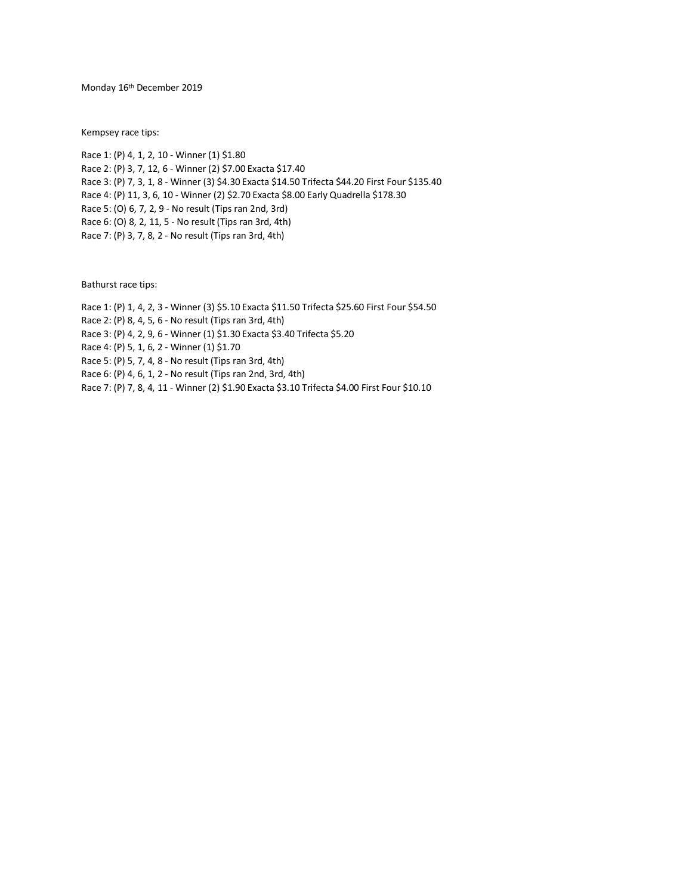Monday 16th December 2019

Kempsey race tips:

Race 1: (P) 4, 1, 2, 10 - Winner (1) $1.80
Race 2: (P) 3, 7, 12, 6 - Winner (2) $7.00 Exacta $17.40
Race 3: (P) 7, 3, 1, 8 - Winner (3) $4.30 Exacta $14.50 Trifecta $44.20 First Four $135.40
Race 4: (P) 11, 3, 6, 10 - Winner (2) $2.70 Exacta $8.00 Early Quadrella $178.30
Race 5: (O) 6, 7, 2, 9 - No result (Tips ran 2nd, 3rd)
Race 6: (O) 8, 2, 11, 5 - No result (Tips ran 3rd, 4th)
Race 7: (P) 3, 7, 8, 2 - No result (Tips ran 3rd, 4th)

Bathurst race tips:

Race 1: (P) 1, 4, 2, 3 - Winner (3) $5.10 Exacta $11.50 Trifecta $25.60 First Four $54.50
Race 2: (P) 8, 4, 5, 6 - No result (Tips ran 3rd, 4th)
Race 3: (P) 4, 2, 9, 6 - Winner (1) $1.30 Exacta $3.40 Trifecta $5.20
Race 4: (P) 5, 1, 6, 2 - Winner (1) $1.70
Race 5: (P) 5, 7, 4, 8 - No result (Tips ran 3rd, 4th)
Race 6: (P) 4, 6, 1, 2 - No result (Tips ran 2nd, 3rd, 4th)
Race 7: (P) 7, 8, 4, 11 - Winner (2) $1.90 Exacta $3.10 Trifecta $4.00 First Four $10.10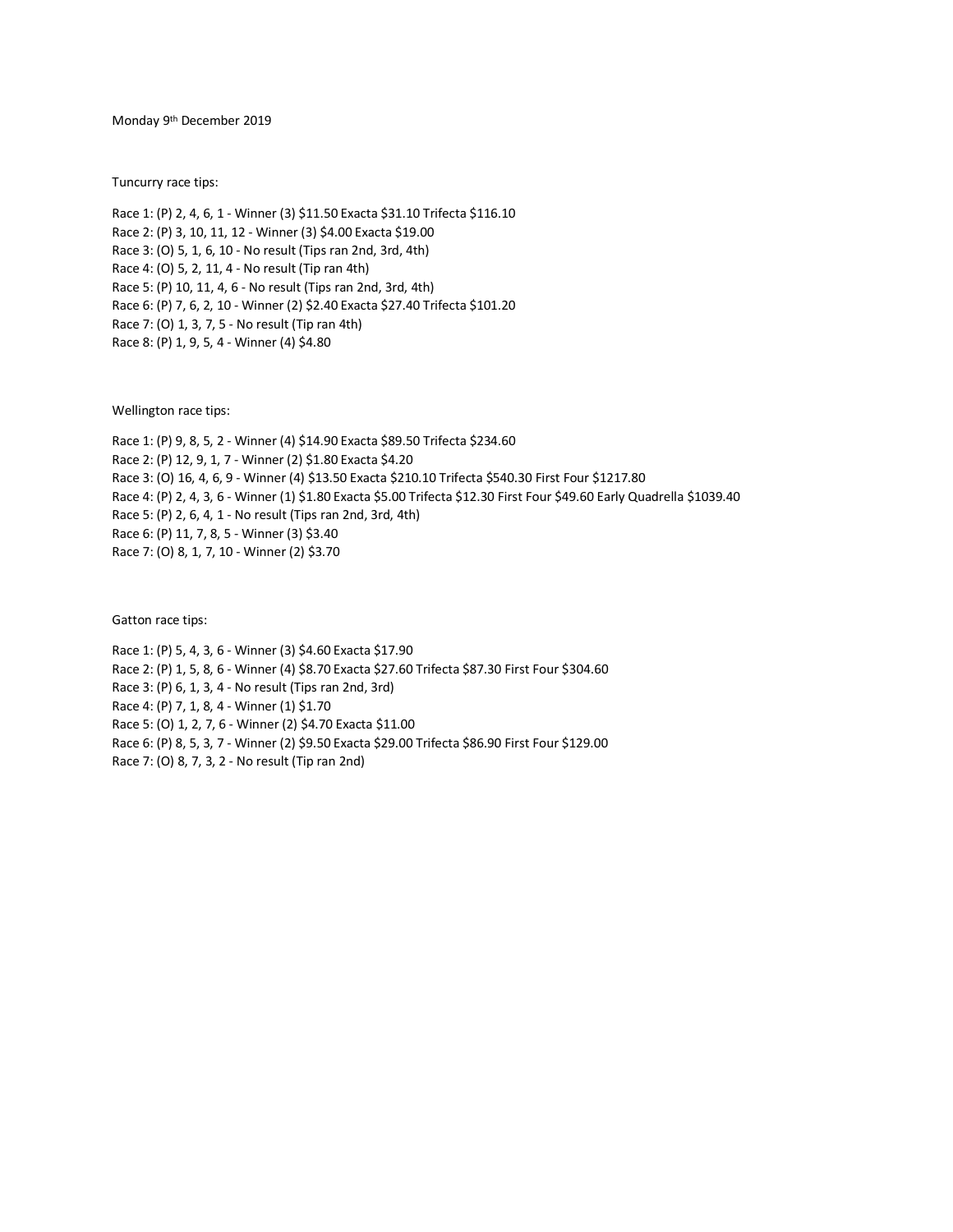Monday 9th December 2019

Tuncurry race tips:

Race 1: (P) 2, 4, 6, 1 - Winner (3) $11.50 Exacta $31.10 Trifecta $116.10
Race 2: (P) 3, 10, 11, 12 - Winner (3) $4.00 Exacta $19.00
Race 3: (O) 5, 1, 6, 10 - No result (Tips ran 2nd, 3rd, 4th)
Race 4: (O) 5, 2, 11, 4 - No result (Tip ran 4th)
Race 5: (P) 10, 11, 4, 6 - No result (Tips ran 2nd, 3rd, 4th)
Race 6: (P) 7, 6, 2, 10 - Winner (2) $2.40 Exacta $27.40 Trifecta $101.20
Race 7: (O) 1, 3, 7, 5 - No result (Tip ran 4th)
Race 8: (P) 1, 9, 5, 4 - Winner (4) $4.80

Wellington race tips:

Race 1: (P) 9, 8, 5, 2 - Winner (4) $14.90 Exacta $89.50 Trifecta $234.60
Race 2: (P) 12, 9, 1, 7 - Winner (2) $1.80 Exacta $4.20
Race 3: (O) 16, 4, 6, 9 - Winner (4) $13.50 Exacta $210.10 Trifecta $540.30 First Four $1217.80
Race 4: (P) 2, 4, 3, 6 - Winner (1) $1.80 Exacta $5.00 Trifecta $12.30 First Four $49.60 Early Quadrella $1039.40
Race 5: (P) 2, 6, 4, 1 - No result (Tips ran 2nd, 3rd, 4th)
Race 6: (P) 11, 7, 8, 5 - Winner (3) $3.40
Race 7: (O) 8, 1, 7, 10 - Winner (2) $3.70

Gatton race tips:

Race 1: (P) 5, 4, 3, 6 - Winner (3) $4.60 Exacta $17.90
Race 2: (P) 1, 5, 8, 6 - Winner (4) $8.70 Exacta $27.60 Trifecta $87.30 First Four $304.60
Race 3: (P) 6, 1, 3, 4 - No result (Tips ran 2nd, 3rd)
Race 4: (P) 7, 1, 8, 4 - Winner (1) $1.70
Race 5: (O) 1, 2, 7, 6 - Winner (2) $4.70 Exacta $11.00
Race 6: (P) 8, 5, 3, 7 - Winner (2) $9.50 Exacta $29.00 Trifecta $86.90 First Four $129.00
Race 7: (O) 8, 7, 3, 2 - No result (Tip ran 2nd)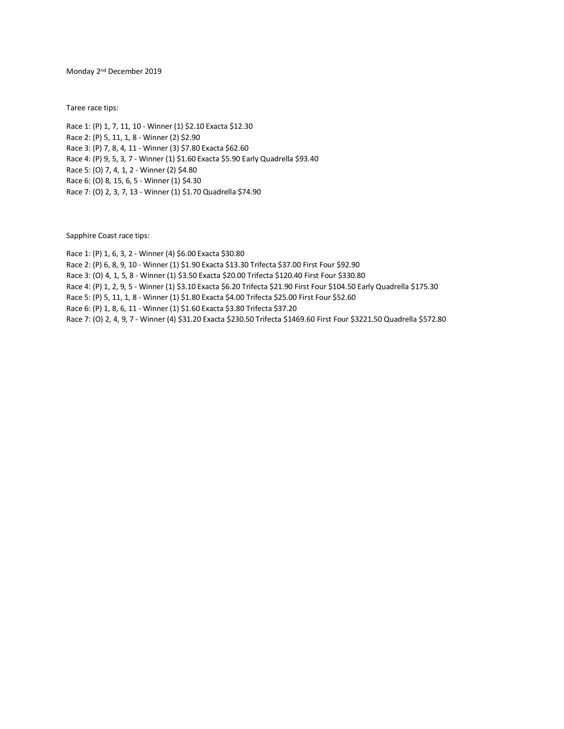Monday 2nd December 2019

Taree race tips:

Race 1: (P) 1, 7, 11, 10 - Winner (1) $2.10 Exacta $12.30
Race 2: (P) 5, 11, 1, 8 - Winner (2) $2.90
Race 3: (P) 7, 8, 4, 11 - Winner (3) $7.80 Exacta $62.60
Race 4: (P) 9, 5, 3, 7 - Winner (1) $1.60 Exacta $5.90 Early Quadrella $93.40
Race 5: (O) 7, 4, 1, 2 - Winner (2) $4.80
Race 6: (O) 8, 15, 6, 5 - Winner (1) $4.30
Race 7: (O) 2, 3, 7, 13 - Winner (1) $1.70 Quadrella $74.90

Sapphire Coast race tips:

Race 1: (P) 1, 6, 3, 2 - Winner (4) $6.00 Exacta $30.80
Race 2: (P) 6, 8, 9, 10 - Winner (1) $1.90 Exacta $13.30 Trifecta $37.00 First Four $92.90
Race 3: (O) 4, 1, 5, 8 - Winner (1) $3.50 Exacta $20.00 Trifecta $120.40 First Four $330.80
Race 4: (P) 1, 2, 9, 5 - Winner (1) $3.10 Exacta $6.20 Trifecta $21.90 First Four $104.50 Early Quadrella $175.30
Race 5: (P) 5, 11, 1, 8 - Winner (1) $1.80 Exacta $4.00 Trifecta $25.00 First Four $52.60
Race 6: (P) 1, 8, 6, 11 - Winner (1) $1.60 Exacta $3.80 Trifecta $37.20
Race 7: (O) 2, 4, 9, 7 - Winner (4) $31.20 Exacta $230.50 Trifecta $1469.60 First Four $3221.50 Quadrella $572.80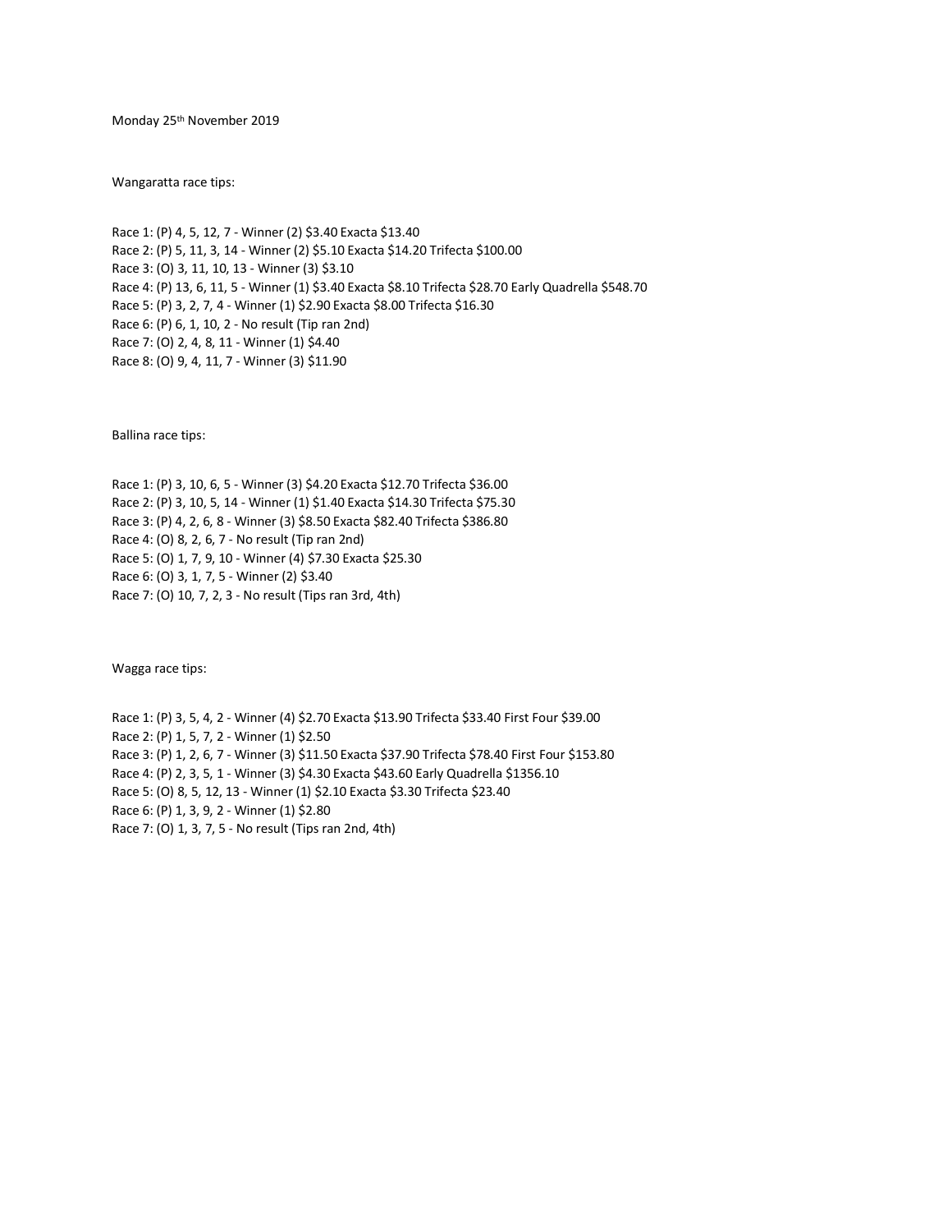Monday 25th November 2019

Wangaratta race tips:

Race 1: (P) 4, 5, 12, 7 - Winner (2) $3.40 Exacta $13.40
Race 2: (P) 5, 11, 3, 14 - Winner (2) $5.10 Exacta $14.20 Trifecta $100.00
Race 3: (O) 3, 11, 10, 13 - Winner (3) $3.10
Race 4: (P) 13, 6, 11, 5 - Winner (1) $3.40 Exacta $8.10 Trifecta $28.70 Early Quadrella $548.70
Race 5: (P) 3, 2, 7, 4 - Winner (1) $2.90 Exacta $8.00 Trifecta $16.30
Race 6: (P) 6, 1, 10, 2 - No result (Tip ran 2nd)
Race 7: (O) 2, 4, 8, 11 - Winner (1) $4.40
Race 8: (O) 9, 4, 11, 7 - Winner (3) $11.90

Ballina race tips:

Race 1: (P) 3, 10, 6, 5 - Winner (3) $4.20 Exacta $12.70 Trifecta $36.00
Race 2: (P) 3, 10, 5, 14 - Winner (1) $1.40 Exacta $14.30 Trifecta $75.30
Race 3: (P) 4, 2, 6, 8 - Winner (3) $8.50 Exacta $82.40 Trifecta $386.80
Race 4: (O) 8, 2, 6, 7 - No result (Tip ran 2nd)
Race 5: (O) 1, 7, 9, 10 - Winner (4) $7.30 Exacta $25.30
Race 6: (O) 3, 1, 7, 5 - Winner (2) $3.40
Race 7: (O) 10, 7, 2, 3 - No result (Tips ran 3rd, 4th)

Wagga race tips:

Race 1: (P) 3, 5, 4, 2 - Winner (4) $2.70 Exacta $13.90 Trifecta $33.40 First Four $39.00
Race 2: (P) 1, 5, 7, 2 - Winner (1) $2.50
Race 3: (P) 1, 2, 6, 7 - Winner (3) $11.50 Exacta $37.90 Trifecta $78.40 First Four $153.80
Race 4: (P) 2, 3, 5, 1 - Winner (3) $4.30 Exacta $43.60 Early Quadrella $1356.10
Race 5: (O) 8, 5, 12, 13 - Winner (1) $2.10 Exacta $3.30 Trifecta $23.40
Race 6: (P) 1, 3, 9, 2 - Winner (1) $2.80
Race 7: (O) 1, 3, 7, 5 - No result (Tips ran 2nd, 4th)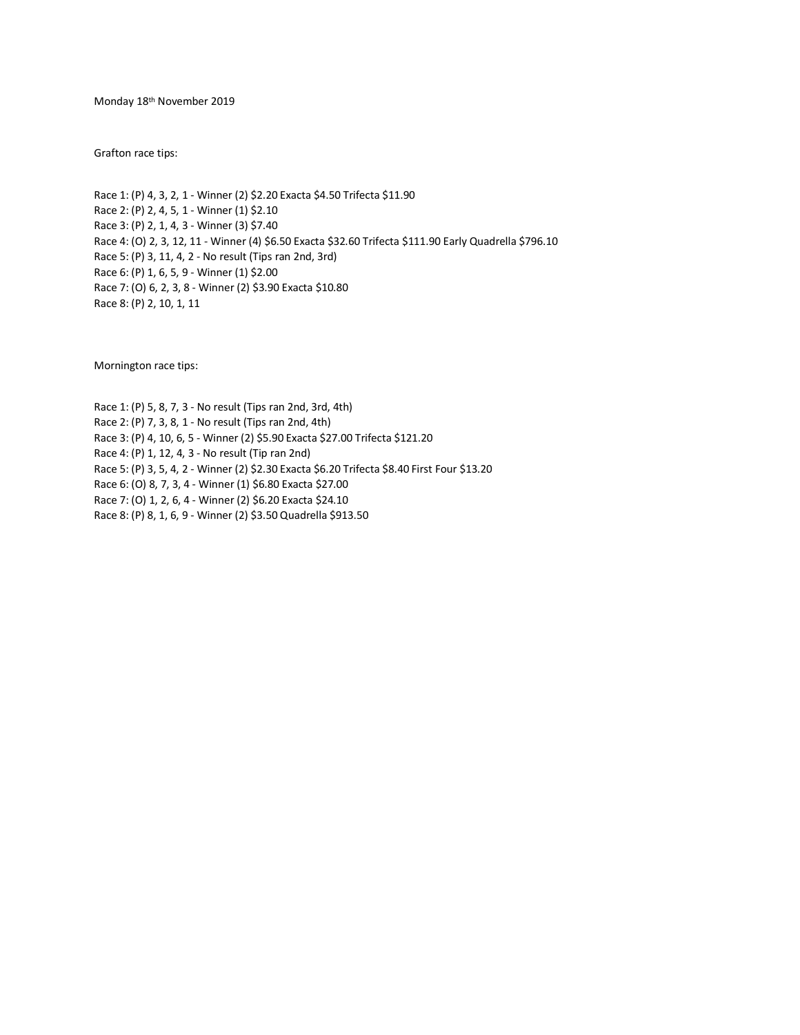Monday 18th November 2019

Grafton race tips:

Race 1: (P) 4, 3, 2, 1 - Winner (2) $2.20 Exacta $4.50 Trifecta $11.90
Race 2: (P) 2, 4, 5, 1 - Winner (1) $2.10
Race 3: (P) 2, 1, 4, 3 - Winner (3) $7.40
Race 4: (O) 2, 3, 12, 11 - Winner (4) $6.50 Exacta $32.60 Trifecta $111.90 Early Quadrella $796.10
Race 5: (P) 3, 11, 4, 2 - No result (Tips ran 2nd, 3rd)
Race 6: (P) 1, 6, 5, 9 - Winner (1) $2.00
Race 7: (O) 6, 2, 3, 8 - Winner (2) $3.90 Exacta $10.80
Race 8: (P) 2, 10, 1, 11

Mornington race tips:

Race 1: (P) 5, 8, 7, 3 - No result (Tips ran 2nd, 3rd, 4th)
Race 2: (P) 7, 3, 8, 1 - No result (Tips ran 2nd, 4th)
Race 3: (P) 4, 10, 6, 5 - Winner (2) $5.90 Exacta $27.00 Trifecta $121.20
Race 4: (P) 1, 12, 4, 3 - No result (Tip ran 2nd)
Race 5: (P) 3, 5, 4, 2 - Winner (2) $2.30 Exacta $6.20 Trifecta $8.40 First Four $13.20
Race 6: (O) 8, 7, 3, 4 - Winner (1) $6.80 Exacta $27.00
Race 7: (O) 1, 2, 6, 4 - Winner (2) $6.20 Exacta $24.10
Race 8: (P) 8, 1, 6, 9 - Winner (2) $3.50 Quadrella $913.50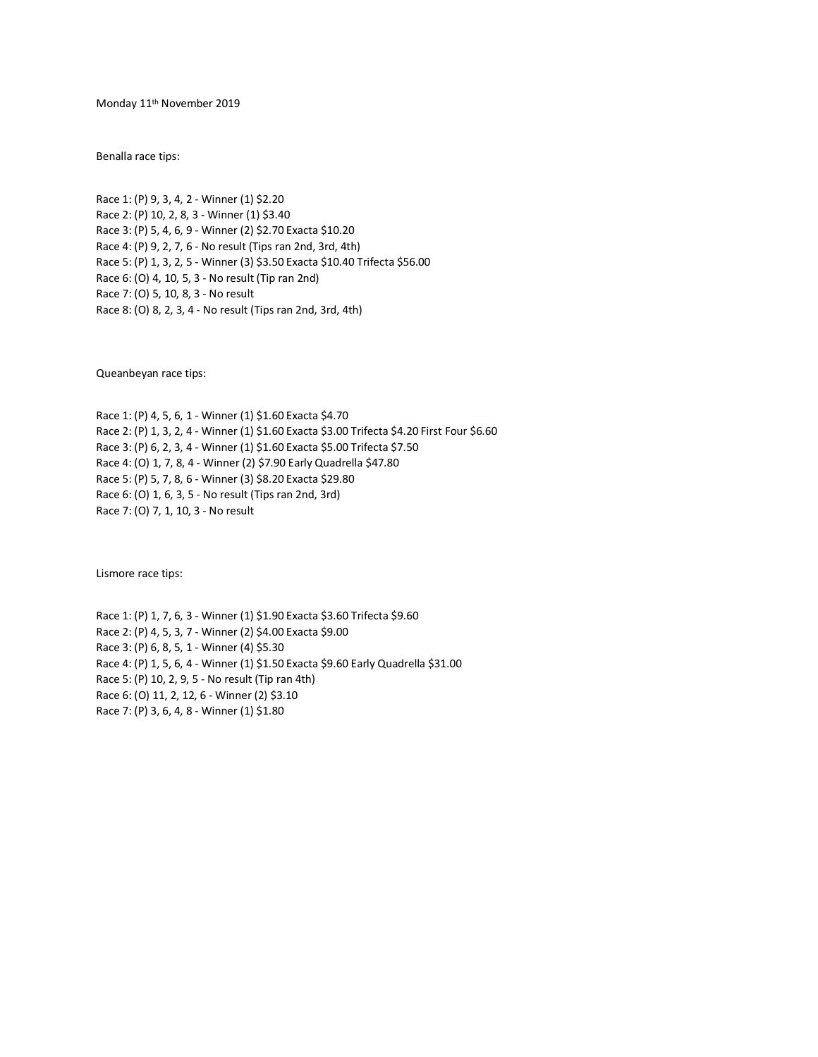Monday 11th November 2019

Benalla race tips:

Race 1: (P) 9, 3, 4, 2 - Winner (1) $2.20
Race 2: (P) 10, 2, 8, 3 - Winner (1) $3.40
Race 3: (P) 5, 4, 6, 9 - Winner (2) $2.70 Exacta $10.20
Race 4: (P) 9, 2, 7, 6 - No result (Tips ran 2nd, 3rd, 4th)
Race 5: (P) 1, 3, 2, 5 - Winner (3) $3.50 Exacta $10.40 Trifecta $56.00
Race 6: (O) 4, 10, 5, 3 - No result (Tip ran 2nd)
Race 7: (O) 5, 10, 8, 3 - No result
Race 8: (O) 8, 2, 3, 4 - No result (Tips ran 2nd, 3rd, 4th)

Queanbeyan race tips:

Race 1: (P) 4, 5, 6, 1 - Winner (1) $1.60 Exacta $4.70
Race 2: (P) 1, 3, 2, 4 - Winner (1) $1.60 Exacta $3.00 Trifecta $4.20 First Four $6.60
Race 3: (P) 6, 2, 3, 4 - Winner (1) $1.60 Exacta $5.00 Trifecta $7.50
Race 4: (O) 1, 7, 8, 4 - Winner (2) $7.90 Early Quadrella $47.80
Race 5: (P) 5, 7, 8, 6 - Winner (3) $8.20 Exacta $29.80
Race 6: (O) 1, 6, 3, 5 - No result (Tips ran 2nd, 3rd)
Race 7: (O) 7, 1, 10, 3 - No result

Lismore race tips:

Race 1: (P) 1, 7, 6, 3 - Winner (1) $1.90 Exacta $3.60 Trifecta $9.60
Race 2: (P) 4, 5, 3, 7 - Winner (2) $4.00 Exacta $9.00
Race 3: (P) 6, 8, 5, 1 - Winner (4) $5.30
Race 4: (P) 1, 5, 6, 4 - Winner (1) $1.50 Exacta $9.60 Early Quadrella $31.00
Race 5: (P) 10, 2, 9, 5 - No result (Tip ran 4th)
Race 6: (O) 11, 2, 12, 6 - Winner (2) $3.10
Race 7: (P) 3, 6, 4, 8 - Winner (1) $1.80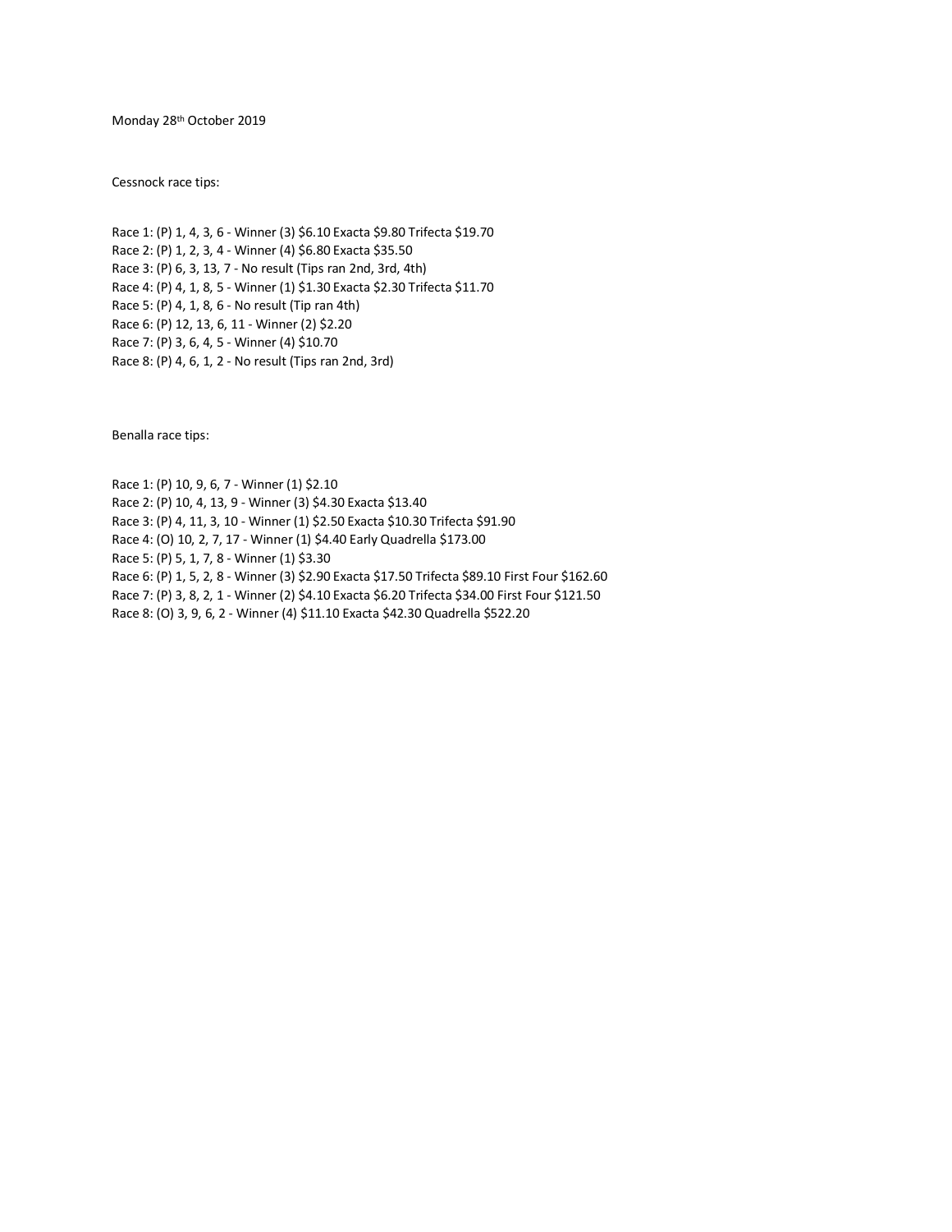Monday 28th October 2019

Cessnock race tips:

Race 1: (P) 1, 4, 3, 6 - Winner (3) $6.10 Exacta $9.80 Trifecta $19.70
Race 2: (P) 1, 2, 3, 4 - Winner (4) $6.80 Exacta $35.50
Race 3: (P) 6, 3, 13, 7 - No result (Tips ran 2nd, 3rd, 4th)
Race 4: (P) 4, 1, 8, 5 - Winner (1) $1.30 Exacta $2.30 Trifecta $11.70
Race 5: (P) 4, 1, 8, 6 - No result (Tip ran 4th)
Race 6: (P) 12, 13, 6, 11 - Winner (2) $2.20
Race 7: (P) 3, 6, 4, 5 - Winner (4) $10.70
Race 8: (P) 4, 6, 1, 2 - No result (Tips ran 2nd, 3rd)

Benalla race tips:

Race 1: (P) 10, 9, 6, 7 - Winner (1) $2.10
Race 2: (P) 10, 4, 13, 9 - Winner (3) $4.30 Exacta $13.40
Race 3: (P) 4, 11, 3, 10 - Winner (1) $2.50 Exacta $10.30 Trifecta $91.90
Race 4: (O) 10, 2, 7, 17 - Winner (1) $4.40 Early Quadrella $173.00
Race 5: (P) 5, 1, 7, 8 - Winner (1) $3.30
Race 6: (P) 1, 5, 2, 8 - Winner (3) $2.90 Exacta $17.50 Trifecta $89.10 First Four $162.60
Race 7: (P) 3, 8, 2, 1 - Winner (2) $4.10 Exacta $6.20 Trifecta $34.00 First Four $121.50
Race 8: (O) 3, 9, 6, 2 - Winner (4) $11.10 Exacta $42.30 Quadrella $522.20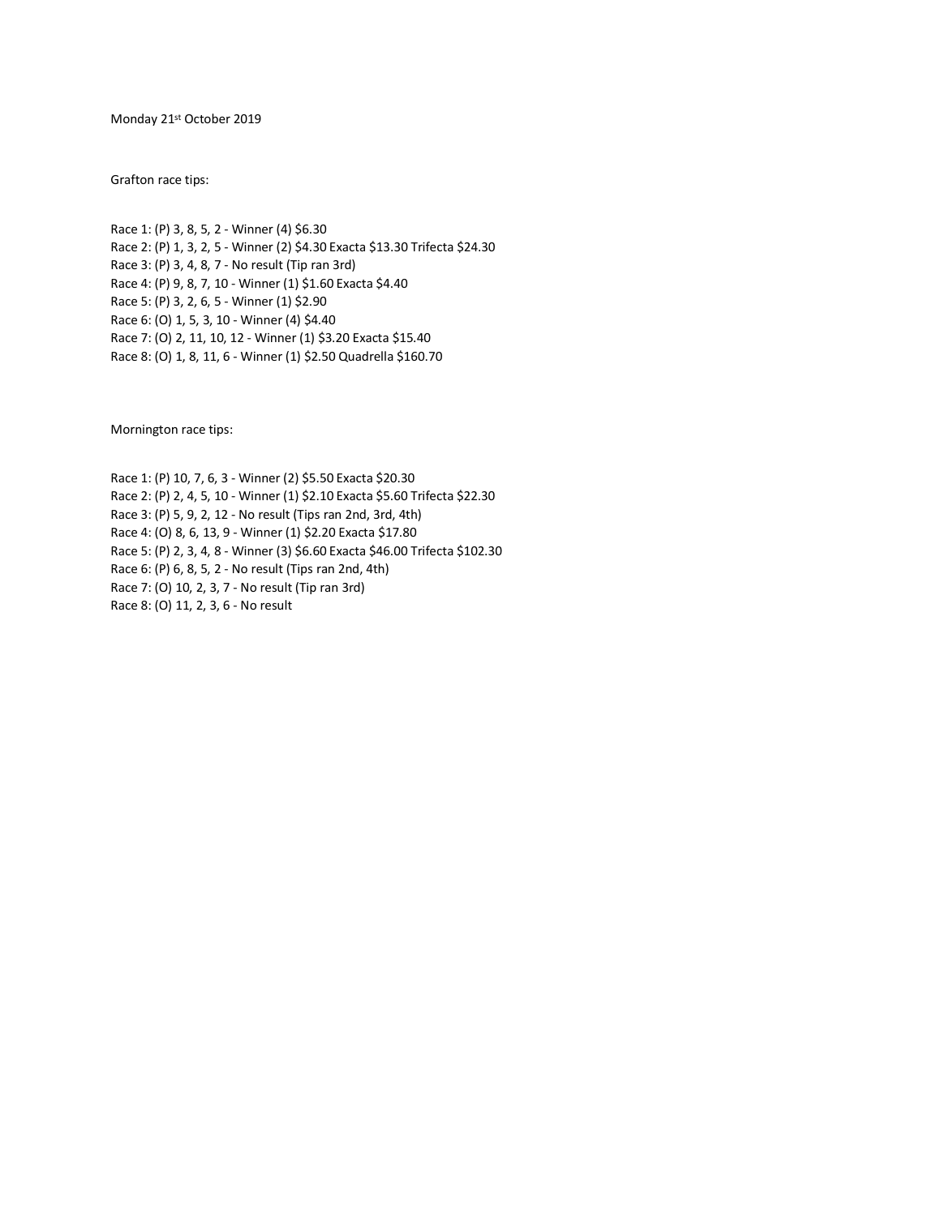Monday 21st October 2019

Grafton race tips:

Race 1: (P) 3, 8, 5, 2 - Winner (4) $6.30
Race 2: (P) 1, 3, 2, 5 - Winner (2) $4.30 Exacta $13.30 Trifecta $24.30
Race 3: (P) 3, 4, 8, 7 - No result (Tip ran 3rd)
Race 4: (P) 9, 8, 7, 10 - Winner (1) $1.60 Exacta $4.40
Race 5: (P) 3, 2, 6, 5 - Winner (1) $2.90
Race 6: (O) 1, 5, 3, 10 - Winner (4) $4.40
Race 7: (O) 2, 11, 10, 12 - Winner (1) $3.20 Exacta $15.40
Race 8: (O) 1, 8, 11, 6 - Winner (1) $2.50 Quadrella $160.70

Mornington race tips:

Race 1: (P) 10, 7, 6, 3 - Winner (2) $5.50 Exacta $20.30
Race 2: (P) 2, 4, 5, 10 - Winner (1) $2.10 Exacta $5.60 Trifecta $22.30
Race 3: (P) 5, 9, 2, 12 - No result (Tips ran 2nd, 3rd, 4th)
Race 4: (O) 8, 6, 13, 9 - Winner (1) $2.20 Exacta $17.80
Race 5: (P) 2, 3, 4, 8 - Winner (3) $6.60 Exacta $46.00 Trifecta $102.30
Race 6: (P) 6, 8, 5, 2 - No result (Tips ran 2nd, 4th)
Race 7: (O) 10, 2, 3, 7 - No result (Tip ran 3rd)
Race 8: (O) 11, 2, 3, 6 - No result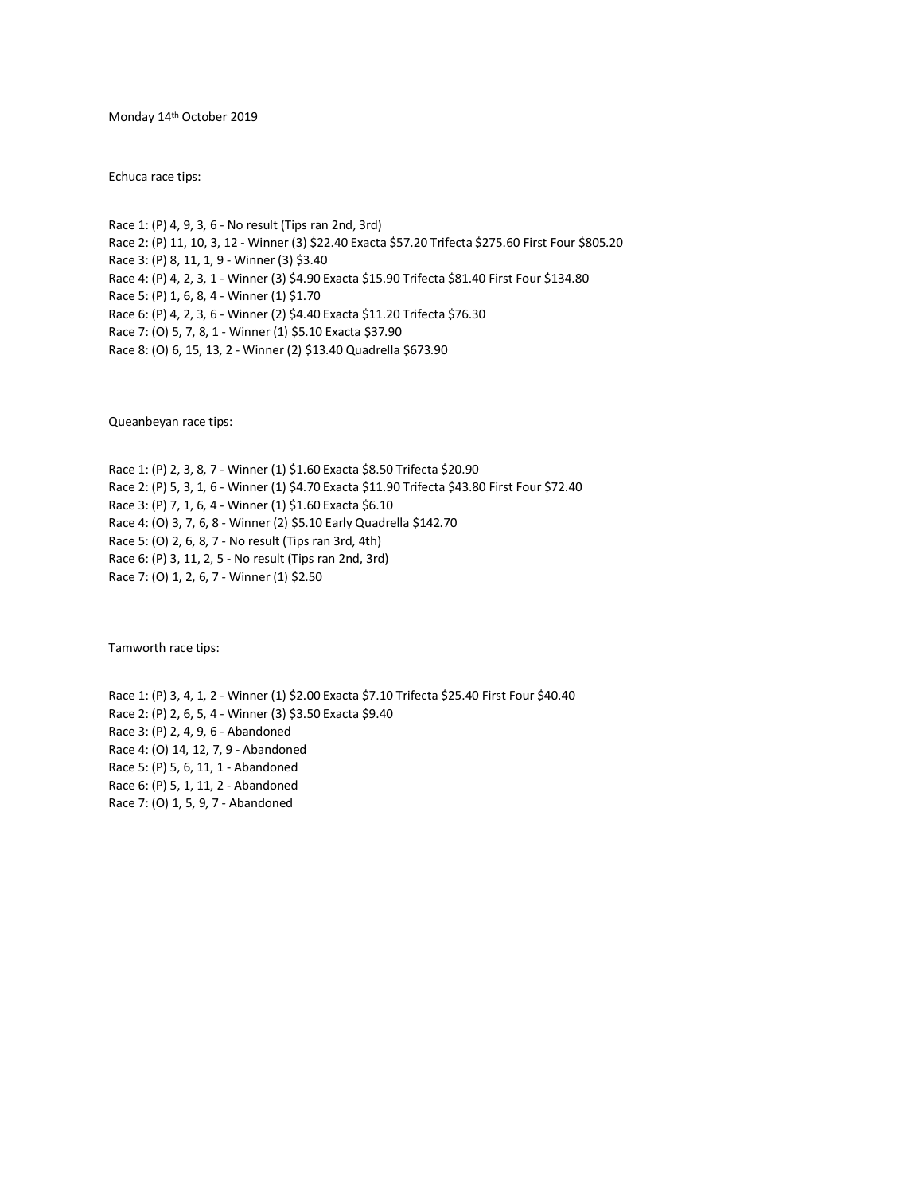Monday 14th October 2019

Echuca race tips:

Race 1: (P) 4, 9, 3, 6 - No result (Tips ran 2nd, 3rd)
Race 2: (P) 11, 10, 3, 12 - Winner (3) $22.40 Exacta $57.20 Trifecta $275.60 First Four $805.20
Race 3: (P) 8, 11, 1, 9 - Winner (3) $3.40
Race 4: (P) 4, 2, 3, 1 - Winner (3) $4.90 Exacta $15.90 Trifecta $81.40 First Four $134.80
Race 5: (P) 1, 6, 8, 4 - Winner (1) $1.70
Race 6: (P) 4, 2, 3, 6 - Winner (2) $4.40 Exacta $11.20 Trifecta $76.30
Race 7: (O) 5, 7, 8, 1 - Winner (1) $5.10 Exacta $37.90
Race 8: (O) 6, 15, 13, 2 - Winner (2) $13.40 Quadrella $673.90

Queanbeyan race tips:

Race 1: (P) 2, 3, 8, 7 - Winner (1) $1.60 Exacta $8.50 Trifecta $20.90
Race 2: (P) 5, 3, 1, 6 - Winner (1) $4.70 Exacta $11.90 Trifecta $43.80 First Four $72.40
Race 3: (P) 7, 1, 6, 4 - Winner (1) $1.60 Exacta $6.10
Race 4: (O) 3, 7, 6, 8 - Winner (2) $5.10 Early Quadrella $142.70
Race 5: (O) 2, 6, 8, 7 - No result (Tips ran 3rd, 4th)
Race 6: (P) 3, 11, 2, 5 - No result (Tips ran 2nd, 3rd)
Race 7: (O) 1, 2, 6, 7 - Winner (1) $2.50

Tamworth race tips:

Race 1: (P) 3, 4, 1, 2 - Winner (1) $2.00 Exacta $7.10 Trifecta $25.40 First Four $40.40
Race 2: (P) 2, 6, 5, 4 - Winner (3) $3.50 Exacta $9.40
Race 3: (P) 2, 4, 9, 6 - Abandoned
Race 4: (O) 14, 12, 7, 9 - Abandoned
Race 5: (P) 5, 6, 11, 1 - Abandoned
Race 6: (P) 5, 1, 11, 2 - Abandoned
Race 7: (O) 1, 5, 9, 7 - Abandoned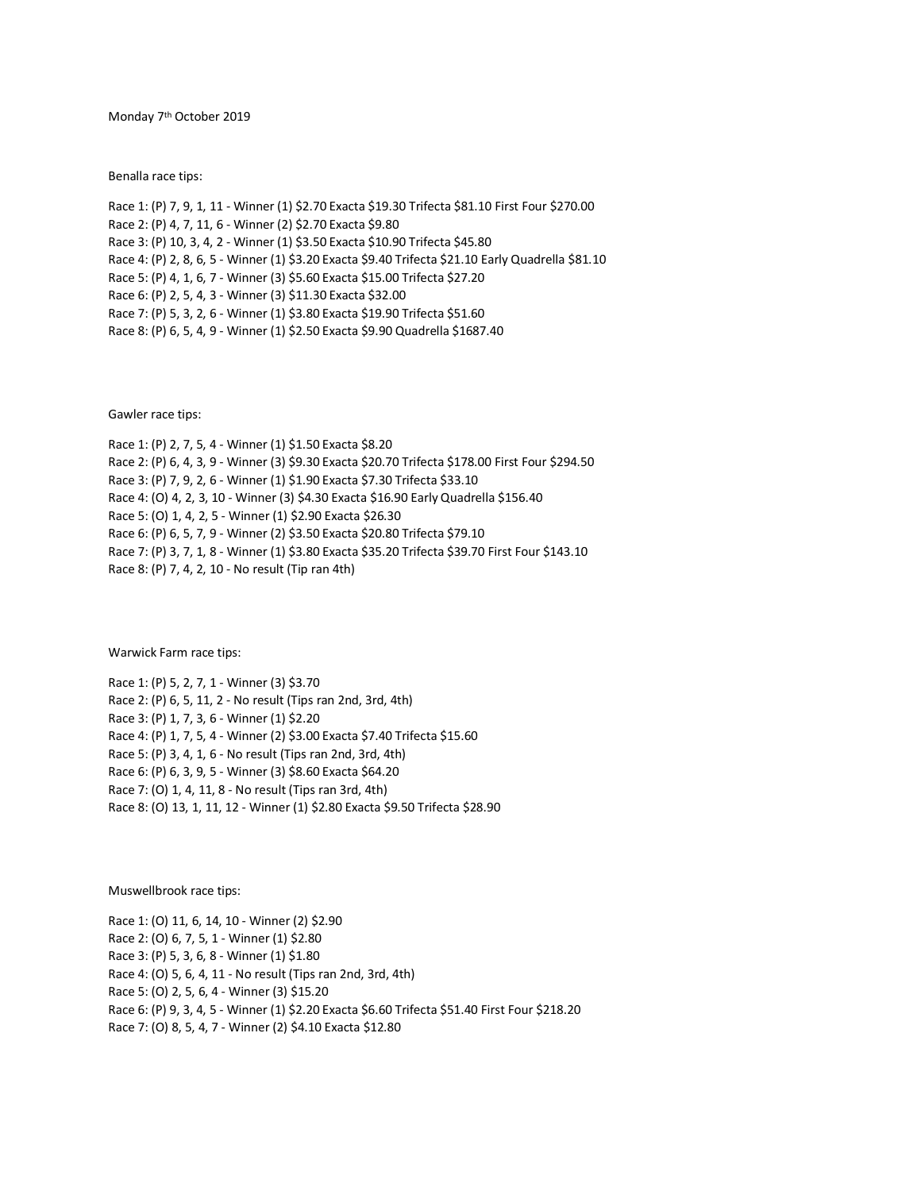Monday 7th October 2019

Benalla race tips:

Race 1: (P) 7, 9, 1, 11 - Winner (1) $2.70 Exacta $19.30 Trifecta $81.10 First Four $270.00
Race 2: (P) 4, 7, 11, 6 - Winner (2) $2.70 Exacta $9.80
Race 3: (P) 10, 3, 4, 2 - Winner (1) $3.50 Exacta $10.90 Trifecta $45.80
Race 4: (P) 2, 8, 6, 5 - Winner (1) $3.20 Exacta $9.40 Trifecta $21.10 Early Quadrella $81.10
Race 5: (P) 4, 1, 6, 7 - Winner (3) $5.60 Exacta $15.00 Trifecta $27.20
Race 6: (P) 2, 5, 4, 3 - Winner (3) $11.30 Exacta $32.00
Race 7: (P) 5, 3, 2, 6 - Winner (1) $3.80 Exacta $19.90 Trifecta $51.60
Race 8: (P) 6, 5, 4, 9 - Winner (1) $2.50 Exacta $9.90 Quadrella $1687.40

Gawler race tips:

Race 1: (P) 2, 7, 5, 4 - Winner (1) $1.50 Exacta $8.20
Race 2: (P) 6, 4, 3, 9 - Winner (3) $9.30 Exacta $20.70 Trifecta $178.00 First Four $294.50
Race 3: (P) 7, 9, 2, 6 - Winner (1) $1.90 Exacta $7.30 Trifecta $33.10
Race 4: (O) 4, 2, 3, 10 - Winner (3) $4.30 Exacta $16.90 Early Quadrella $156.40
Race 5: (O) 1, 4, 2, 5 - Winner (1) $2.90 Exacta $26.30
Race 6: (P) 6, 5, 7, 9 - Winner (2) $3.50 Exacta $20.80 Trifecta $79.10
Race 7: (P) 3, 7, 1, 8 - Winner (1) $3.80 Exacta $35.20 Trifecta $39.70 First Four $143.10
Race 8: (P) 7, 4, 2, 10 - No result (Tip ran 4th)

Warwick Farm race tips:

Race 1: (P) 5, 2, 7, 1 - Winner (3) $3.70
Race 2: (P) 6, 5, 11, 2 - No result (Tips ran 2nd, 3rd, 4th)
Race 3: (P) 1, 7, 3, 6 - Winner (1) $2.20
Race 4: (P) 1, 7, 5, 4 - Winner (2) $3.00 Exacta $7.40 Trifecta $15.60
Race 5: (P) 3, 4, 1, 6 - No result (Tips ran 2nd, 3rd, 4th)
Race 6: (P) 6, 3, 9, 5 - Winner (3) $8.60 Exacta $64.20
Race 7: (O) 1, 4, 11, 8 - No result (Tips ran 3rd, 4th)
Race 8: (O) 13, 1, 11, 12 - Winner (1) $2.80 Exacta $9.50 Trifecta $28.90

Muswellbrook race tips:

Race 1: (O) 11, 6, 14, 10 - Winner (2) $2.90
Race 2: (O) 6, 7, 5, 1 - Winner (1) $2.80
Race 3: (P) 5, 3, 6, 8 - Winner (1) $1.80
Race 4: (O) 5, 6, 4, 11 - No result (Tips ran 2nd, 3rd, 4th)
Race 5: (O) 2, 5, 6, 4 - Winner (3) $15.20
Race 6: (P) 9, 3, 4, 5 - Winner (1) $2.20 Exacta $6.60 Trifecta $51.40 First Four $218.20
Race 7: (O) 8, 5, 4, 7 - Winner (2) $4.10 Exacta $12.80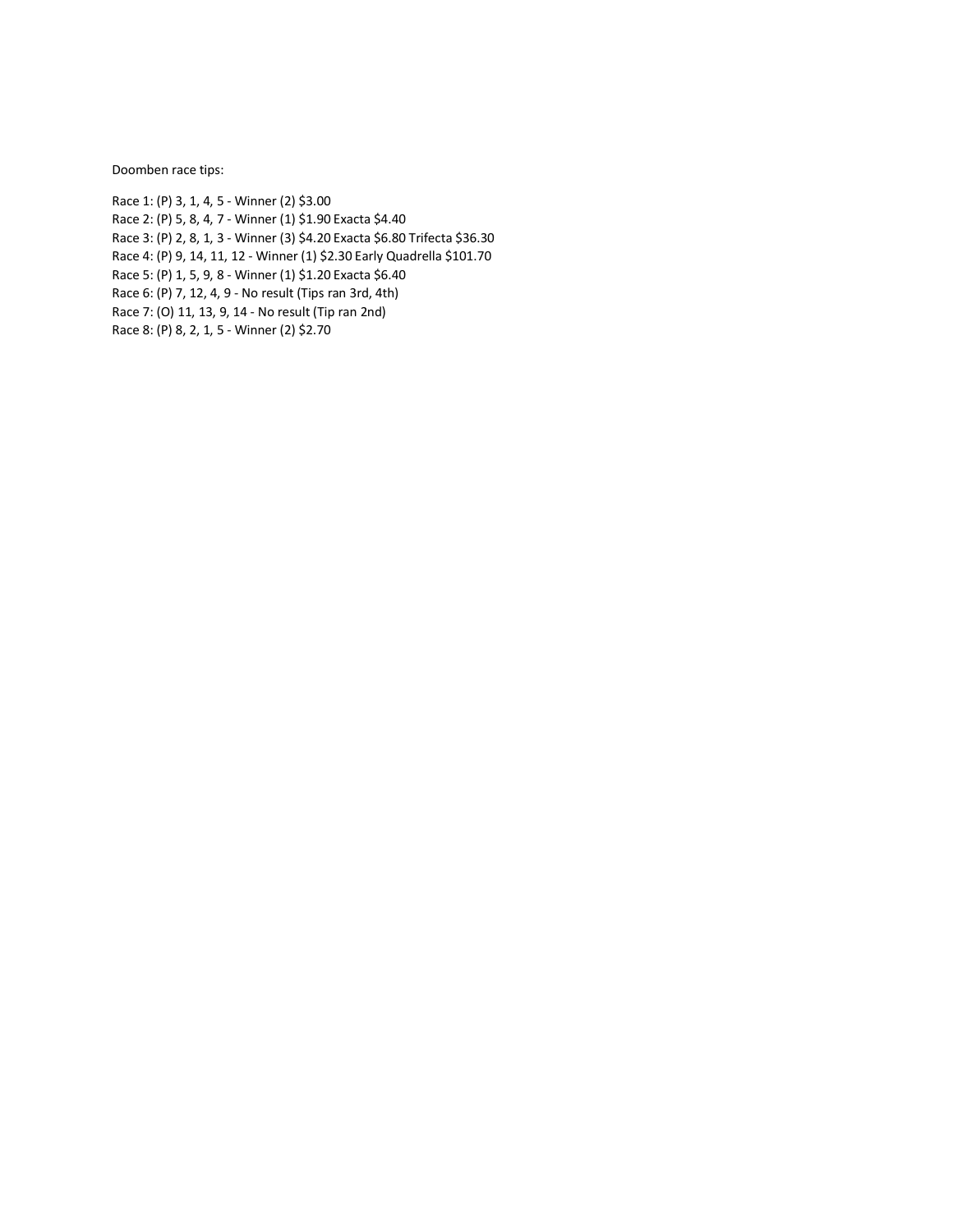Doomben race tips:

Race 1: (P) 3, 1, 4, 5 - Winner (2) $3.00
Race 2: (P) 5, 8, 4, 7 - Winner (1) $1.90 Exacta $4.40
Race 3: (P) 2, 8, 1, 3 - Winner (3) $4.20 Exacta $6.80 Trifecta $36.30
Race 4: (P) 9, 14, 11, 12 - Winner (1) $2.30 Early Quadrella $101.70
Race 5: (P) 1, 5, 9, 8 - Winner (1) $1.20 Exacta $6.40
Race 6: (P) 7, 12, 4, 9 - No result (Tips ran 3rd, 4th)
Race 7: (O) 11, 13, 9, 14 - No result (Tip ran 2nd)
Race 8: (P) 8, 2, 1, 5 - Winner (2) $2.70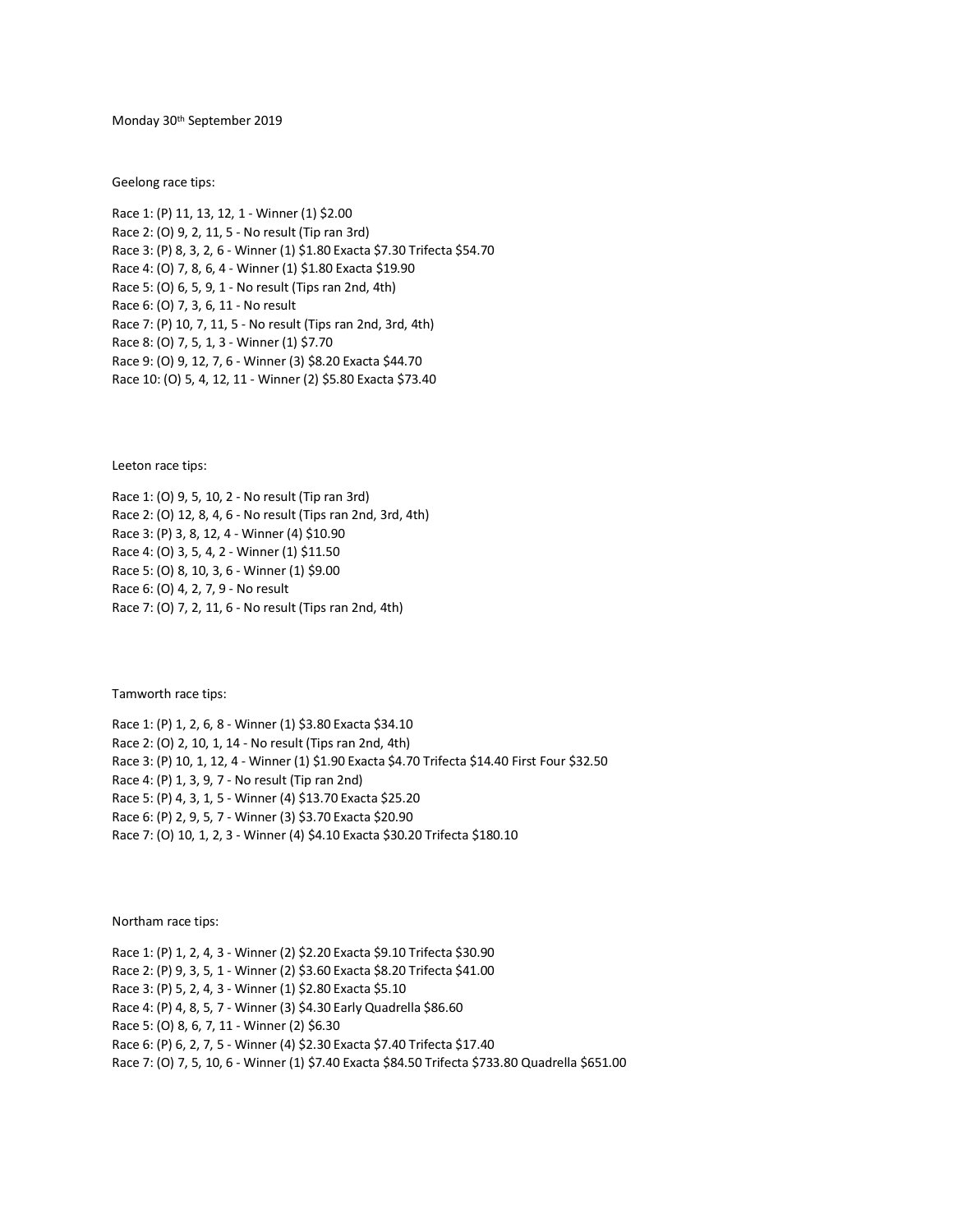Monday 30th September 2019

Geelong race tips:

Race 1: (P) 11, 13, 12, 1 - Winner (1) $2.00
Race 2: (O) 9, 2, 11, 5 - No result (Tip ran 3rd)
Race 3: (P) 8, 3, 2, 6 - Winner (1) $1.80 Exacta $7.30 Trifecta $54.70
Race 4: (O) 7, 8, 6, 4 - Winner (1) $1.80 Exacta $19.90
Race 5: (O) 6, 5, 9, 1 - No result (Tips ran 2nd, 4th)
Race 6: (O) 7, 3, 6, 11 - No result
Race 7: (P) 10, 7, 11, 5 - No result (Tips ran 2nd, 3rd, 4th)
Race 8: (O) 7, 5, 1, 3 - Winner (1) $7.70
Race 9: (O) 9, 12, 7, 6 - Winner (3) $8.20 Exacta $44.70
Race 10: (O) 5, 4, 12, 11 - Winner (2) $5.80 Exacta $73.40

Leeton race tips:

Race 1: (O) 9, 5, 10, 2 - No result (Tip ran 3rd)
Race 2: (O) 12, 8, 4, 6 - No result (Tips ran 2nd, 3rd, 4th)
Race 3: (P) 3, 8, 12, 4 - Winner (4) $10.90
Race 4: (O) 3, 5, 4, 2 - Winner (1) $11.50
Race 5: (O) 8, 10, 3, 6 - Winner (1) $9.00
Race 6: (O) 4, 2, 7, 9 - No result
Race 7: (O) 7, 2, 11, 6 - No result (Tips ran 2nd, 4th)

Tamworth race tips:

Race 1: (P) 1, 2, 6, 8 - Winner (1) $3.80 Exacta $34.10
Race 2: (O) 2, 10, 1, 14 - No result (Tips ran 2nd, 4th)
Race 3: (P) 10, 1, 12, 4 - Winner (1) $1.90 Exacta $4.70 Trifecta $14.40 First Four $32.50
Race 4: (P) 1, 3, 9, 7 - No result (Tip ran 2nd)
Race 5: (P) 4, 3, 1, 5 - Winner (4) $13.70 Exacta $25.20
Race 6: (P) 2, 9, 5, 7 - Winner (3) $3.70 Exacta $20.90
Race 7: (O) 10, 1, 2, 3 - Winner (4) $4.10 Exacta $30.20 Trifecta $180.10

Northam race tips:

Race 1: (P) 1, 2, 4, 3 - Winner (2) $2.20 Exacta $9.10 Trifecta $30.90
Race 2: (P) 9, 3, 5, 1 - Winner (2) $3.60 Exacta $8.20 Trifecta $41.00
Race 3: (P) 5, 2, 4, 3 - Winner (1) $2.80 Exacta $5.10
Race 4: (P) 4, 8, 5, 7 - Winner (3) $4.30 Early Quadrella $86.60
Race 5: (O) 8, 6, 7, 11 - Winner (2) $6.30
Race 6: (P) 6, 2, 7, 5 - Winner (4) $2.30 Exacta $7.40 Trifecta $17.40
Race 7: (O) 7, 5, 10, 6 - Winner (1) $7.40 Exacta $84.50 Trifecta $733.80 Quadrella $651.00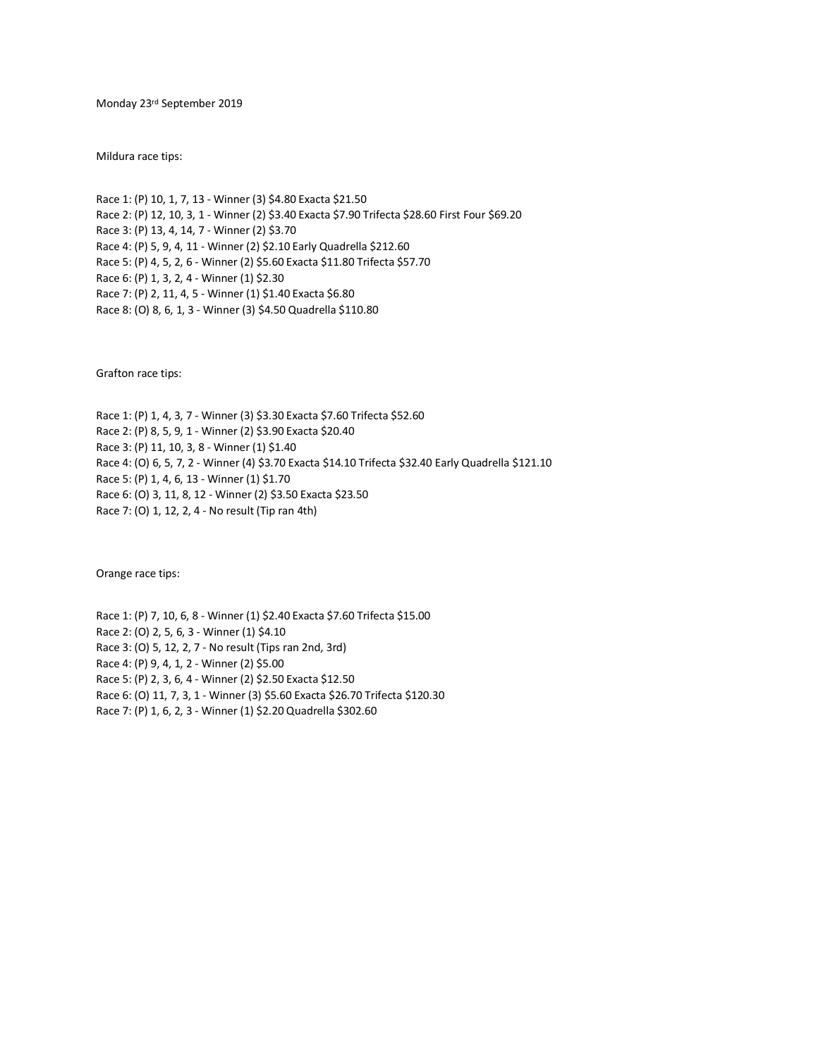Monday 23rd September 2019

Mildura race tips:

Race 1: (P) 10, 1, 7, 13 - Winner (3) $4.80 Exacta $21.50
Race 2: (P) 12, 10, 3, 1 - Winner (2) $3.40 Exacta $7.90 Trifecta $28.60 First Four $69.20
Race 3: (P) 13, 4, 14, 7 - Winner (2) $3.70
Race 4: (P) 5, 9, 4, 11 - Winner (2) $2.10 Early Quadrella $212.60
Race 5: (P) 4, 5, 2, 6 - Winner (2) $5.60 Exacta $11.80 Trifecta $57.70
Race 6: (P) 1, 3, 2, 4 - Winner (1) $2.30
Race 7: (P) 2, 11, 4, 5 - Winner (1) $1.40 Exacta $6.80
Race 8: (O) 8, 6, 1, 3 - Winner (3) $4.50 Quadrella $110.80

Grafton race tips:

Race 1: (P) 1, 4, 3, 7 - Winner (3) $3.30 Exacta $7.60 Trifecta $52.60
Race 2: (P) 8, 5, 9, 1 - Winner (2) $3.90 Exacta $20.40
Race 3: (P) 11, 10, 3, 8 - Winner (1) $1.40
Race 4: (O) 6, 5, 7, 2 - Winner (4) $3.70 Exacta $14.10 Trifecta $32.40 Early Quadrella $121.10
Race 5: (P) 1, 4, 6, 13 - Winner (1) $1.70
Race 6: (O) 3, 11, 8, 12 - Winner (2) $3.50 Exacta $23.50
Race 7: (O) 1, 12, 2, 4 - No result (Tip ran 4th)

Orange race tips:

Race 1: (P) 7, 10, 6, 8 - Winner (1) $2.40 Exacta $7.60 Trifecta $15.00
Race 2: (O) 2, 5, 6, 3 - Winner (1) $4.10
Race 3: (O) 5, 12, 2, 7 - No result (Tips ran 2nd, 3rd)
Race 4: (P) 9, 4, 1, 2 - Winner (2) $5.00
Race 5: (P) 2, 3, 6, 4 - Winner (2) $2.50 Exacta $12.50
Race 6: (O) 11, 7, 3, 1 - Winner (3) $5.60 Exacta $26.70 Trifecta $120.30
Race 7: (P) 1, 6, 2, 3 - Winner (1) $2.20 Quadrella $302.60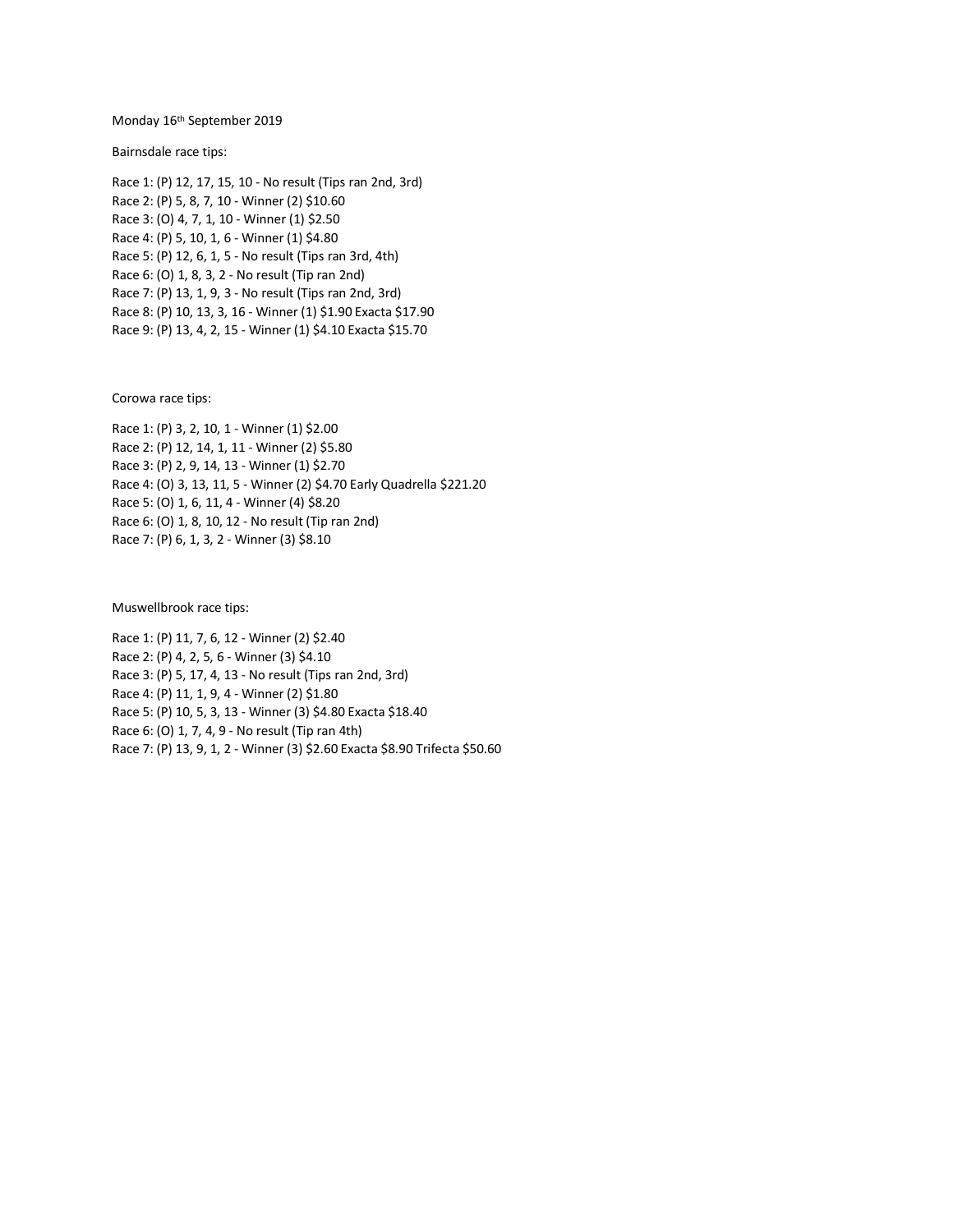Monday 16th September 2019

Bairnsdale race tips:

Race 1: (P) 12, 17, 15, 10 - No result (Tips ran 2nd, 3rd)
Race 2: (P) 5, 8, 7, 10 - Winner (2) $10.60
Race 3: (O) 4, 7, 1, 10 - Winner (1) $2.50
Race 4: (P) 5, 10, 1, 6 - Winner (1) $4.80
Race 5: (P) 12, 6, 1, 5 - No result (Tips ran 3rd, 4th)
Race 6: (O) 1, 8, 3, 2 - No result (Tip ran 2nd)
Race 7: (P) 13, 1, 9, 3 - No result (Tips ran 2nd, 3rd)
Race 8: (P) 10, 13, 3, 16 - Winner (1) $1.90 Exacta $17.90
Race 9: (P) 13, 4, 2, 15 - Winner (1) $4.10 Exacta $15.70

Corowa race tips:

Race 1: (P) 3, 2, 10, 1 - Winner (1) $2.00
Race 2: (P) 12, 14, 1, 11 - Winner (2) $5.80
Race 3: (P) 2, 9, 14, 13 - Winner (1) $2.70
Race 4: (O) 3, 13, 11, 5 - Winner (2) $4.70 Early Quadrella $221.20
Race 5: (O) 1, 6, 11, 4 - Winner (4) $8.20
Race 6: (O) 1, 8, 10, 12 - No result (Tip ran 2nd)
Race 7: (P) 6, 1, 3, 2 - Winner (3) $8.10

Muswellbrook race tips:

Race 1: (P) 11, 7, 6, 12 - Winner (2) $2.40
Race 2: (P) 4, 2, 5, 6 - Winner (3) $4.10
Race 3: (P) 5, 17, 4, 13 - No result (Tips ran 2nd, 3rd)
Race 4: (P) 11, 1, 9, 4 - Winner (2) $1.80
Race 5: (P) 10, 5, 3, 13 - Winner (3) $4.80 Exacta $18.40
Race 6: (O) 1, 7, 4, 9 - No result (Tip ran 4th)
Race 7: (P) 13, 9, 1, 2 - Winner (3) $2.60 Exacta $8.90 Trifecta $50.60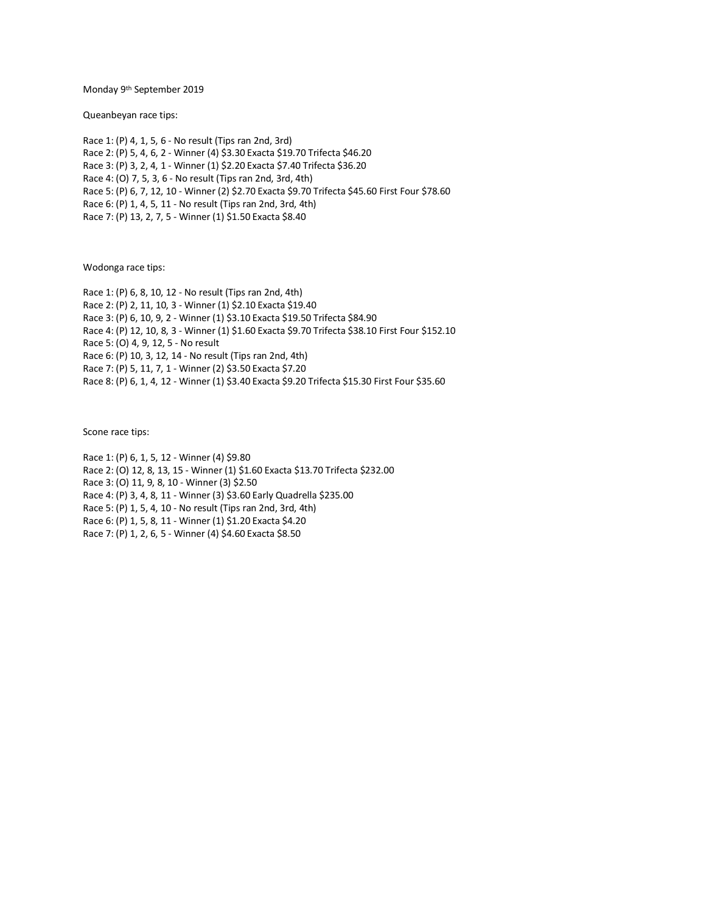Monday 9th September 2019

Queanbeyan race tips:

Race 1: (P) 4, 1, 5, 6 - No result (Tips ran 2nd, 3rd)
Race 2: (P) 5, 4, 6, 2 - Winner (4) $3.30 Exacta $19.70 Trifecta $46.20
Race 3: (P) 3, 2, 4, 1 - Winner (1) $2.20 Exacta $7.40 Trifecta $36.20
Race 4: (O) 7, 5, 3, 6 - No result (Tips ran 2nd, 3rd, 4th)
Race 5: (P) 6, 7, 12, 10 - Winner (2) $2.70 Exacta $9.70 Trifecta $45.60 First Four $78.60
Race 6: (P) 1, 4, 5, 11 - No result (Tips ran 2nd, 3rd, 4th)
Race 7: (P) 13, 2, 7, 5 - Winner (1) $1.50 Exacta $8.40

Wodonga race tips:

Race 1: (P) 6, 8, 10, 12 - No result (Tips ran 2nd, 4th)
Race 2: (P) 2, 11, 10, 3 - Winner (1) $2.10 Exacta $19.40
Race 3: (P) 6, 10, 9, 2 - Winner (1) $3.10 Exacta $19.50 Trifecta $84.90
Race 4: (P) 12, 10, 8, 3 - Winner (1) $1.60 Exacta $9.70 Trifecta $38.10 First Four $152.10
Race 5: (O) 4, 9, 12, 5 - No result
Race 6: (P) 10, 3, 12, 14 - No result (Tips ran 2nd, 4th)
Race 7: (P) 5, 11, 7, 1 - Winner (2) $3.50 Exacta $7.20
Race 8: (P) 6, 1, 4, 12 - Winner (1) $3.40 Exacta $9.20 Trifecta $15.30 First Four $35.60

Scone race tips:

Race 1: (P) 6, 1, 5, 12 - Winner (4) $9.80
Race 2: (O) 12, 8, 13, 15 - Winner (1) $1.60 Exacta $13.70 Trifecta $232.00
Race 3: (O) 11, 9, 8, 10 - Winner (3) $2.50
Race 4: (P) 3, 4, 8, 11 - Winner (3) $3.60 Early Quadrella $235.00
Race 5: (P) 1, 5, 4, 10 - No result (Tips ran 2nd, 3rd, 4th)
Race 6: (P) 1, 5, 8, 11 - Winner (1) $1.20 Exacta $4.20
Race 7: (P) 1, 2, 6, 5 - Winner (4) $4.60 Exacta $8.50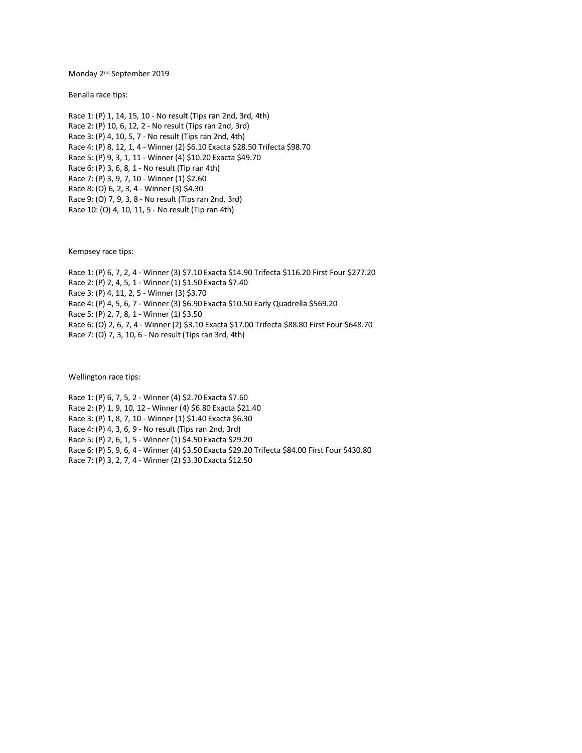Monday 2nd September 2019

Benalla race tips:

Race 1: (P) 1, 14, 15, 10 - No result (Tips ran 2nd, 3rd, 4th)
Race 2: (P) 10, 6, 12, 2 - No result (Tips ran 2nd, 3rd)
Race 3: (P) 4, 10, 5, 7 - No result (Tips ran 2nd, 4th)
Race 4: (P) 8, 12, 1, 4 - Winner (2) $6.10 Exacta $28.50 Trifecta $98.70
Race 5: (P) 9, 3, 1, 11 - Winner (4) $10.20 Exacta $49.70
Race 6: (P) 3, 6, 8, 1 - No result (Tip ran 4th)
Race 7: (P) 3, 9, 7, 10 - Winner (1) $2.60
Race 8: (O) 6, 2, 3, 4 - Winner (3) $4.30
Race 9: (O) 7, 9, 3, 8 - No result (Tips ran 2nd, 3rd)
Race 10: (O) 4, 10, 11, 5 - No result (Tip ran 4th)

Kempsey race tips:

Race 1: (P) 6, 7, 2, 4 - Winner (3) $7.10 Exacta $14.90 Trifecta $116.20 First Four $277.20
Race 2: (P) 2, 4, 5, 1 - Winner (1) $1.50 Exacta $7.40
Race 3: (P) 4, 11, 2, 5 - Winner (3) $3.70
Race 4: (P) 4, 5, 6, 7 - Winner (3) $6.90 Exacta $10.50 Early Quadrella $569.20
Race 5: (P) 2, 7, 8, 1 - Winner (1) $3.50
Race 6: (O) 2, 6, 7, 4 - Winner (2) $3.10 Exacta $17.00 Trifecta $88.80 First Four $648.70
Race 7: (O) 7, 3, 10, 6 - No result (Tips ran 3rd, 4th)

Wellington race tips:

Race 1: (P) 6, 7, 5, 2 - Winner (4) $2.70 Exacta $7.60
Race 2: (P) 1, 9, 10, 12 - Winner (4) $6.80 Exacta $21.40
Race 3: (P) 1, 8, 7, 10 - Winner (1) $1.40 Exacta $6.30
Race 4: (P) 4, 3, 6, 9 - No result (Tips ran 2nd, 3rd)
Race 5: (P) 2, 6, 1, 5 - Winner (1) $4.50 Exacta $29.20
Race 6: (P) 5, 9, 6, 4 - Winner (4) $3.50 Exacta $29.20 Trifecta $84.00 First Four $430.80
Race 7: (P) 3, 2, 7, 4 - Winner (2) $3.30 Exacta $12.50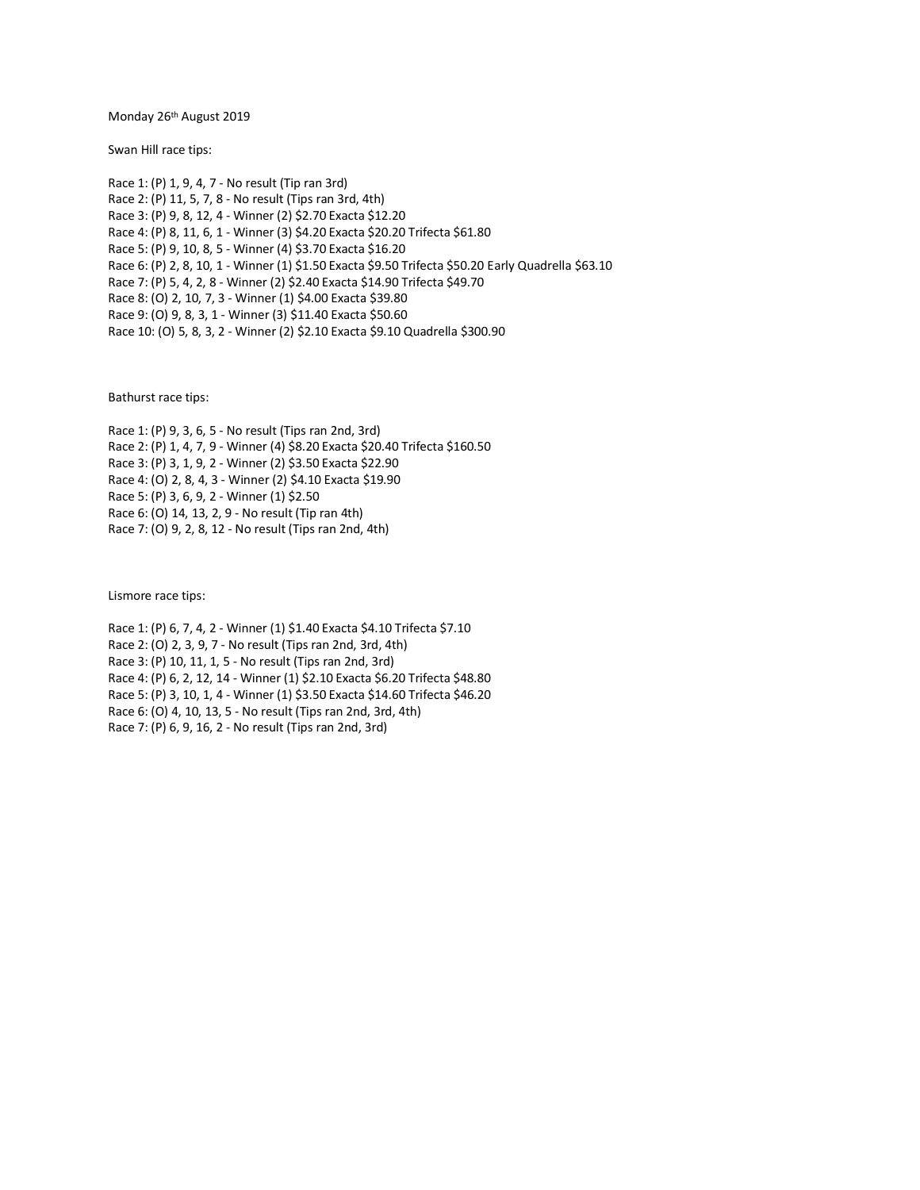Monday 26th August 2019

Swan Hill race tips:

Race 1: (P) 1, 9, 4, 7 - No result (Tip ran 3rd)
Race 2: (P) 11, 5, 7, 8 - No result (Tips ran 3rd, 4th)
Race 3: (P) 9, 8, 12, 4 - Winner (2) $2.70 Exacta $12.20
Race 4: (P) 8, 11, 6, 1 - Winner (3) $4.20 Exacta $20.20 Trifecta $61.80
Race 5: (P) 9, 10, 8, 5 - Winner (4) $3.70 Exacta $16.20
Race 6: (P) 2, 8, 10, 1 - Winner (1) $1.50 Exacta $9.50 Trifecta $50.20 Early Quadrella $63.10
Race 7: (P) 5, 4, 2, 8 - Winner (2) $2.40 Exacta $14.90 Trifecta $49.70
Race 8: (O) 2, 10, 7, 3 - Winner (1) $4.00 Exacta $39.80
Race 9: (O) 9, 8, 3, 1 - Winner (3) $11.40 Exacta $50.60
Race 10: (O) 5, 8, 3, 2 - Winner (2) $2.10 Exacta $9.10 Quadrella $300.90

Bathurst race tips:

Race 1: (P) 9, 3, 6, 5 - No result (Tips ran 2nd, 3rd)
Race 2: (P) 1, 4, 7, 9 - Winner (4) $8.20 Exacta $20.40 Trifecta $160.50
Race 3: (P) 3, 1, 9, 2 - Winner (2) $3.50 Exacta $22.90
Race 4: (O) 2, 8, 4, 3 - Winner (2) $4.10 Exacta $19.90
Race 5: (P) 3, 6, 9, 2 - Winner (1) $2.50
Race 6: (O) 14, 13, 2, 9 - No result (Tip ran 4th)
Race 7: (O) 9, 2, 8, 12 - No result (Tips ran 2nd, 4th)

Lismore race tips:

Race 1: (P) 6, 7, 4, 2 - Winner (1) $1.40 Exacta $4.10 Trifecta $7.10
Race 2: (O) 2, 3, 9, 7 - No result (Tips ran 2nd, 3rd, 4th)
Race 3: (P) 10, 11, 1, 5 - No result (Tips ran 2nd, 3rd)
Race 4: (P) 6, 2, 12, 14 - Winner (1) $2.10 Exacta $6.20 Trifecta $48.80
Race 5: (P) 3, 10, 1, 4 - Winner (1) $3.50 Exacta $14.60 Trifecta $46.20
Race 6: (O) 4, 10, 13, 5 - No result (Tips ran 2nd, 3rd, 4th)
Race 7: (P) 6, 9, 16, 2 - No result (Tips ran 2nd, 3rd)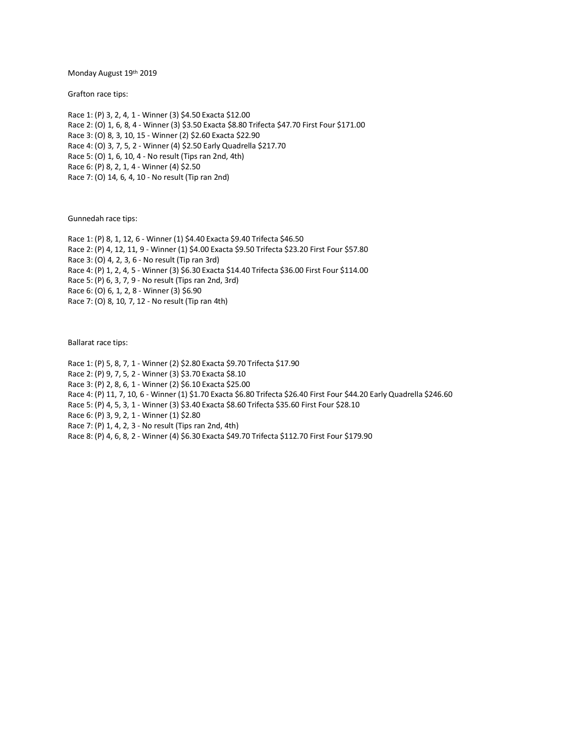Monday August 19th 2019

Grafton race tips:

Race 1: (P) 3, 2, 4, 1 - Winner (3) $4.50 Exacta $12.00
Race 2: (O) 1, 6, 8, 4 - Winner (3) $3.50 Exacta $8.80 Trifecta $47.70 First Four $171.00
Race 3: (O) 8, 3, 10, 15 - Winner (2) $2.60 Exacta $22.90
Race 4: (O) 3, 7, 5, 2 - Winner (4) $2.50 Early Quadrella $217.70
Race 5: (O) 1, 6, 10, 4 - No result (Tips ran 2nd, 4th)
Race 6: (P) 8, 2, 1, 4 - Winner (4) $2.50
Race 7: (O) 14, 6, 4, 10 - No result (Tip ran 2nd)

Gunnedah race tips:

Race 1: (P) 8, 1, 12, 6 - Winner (1) $4.40 Exacta $9.40 Trifecta $46.50
Race 2: (P) 4, 12, 11, 9 - Winner (1) $4.00 Exacta $9.50 Trifecta $23.20 First Four $57.80
Race 3: (O) 4, 2, 3, 6 - No result (Tip ran 3rd)
Race 4: (P) 1, 2, 4, 5 - Winner (3) $6.30 Exacta $14.40 Trifecta $36.00 First Four $114.00
Race 5: (P) 6, 3, 7, 9 - No result (Tips ran 2nd, 3rd)
Race 6: (O) 6, 1, 2, 8 - Winner (3) $6.90
Race 7: (O) 8, 10, 7, 12 - No result (Tip ran 4th)

Ballarat race tips:

Race 1: (P) 5, 8, 7, 1 - Winner (2) $2.80 Exacta $9.70 Trifecta $17.90
Race 2: (P) 9, 7, 5, 2 - Winner (3) $3.70 Exacta $8.10
Race 3: (P) 2, 8, 6, 1 - Winner (2) $6.10 Exacta $25.00
Race 4: (P) 11, 7, 10, 6 - Winner (1) $1.70 Exacta $6.80 Trifecta $26.40 First Four $44.20 Early Quadrella $246.60
Race 5: (P) 4, 5, 3, 1 - Winner (3) $3.40 Exacta $8.60 Trifecta $35.60 First Four $28.10
Race 6: (P) 3, 9, 2, 1 - Winner (1) $2.80
Race 7: (P) 1, 4, 2, 3 - No result (Tips ran 2nd, 4th)
Race 8: (P) 4, 6, 8, 2 - Winner (4) $6.30 Exacta $49.70 Trifecta $112.70 First Four $179.90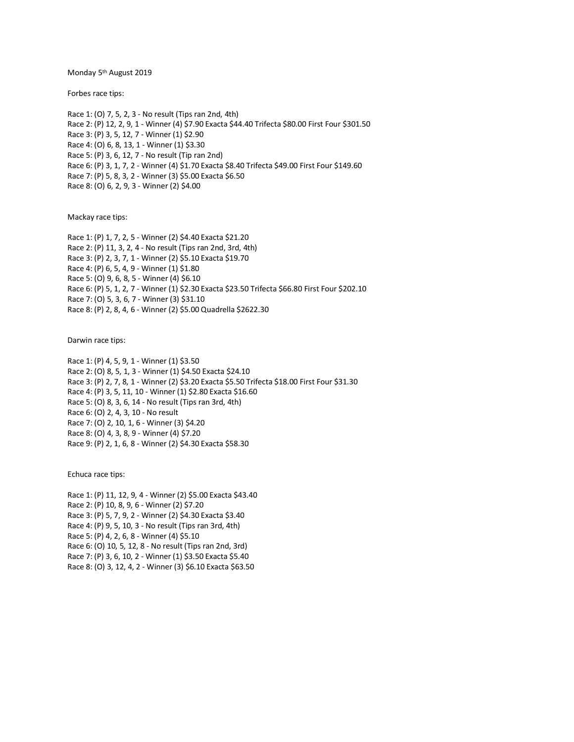Monday 5th August 2019

Forbes race tips:

Race 1: (O) 7, 5, 2, 3 - No result (Tips ran 2nd, 4th)
Race 2: (P) 12, 2, 9, 1 - Winner (4) $7.90 Exacta $44.40 Trifecta $80.00 First Four $301.50
Race 3: (P) 3, 5, 12, 7 - Winner (1) $2.90
Race 4: (O) 6, 8, 13, 1 - Winner (1) $3.30
Race 5: (P) 3, 6, 12, 7 - No result (Tip ran 2nd)
Race 6: (P) 3, 1, 7, 2 - Winner (4) $1.70 Exacta $8.40 Trifecta $49.00 First Four $149.60
Race 7: (P) 5, 8, 3, 2 - Winner (3) $5.00 Exacta $6.50
Race 8: (O) 6, 2, 9, 3 - Winner (2) $4.00

Mackay race tips:

Race 1: (P) 1, 7, 2, 5 - Winner (2) $4.40 Exacta $21.20
Race 2: (P) 11, 3, 2, 4 - No result (Tips ran 2nd, 3rd, 4th)
Race 3: (P) 2, 3, 7, 1 - Winner (2) $5.10 Exacta $19.70
Race 4: (P) 6, 5, 4, 9 - Winner (1) $1.80
Race 5: (O) 9, 6, 8, 5 - Winner (4) $6.10
Race 6: (P) 5, 1, 2, 7 - Winner (1) $2.30 Exacta $23.50 Trifecta $66.80 First Four $202.10
Race 7: (O) 5, 3, 6, 7 - Winner (3) $31.10
Race 8: (P) 2, 8, 4, 6 - Winner (2) $5.00 Quadrella $2622.30

Darwin race tips:

Race 1: (P) 4, 5, 9, 1 - Winner (1) $3.50
Race 2: (O) 8, 5, 1, 3 - Winner (1) $4.50 Exacta $24.10
Race 3: (P) 2, 7, 8, 1 - Winner (2) $3.20 Exacta $5.50 Trifecta $18.00 First Four $31.30
Race 4: (P) 3, 5, 11, 10 - Winner (1) $2.80 Exacta $16.60
Race 5: (O) 8, 3, 6, 14 - No result (Tips ran 3rd, 4th)
Race 6: (O) 2, 4, 3, 10 - No result
Race 7: (O) 2, 10, 1, 6 - Winner (3) $4.20
Race 8: (O) 4, 3, 8, 9 - Winner (4) $7.20
Race 9: (P) 2, 1, 6, 8 - Winner (2) $4.30 Exacta $58.30

Echuca race tips:

Race 1: (P) 11, 12, 9, 4 - Winner (2) $5.00 Exacta $43.40
Race 2: (P) 10, 8, 9, 6 - Winner (2) $7.20
Race 3: (P) 5, 7, 9, 2 - Winner (2) $4.30 Exacta $3.40
Race 4: (P) 9, 5, 10, 3 - No result (Tips ran 3rd, 4th)
Race 5: (P) 4, 2, 6, 8 - Winner (4) $5.10
Race 6: (O) 10, 5, 12, 8 - No result (Tips ran 2nd, 3rd)
Race 7: (P) 3, 6, 10, 2 - Winner (1) $3.50 Exacta $5.40
Race 8: (O) 3, 12, 4, 2 - Winner (3) $6.10 Exacta $63.50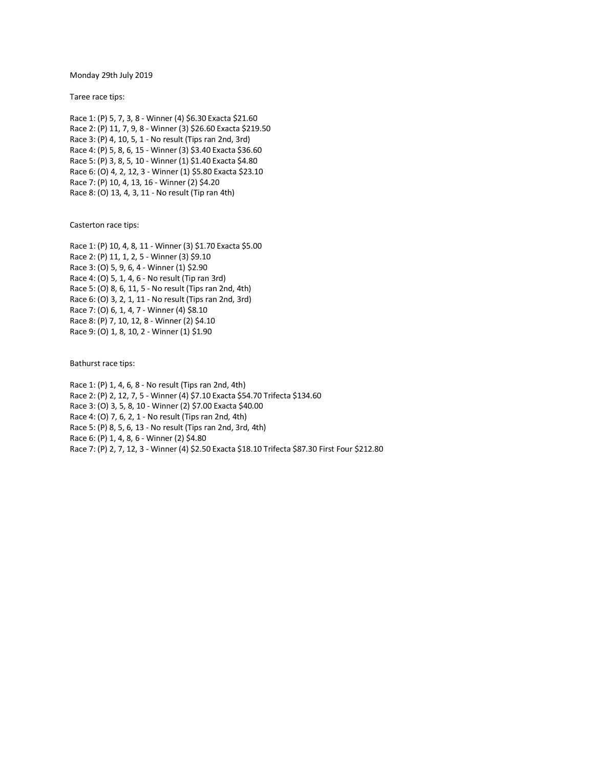Monday 29th July 2019

Taree race tips:

Race 1: (P) 5, 7, 3, 8 - Winner (4) $6.30 Exacta $21.60
Race 2: (P) 11, 7, 9, 8 - Winner (3) $26.60 Exacta $219.50
Race 3: (P) 4, 10, 5, 1 - No result (Tips ran 2nd, 3rd)
Race 4: (P) 5, 8, 6, 15 - Winner (3) $3.40 Exacta $36.60
Race 5: (P) 3, 8, 5, 10 - Winner (1) $1.40 Exacta $4.80
Race 6: (O) 4, 2, 12, 3 - Winner (1) $5.80 Exacta $23.10
Race 7: (P) 10, 4, 13, 16 - Winner (2) $4.20
Race 8: (O) 13, 4, 3, 11 - No result (Tip ran 4th)

Casterton race tips:

Race 1: (P) 10, 4, 8, 11 - Winner (3) $1.70 Exacta $5.00
Race 2: (P) 11, 1, 2, 5 - Winner (3) $9.10
Race 3: (O) 5, 9, 6, 4 - Winner (1) $2.90
Race 4: (O) 5, 1, 4, 6 - No result (Tip ran 3rd)
Race 5: (O) 8, 6, 11, 5 - No result (Tips ran 2nd, 4th)
Race 6: (O) 3, 2, 1, 11 - No result (Tips ran 2nd, 3rd)
Race 7: (O) 6, 1, 4, 7 - Winner (4) $8.10
Race 8: (P) 7, 10, 12, 8 - Winner (2) $4.10
Race 9: (O) 1, 8, 10, 2 - Winner (1) $1.90

Bathurst race tips:

Race 1: (P) 1, 4, 6, 8 - No result (Tips ran 2nd, 4th)
Race 2: (P) 2, 12, 7, 5 - Winner (4) $7.10 Exacta $54.70 Trifecta $134.60
Race 3: (O) 3, 5, 8, 10 - Winner (2) $7.00 Exacta $40.00
Race 4: (O) 7, 6, 2, 1 - No result (Tips ran 2nd, 4th)
Race 5: (P) 8, 5, 6, 13 - No result (Tips ran 2nd, 3rd, 4th)
Race 6: (P) 1, 4, 8, 6 - Winner (2) $4.80
Race 7: (P) 2, 7, 12, 3 - Winner (4) $2.50 Exacta $18.10 Trifecta $87.30 First Four $212.80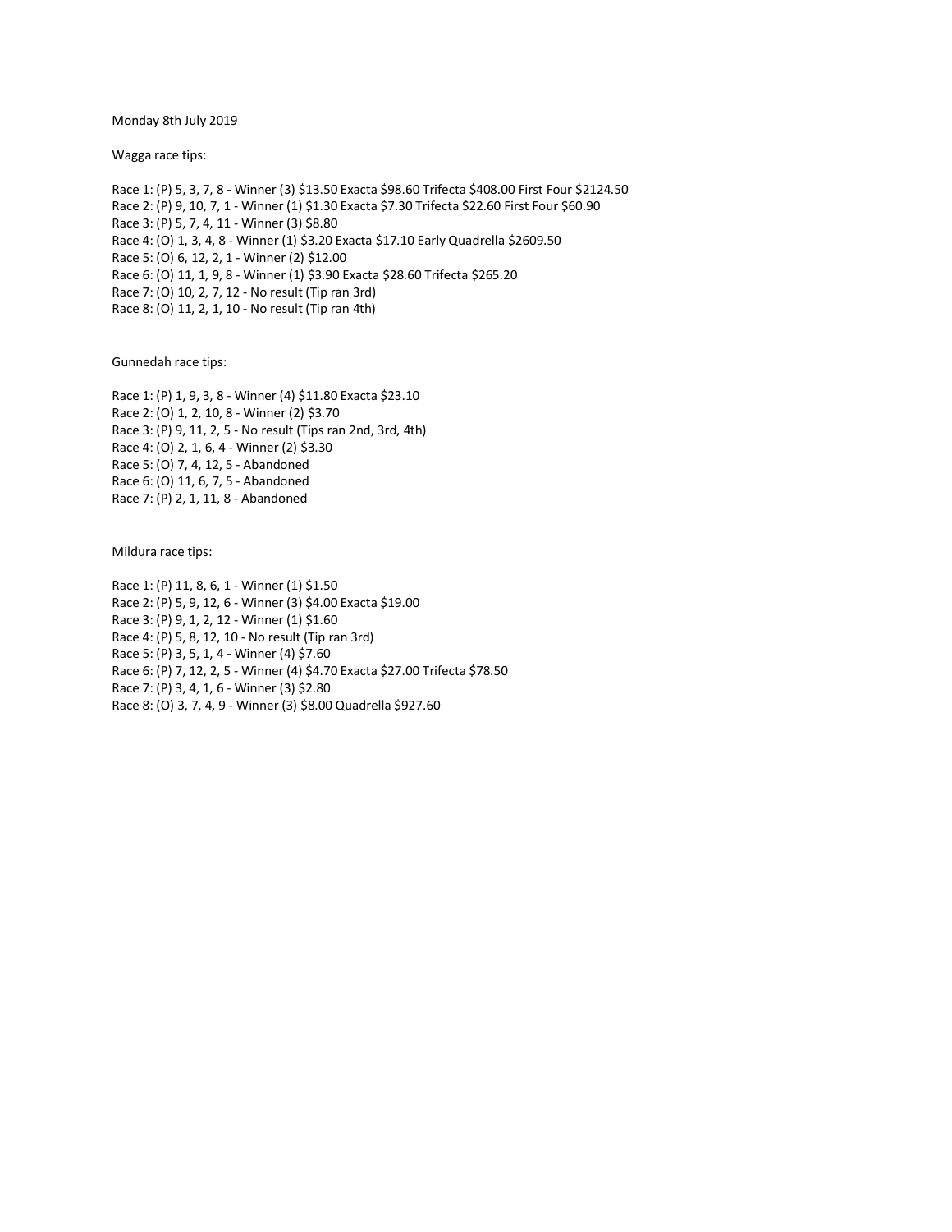Monday 8th July 2019

Wagga race tips:

Race 1: (P) 5, 3, 7, 8 - Winner (3) $13.50 Exacta $98.60 Trifecta $408.00 First Four $2124.50
Race 2: (P) 9, 10, 7, 1 - Winner (1) $1.30 Exacta $7.30 Trifecta $22.60 First Four $60.90
Race 3: (P) 5, 7, 4, 11 - Winner (3) $8.80
Race 4: (O) 1, 3, 4, 8 - Winner (1) $3.20 Exacta $17.10 Early Quadrella $2609.50
Race 5: (O) 6, 12, 2, 1 - Winner (2) $12.00
Race 6: (O) 11, 1, 9, 8 - Winner (1) $3.90 Exacta $28.60 Trifecta $265.20
Race 7: (O) 10, 2, 7, 12 - No result (Tip ran 3rd)
Race 8: (O) 11, 2, 1, 10 - No result (Tip ran 4th)

Gunnedah race tips:

Race 1: (P) 1, 9, 3, 8 - Winner (4) $11.80 Exacta $23.10
Race 2: (O) 1, 2, 10, 8 - Winner (2) $3.70
Race 3: (P) 9, 11, 2, 5 - No result (Tips ran 2nd, 3rd, 4th)
Race 4: (O) 2, 1, 6, 4 - Winner (2) $3.30
Race 5: (O) 7, 4, 12, 5 - Abandoned
Race 6: (O) 11, 6, 7, 5 - Abandoned
Race 7: (P) 2, 1, 11, 8 - Abandoned

Mildura race tips:

Race 1: (P) 11, 8, 6, 1 - Winner (1) $1.50
Race 2: (P) 5, 9, 12, 6 - Winner (3) $4.00 Exacta $19.00
Race 3: (P) 9, 1, 2, 12 - Winner (1) $1.60
Race 4: (P) 5, 8, 12, 10 - No result (Tip ran 3rd)
Race 5: (P) 3, 5, 1, 4 - Winner (4) $7.60
Race 6: (P) 7, 12, 2, 5 - Winner (4) $4.70 Exacta $27.00 Trifecta $78.50
Race 7: (P) 3, 4, 1, 6 - Winner (3) $2.80
Race 8: (O) 3, 7, 4, 9 - Winner (3) $8.00 Quadrella $927.60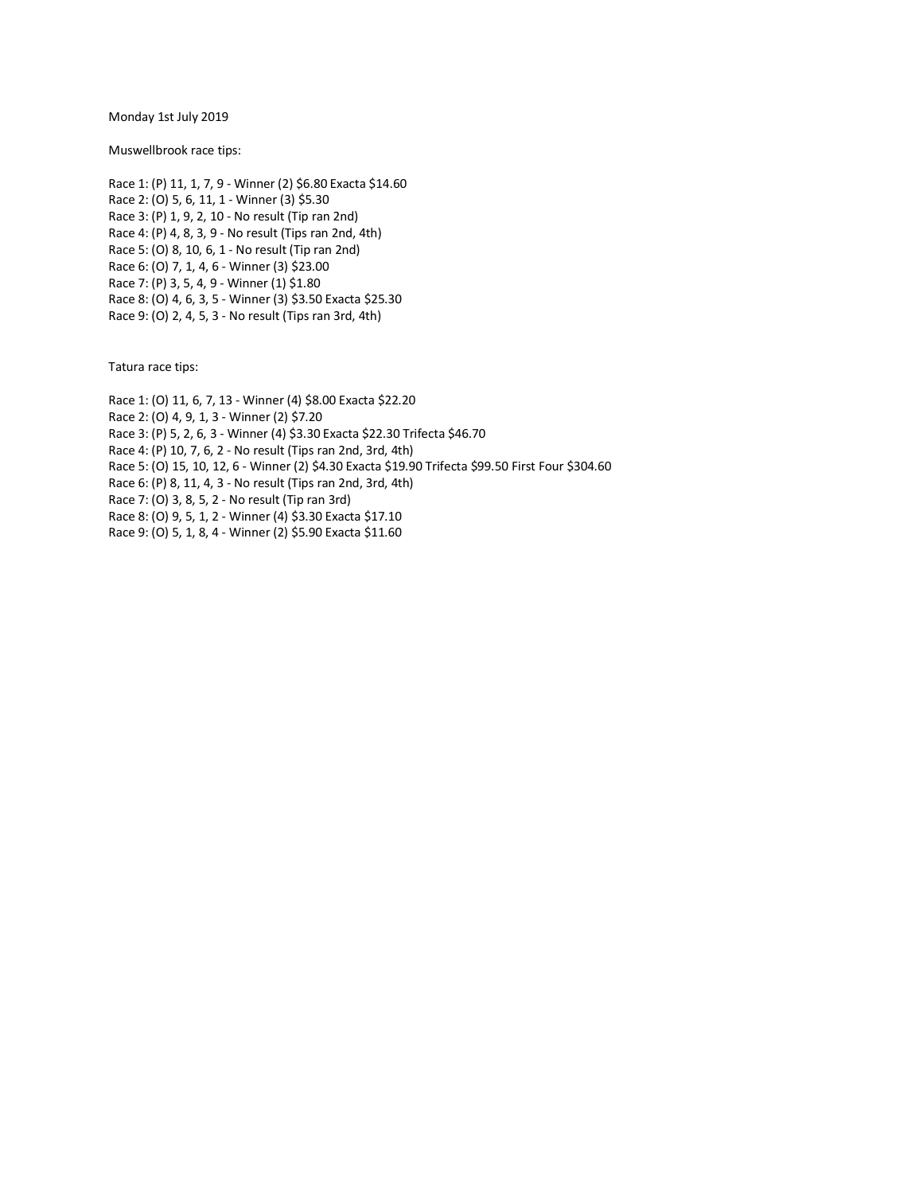Monday 1st July 2019

Muswellbrook race tips:

Race 1: (P) 11, 1, 7, 9 - Winner (2) $6.80 Exacta $14.60
Race 2: (O) 5, 6, 11, 1 - Winner (3) $5.30
Race 3: (P) 1, 9, 2, 10 - No result (Tip ran 2nd)
Race 4: (P) 4, 8, 3, 9 - No result (Tips ran 2nd, 4th)
Race 5: (O) 8, 10, 6, 1 - No result (Tip ran 2nd)
Race 6: (O) 7, 1, 4, 6 - Winner (3) $23.00
Race 7: (P) 3, 5, 4, 9 - Winner (1) $1.80
Race 8: (O) 4, 6, 3, 5 - Winner (3) $3.50 Exacta $25.30
Race 9: (O) 2, 4, 5, 3 - No result (Tips ran 3rd, 4th)

Tatura race tips:

Race 1: (O) 11, 6, 7, 13 - Winner (4) $8.00 Exacta $22.20
Race 2: (O) 4, 9, 1, 3 - Winner (2) $7.20
Race 3: (P) 5, 2, 6, 3 - Winner (4) $3.30 Exacta $22.30 Trifecta $46.70
Race 4: (P) 10, 7, 6, 2 - No result (Tips ran 2nd, 3rd, 4th)
Race 5: (O) 15, 10, 12, 6 - Winner (2) $4.30 Exacta $19.90 Trifecta $99.50 First Four $304.60
Race 6: (P) 8, 11, 4, 3 - No result (Tips ran 2nd, 3rd, 4th)
Race 7: (O) 3, 8, 5, 2 - No result (Tip ran 3rd)
Race 8: (O) 9, 5, 1, 2 - Winner (4) $3.30 Exacta $17.10
Race 9: (O) 5, 1, 8, 4 - Winner (2) $5.90 Exacta $11.60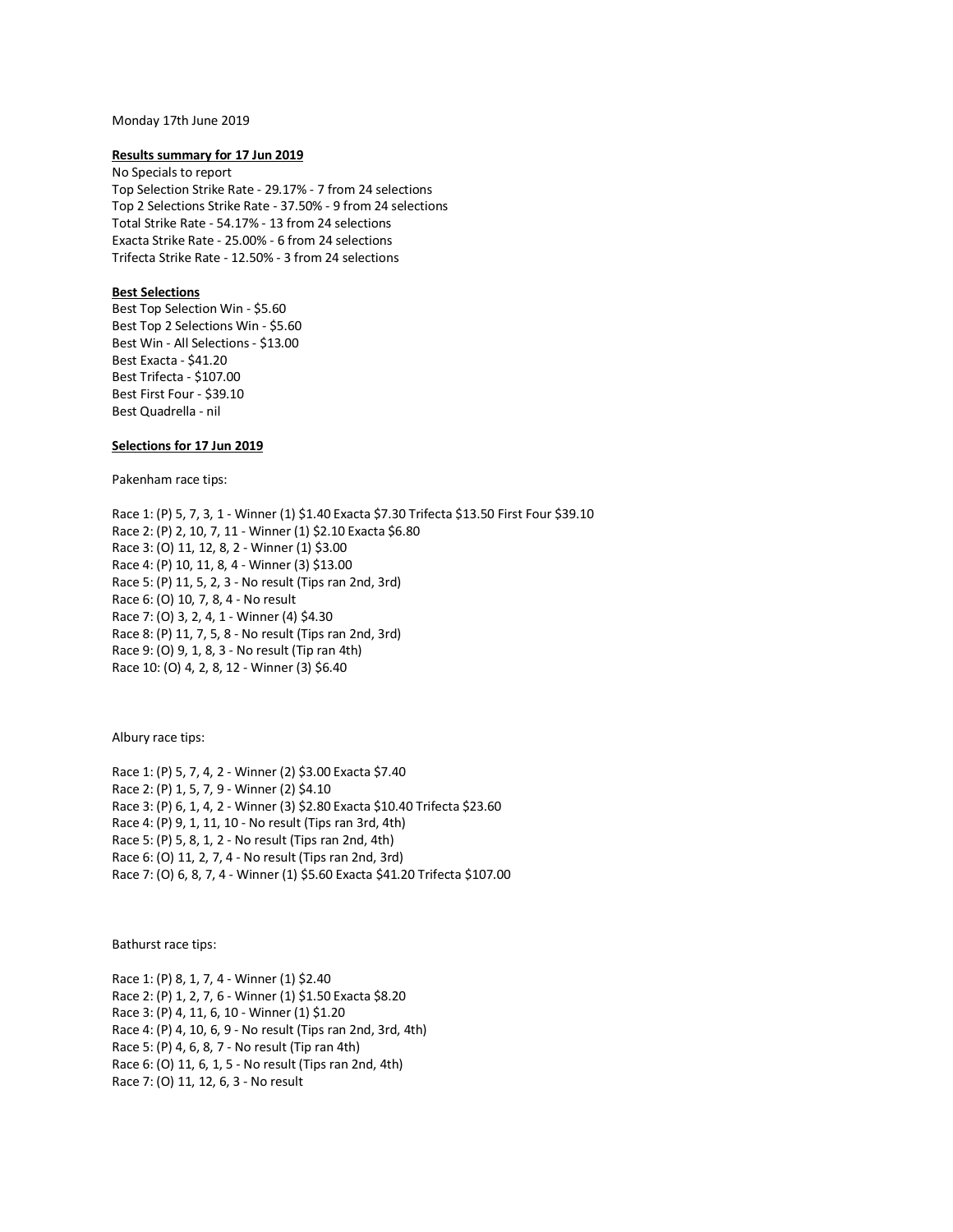Monday 17th June 2019

**Results summary for 17 Jun 2019**

No Specials to report
Top Selection Strike Rate - 29.17% - 7 from 24 selections
Top 2 Selections Strike Rate - 37.50% - 9 from 24 selections
Total Strike Rate - 54.17% - 13 from 24 selections
Exacta Strike Rate - 25.00% - 6 from 24 selections
Trifecta Strike Rate - 12.50% - 3 from 24 selections

**Best Selections**

Best Top Selection Win - $5.60
Best Top 2 Selections Win - $5.60
Best Win - All Selections - $13.00
Best Exacta - $41.20
Best Trifecta - $107.00
Best First Four - $39.10
Best Quadrella - nil

**Selections for 17 Jun 2019**

Pakenham race tips:

Race 1: (P) 5, 7, 3, 1 - Winner (1) $1.40 Exacta $7.30 Trifecta $13.50 First Four $39.10
Race 2: (P) 2, 10, 7, 11 - Winner (1) $2.10 Exacta $6.80
Race 3: (O) 11, 12, 8, 2 - Winner (1) $3.00
Race 4: (P) 10, 11, 8, 4 - Winner (3) $13.00
Race 5: (P) 11, 5, 2, 3 - No result (Tips ran 2nd, 3rd)
Race 6: (O) 10, 7, 8, 4 - No result
Race 7: (O) 3, 2, 4, 1 - Winner (4) $4.30
Race 8: (P) 11, 7, 5, 8 - No result (Tips ran 2nd, 3rd)
Race 9: (O) 9, 1, 8, 3 - No result (Tip ran 4th)
Race 10: (O) 4, 2, 8, 12 - Winner (3) $6.40

Albury race tips:

Race 1: (P) 5, 7, 4, 2 - Winner (2) $3.00 Exacta $7.40
Race 2: (P) 1, 5, 7, 9 - Winner (2) $4.10
Race 3: (P) 6, 1, 4, 2 - Winner (3) $2.80 Exacta $10.40 Trifecta $23.60
Race 4: (P) 9, 1, 11, 10 - No result (Tips ran 3rd, 4th)
Race 5: (P) 5, 8, 1, 2 - No result (Tips ran 2nd, 4th)
Race 6: (O) 11, 2, 7, 4 - No result (Tips ran 2nd, 3rd)
Race 7: (O) 6, 8, 7, 4 - Winner (1) $5.60 Exacta $41.20 Trifecta $107.00

Bathurst race tips:

Race 1: (P) 8, 1, 7, 4 - Winner (1) $2.40
Race 2: (P) 1, 2, 7, 6 - Winner (1) $1.50 Exacta $8.20
Race 3: (P) 4, 11, 6, 10 - Winner (1) $1.20
Race 4: (P) 4, 10, 6, 9 - No result (Tips ran 2nd, 3rd, 4th)
Race 5: (P) 4, 6, 8, 7 - No result (Tip ran 4th)
Race 6: (O) 11, 6, 1, 5 - No result (Tips ran 2nd, 4th)
Race 7: (O) 11, 12, 6, 3 - No result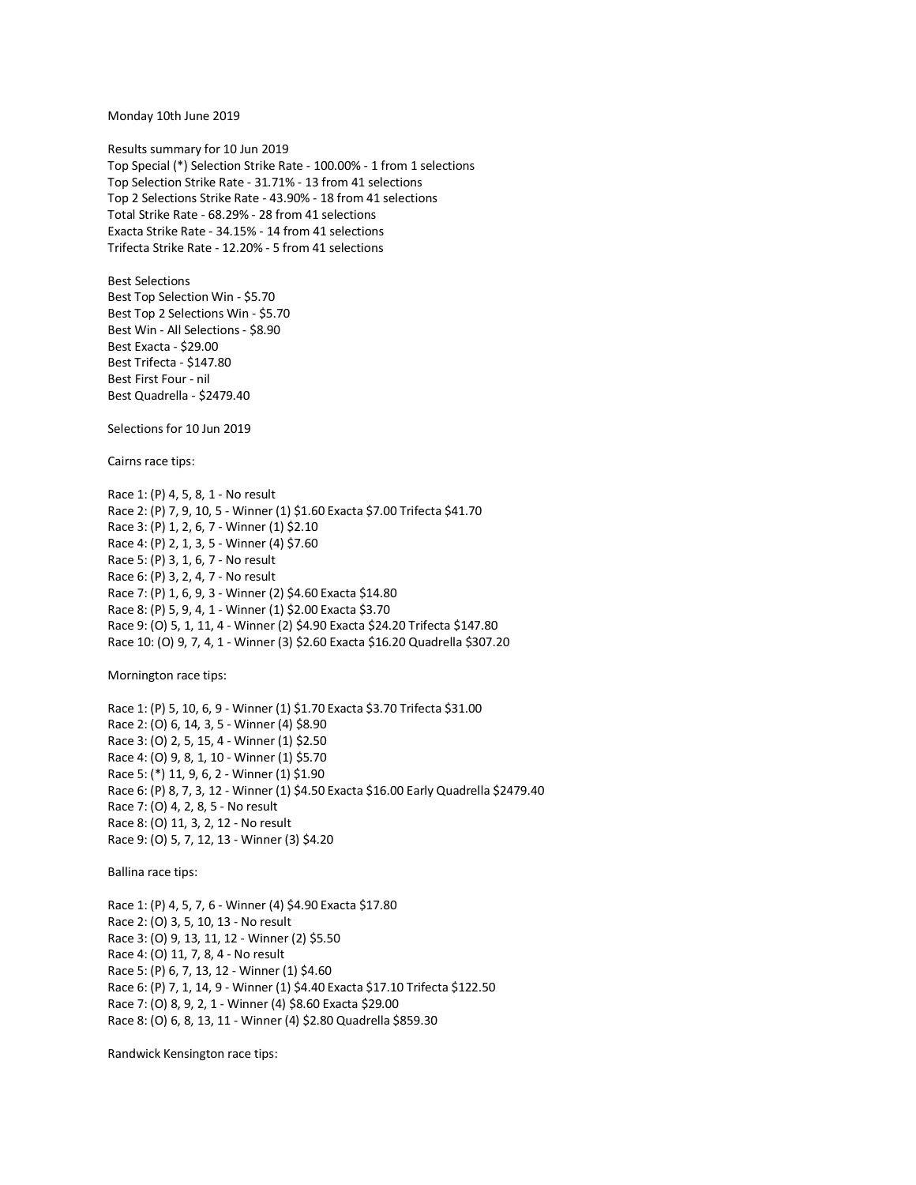Monday 10th June 2019

Results summary for 10 Jun 2019
Top Special (*) Selection Strike Rate - 100.00% - 1 from 1 selections
Top Selection Strike Rate - 31.71% - 13 from 41 selections
Top 2 Selections Strike Rate - 43.90% - 18 from 41 selections
Total Strike Rate - 68.29% - 28 from 41 selections
Exacta Strike Rate - 34.15% - 14 from 41 selections
Trifecta Strike Rate - 12.20% - 5 from 41 selections

Best Selections
Best Top Selection Win - $5.70
Best Top 2 Selections Win - $5.70
Best Win - All Selections - $8.90
Best Exacta - $29.00
Best Trifecta - $147.80
Best First Four - nil
Best Quadrella - $2479.40

Selections for 10 Jun 2019

Cairns race tips:

Race 1: (P) 4, 5, 8, 1 - No result
Race 2: (P) 7, 9, 10, 5 - Winner (1) $1.60 Exacta $7.00 Trifecta $41.70
Race 3: (P) 1, 2, 6, 7 - Winner (1) $2.10
Race 4: (P) 2, 1, 3, 5 - Winner (4) $7.60
Race 5: (P) 3, 1, 6, 7 - No result
Race 6: (P) 3, 2, 4, 7 - No result
Race 7: (P) 1, 6, 9, 3 - Winner (2) $4.60 Exacta $14.80
Race 8: (P) 5, 9, 4, 1 - Winner (1) $2.00 Exacta $3.70
Race 9: (O) 5, 1, 11, 4 - Winner (2) $4.90 Exacta $24.20 Trifecta $147.80
Race 10: (O) 9, 7, 4, 1 - Winner (3) $2.60 Exacta $16.20 Quadrella $307.20

Mornington race tips:

Race 1: (P) 5, 10, 6, 9 - Winner (1) $1.70 Exacta $3.70 Trifecta $31.00
Race 2: (O) 6, 14, 3, 5 - Winner (4) $8.90
Race 3: (O) 2, 5, 15, 4 - Winner (1) $2.50
Race 4: (O) 9, 8, 1, 10 - Winner (1) $5.70
Race 5: (*) 11, 9, 6, 2 - Winner (1) $1.90
Race 6: (P) 8, 7, 3, 12 - Winner (1) $4.50 Exacta $16.00 Early Quadrella $2479.40
Race 7: (O) 4, 2, 8, 5 - No result
Race 8: (O) 11, 3, 2, 12 - No result
Race 9: (O) 5, 7, 12, 13 - Winner (3) $4.20

Ballina race tips:

Race 1: (P) 4, 5, 7, 6 - Winner (4) $4.90 Exacta $17.80
Race 2: (O) 3, 5, 10, 13 - No result
Race 3: (O) 9, 13, 11, 12 - Winner (2) $5.50
Race 4: (O) 11, 7, 8, 4 - No result
Race 5: (P) 6, 7, 13, 12 - Winner (1) $4.60
Race 6: (P) 7, 1, 14, 9 - Winner (1) $4.40 Exacta $17.10 Trifecta $122.50
Race 7: (O) 8, 9, 2, 1 - Winner (4) $8.60 Exacta $29.00
Race 8: (O) 6, 8, 13, 11 - Winner (4) $2.80 Quadrella $859.30

Randwick Kensington race tips: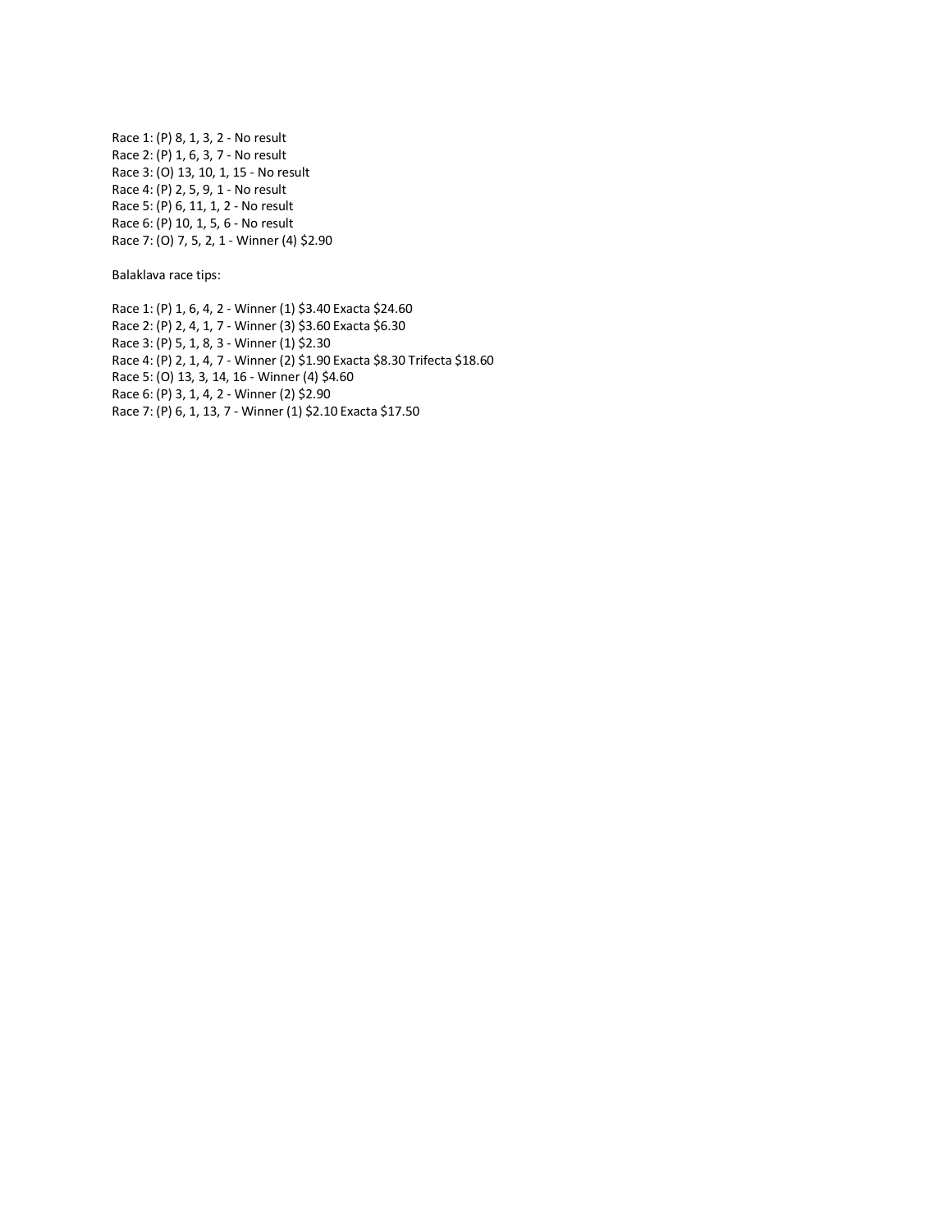Race 1: (P) 8, 1, 3, 2 - No result
Race 2: (P) 1, 6, 3, 7 - No result
Race 3: (O) 13, 10, 1, 15 - No result
Race 4: (P) 2, 5, 9, 1 - No result
Race 5: (P) 6, 11, 1, 2 - No result
Race 6: (P) 10, 1, 5, 6 - No result
Race 7: (O) 7, 5, 2, 1 - Winner (4) $2.90

Balaklava race tips:

Race 1: (P) 1, 6, 4, 2 - Winner (1) $3.40 Exacta $24.60
Race 2: (P) 2, 4, 1, 7 - Winner (3) $3.60 Exacta $6.30
Race 3: (P) 5, 1, 8, 3 - Winner (1) $2.30
Race 4: (P) 2, 1, 4, 7 - Winner (2) $1.90 Exacta $8.30 Trifecta $18.60
Race 5: (O) 13, 3, 14, 16 - Winner (4) $4.60
Race 6: (P) 3, 1, 4, 2 - Winner (2) $2.90
Race 7: (P) 6, 1, 13, 7 - Winner (1) $2.10 Exacta $17.50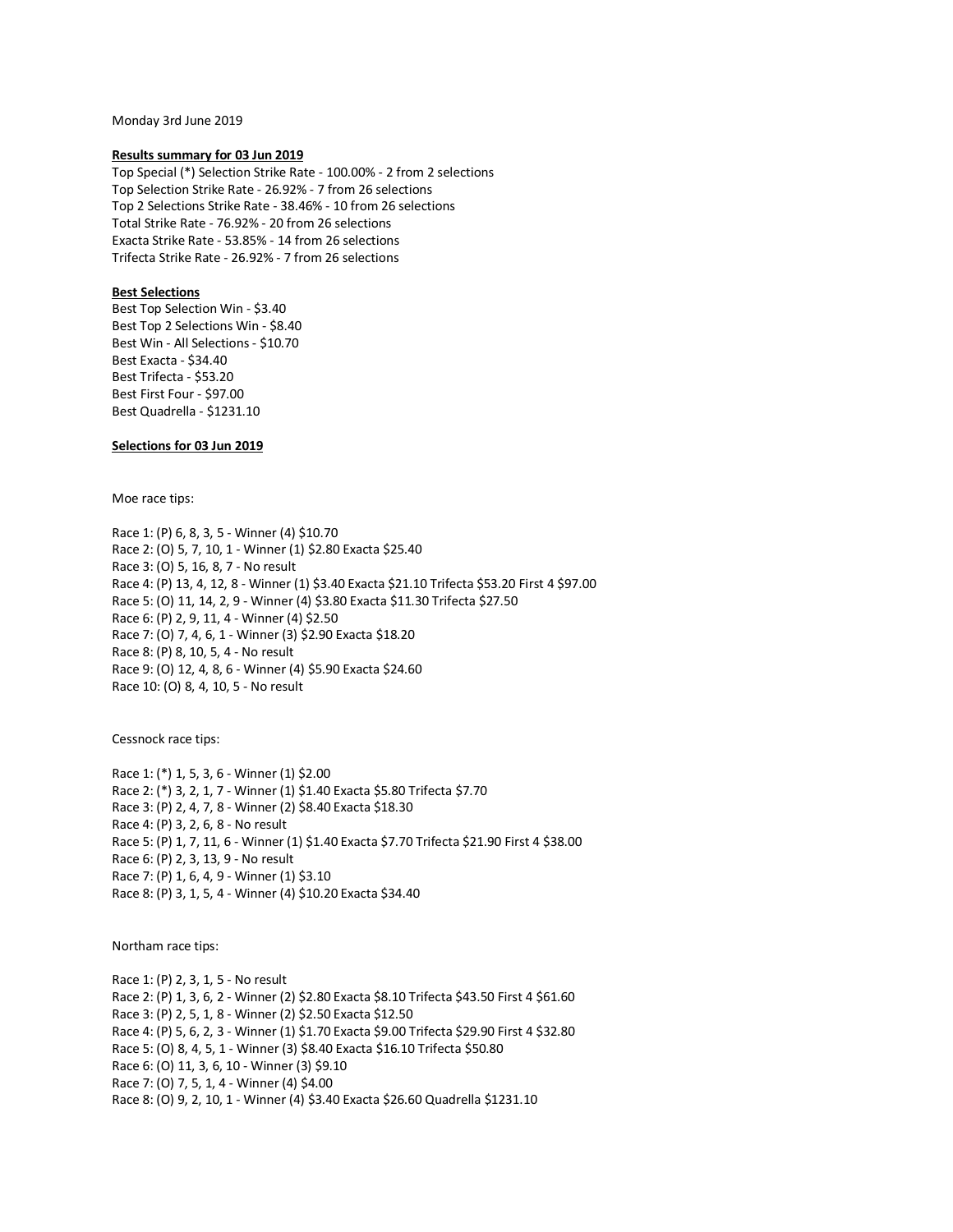Monday 3rd June 2019

**Results summary for 03 Jun 2019**

Top Special (*) Selection Strike Rate - 100.00% - 2 from 2 selections
Top Selection Strike Rate - 26.92% - 7 from 26 selections
Top 2 Selections Strike Rate - 38.46% - 10 from 26 selections
Total Strike Rate - 76.92% - 20 from 26 selections
Exacta Strike Rate - 53.85% - 14 from 26 selections
Trifecta Strike Rate - 26.92% - 7 from 26 selections

**Best Selections**

Best Top Selection Win - $3.40
Best Top 2 Selections Win - $8.40
Best Win - All Selections - $10.70
Best Exacta - $34.40
Best Trifecta - $53.20
Best First Four - $97.00
Best Quadrella - $1231.10

**Selections for 03 Jun 2019**

Moe race tips:

Race 1: (P) 6, 8, 3, 5 - Winner (4) $10.70
Race 2: (O) 5, 7, 10, 1 - Winner (1) $2.80 Exacta $25.40
Race 3: (O) 5, 16, 8, 7 - No result
Race 4: (P) 13, 4, 12, 8 - Winner (1) $3.40 Exacta $21.10 Trifecta $53.20 First 4 $97.00
Race 5: (O) 11, 14, 2, 9 - Winner (4) $3.80 Exacta $11.30 Trifecta $27.50
Race 6: (P) 2, 9, 11, 4 - Winner (4) $2.50
Race 7: (O) 7, 4, 6, 1 - Winner (3) $2.90 Exacta $18.20
Race 8: (P) 8, 10, 5, 4 - No result
Race 9: (O) 12, 4, 8, 6 - Winner (4) $5.90 Exacta $24.60
Race 10: (O) 8, 4, 10, 5 - No result

Cessnock race tips:

Race 1: (*) 1, 5, 3, 6 - Winner (1) $2.00
Race 2: (*) 3, 2, 1, 7 - Winner (1) $1.40 Exacta $5.80 Trifecta $7.70
Race 3: (P) 2, 4, 7, 8 - Winner (2) $8.40 Exacta $18.30
Race 4: (P) 3, 2, 6, 8 - No result
Race 5: (P) 1, 7, 11, 6 - Winner (1) $1.40 Exacta $7.70 Trifecta $21.90 First 4 $38.00
Race 6: (P) 2, 3, 13, 9 - No result
Race 7: (P) 1, 6, 4, 9 - Winner (1) $3.10
Race 8: (P) 3, 1, 5, 4 - Winner (4) $10.20 Exacta $34.40

Northam race tips:

Race 1: (P) 2, 3, 1, 5 - No result
Race 2: (P) 1, 3, 6, 2 - Winner (2) $2.80 Exacta $8.10 Trifecta $43.50 First 4 $61.60
Race 3: (P) 2, 5, 1, 8 - Winner (2) $2.50 Exacta $12.50
Race 4: (P) 5, 6, 2, 3 - Winner (1) $1.70 Exacta $9.00 Trifecta $29.90 First 4 $32.80
Race 5: (O) 8, 4, 5, 1 - Winner (3) $8.40 Exacta $16.10 Trifecta $50.80
Race 6: (O) 11, 3, 6, 10 - Winner (3) $9.10
Race 7: (O) 7, 5, 1, 4 - Winner (4) $4.00
Race 8: (O) 9, 2, 10, 1 - Winner (4) $3.40 Exacta $26.60 Quadrella $1231.10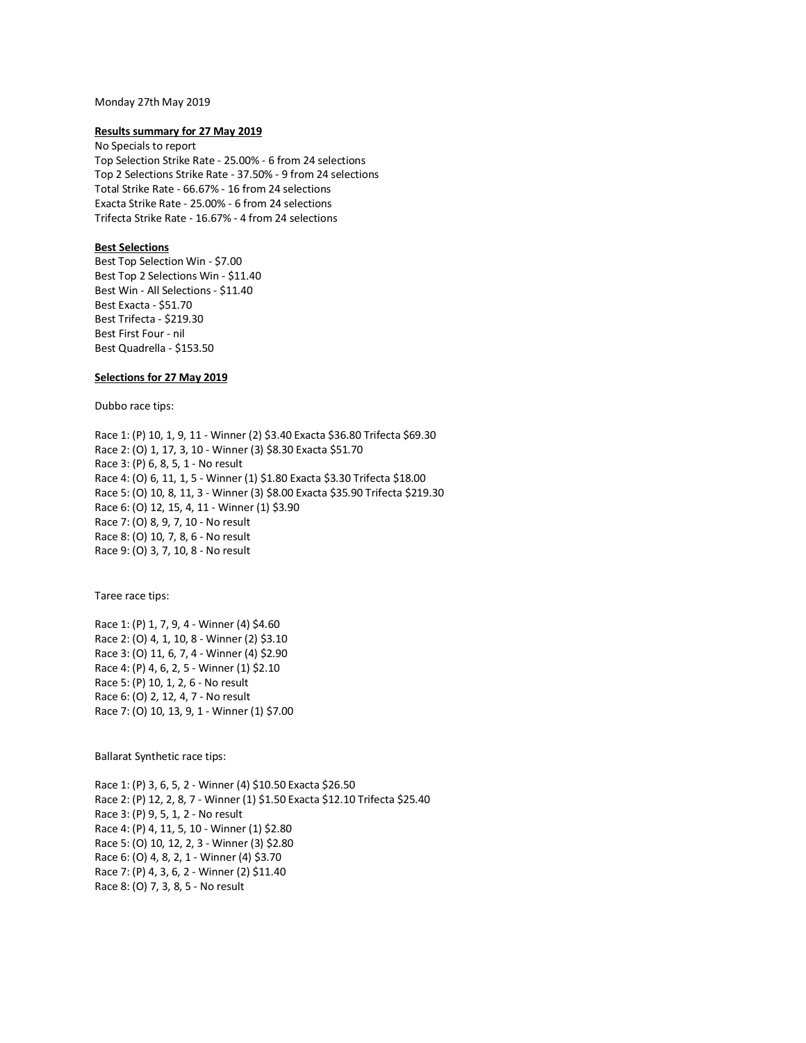Monday 27th May 2019

**Results summary for 27 May 2019**

No Specials to report
Top Selection Strike Rate - 25.00% - 6 from 24 selections
Top 2 Selections Strike Rate - 37.50% - 9 from 24 selections
Total Strike Rate - 66.67% - 16 from 24 selections
Exacta Strike Rate - 25.00% - 6 from 24 selections
Trifecta Strike Rate - 16.67% - 4 from 24 selections

**Best Selections**

Best Top Selection Win - $7.00
Best Top 2 Selections Win - $11.40
Best Win - All Selections - $11.40
Best Exacta - $51.70
Best Trifecta - $219.30
Best First Four - nil
Best Quadrella - $153.50

**Selections for 27 May 2019**

Dubbo race tips:

Race 1: (P) 10, 1, 9, 11 - Winner (2) $3.40 Exacta $36.80 Trifecta $69.30
Race 2: (O) 1, 17, 3, 10 - Winner (3) $8.30 Exacta $51.70
Race 3: (P) 6, 8, 5, 1 - No result
Race 4: (O) 6, 11, 1, 5 - Winner (1) $1.80 Exacta $3.30 Trifecta $18.00
Race 5: (O) 10, 8, 11, 3 - Winner (3) $8.00 Exacta $35.90 Trifecta $219.30
Race 6: (O) 12, 15, 4, 11 - Winner (1) $3.90
Race 7: (O) 8, 9, 7, 10 - No result
Race 8: (O) 10, 7, 8, 6 - No result
Race 9: (O) 3, 7, 10, 8 - No result

Taree race tips:

Race 1: (P) 1, 7, 9, 4 - Winner (4) $4.60
Race 2: (O) 4, 1, 10, 8 - Winner (2) $3.10
Race 3: (O) 11, 6, 7, 4 - Winner (4) $2.90
Race 4: (P) 4, 6, 2, 5 - Winner (1) $2.10
Race 5: (P) 10, 1, 2, 6 - No result
Race 6: (O) 2, 12, 4, 7 - No result
Race 7: (O) 10, 13, 9, 1 - Winner (1) $7.00

Ballarat Synthetic race tips:

Race 1: (P) 3, 6, 5, 2 - Winner (4) $10.50 Exacta $26.50
Race 2: (P) 12, 2, 8, 7 - Winner (1) $1.50 Exacta $12.10 Trifecta $25.40
Race 3: (P) 9, 5, 1, 2 - No result
Race 4: (P) 4, 11, 5, 10 - Winner (1) $2.80
Race 5: (O) 10, 12, 2, 3 - Winner (3) $2.80
Race 6: (O) 4, 8, 2, 1 - Winner (4) $3.70
Race 7: (P) 4, 3, 6, 2 - Winner (2) $11.40
Race 8: (O) 7, 3, 8, 5 - No result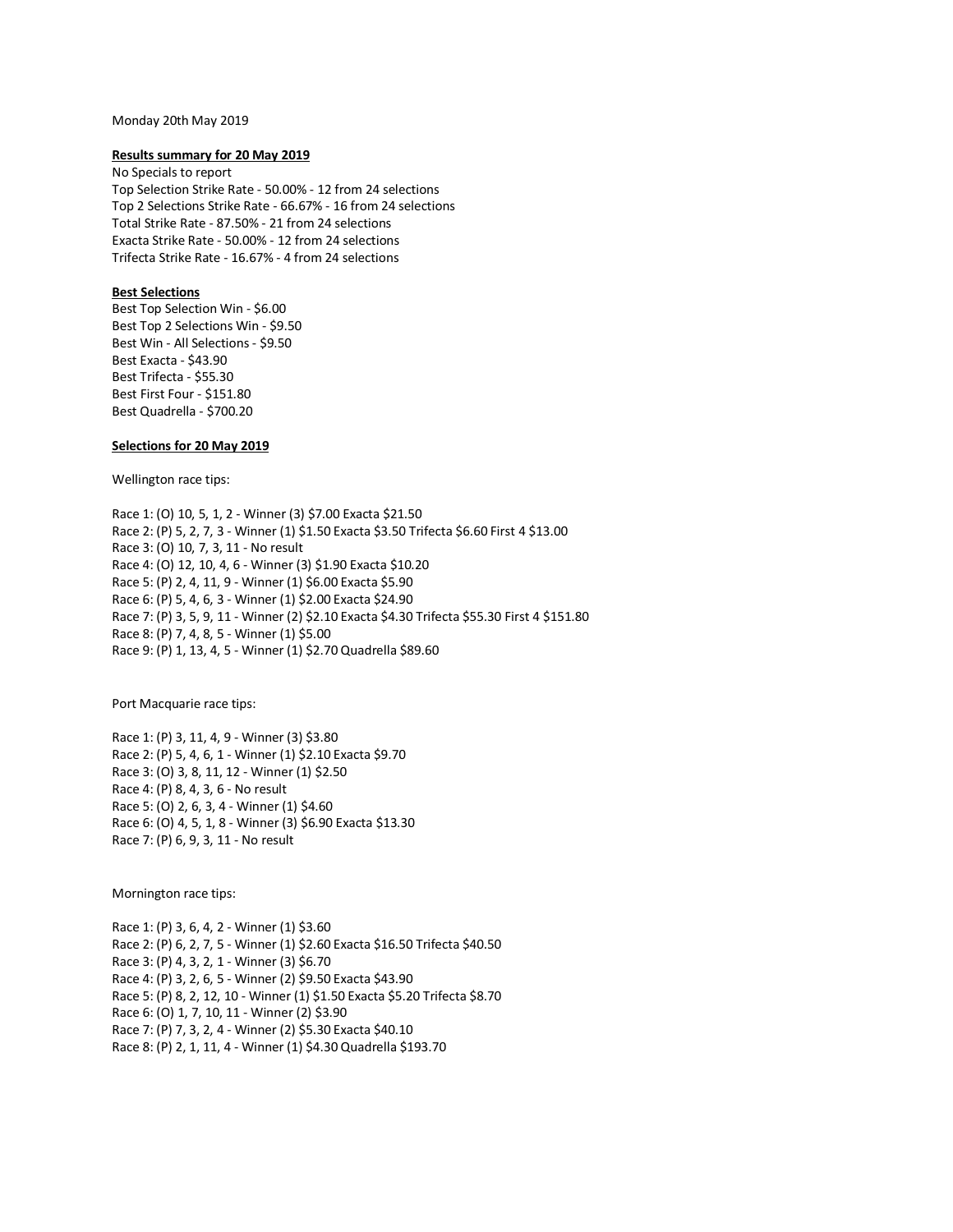Monday 20th May 2019

**Results summary for 20 May 2019**

No Specials to report
Top Selection Strike Rate - 50.00% - 12 from 24 selections
Top 2 Selections Strike Rate - 66.67% - 16 from 24 selections
Total Strike Rate - 87.50% - 21 from 24 selections
Exacta Strike Rate - 50.00% - 12 from 24 selections
Trifecta Strike Rate - 16.67% - 4 from 24 selections

**Best Selections**

Best Top Selection Win - $6.00
Best Top 2 Selections Win - $9.50
Best Win - All Selections - $9.50
Best Exacta - $43.90
Best Trifecta - $55.30
Best First Four - $151.80
Best Quadrella - $700.20

**Selections for 20 May 2019**

Wellington race tips:

Race 1: (O) 10, 5, 1, 2 - Winner (3) $7.00 Exacta $21.50
Race 2: (P) 5, 2, 7, 3 - Winner (1) $1.50 Exacta $3.50 Trifecta $6.60 First 4 $13.00
Race 3: (O) 10, 7, 3, 11 - No result
Race 4: (O) 12, 10, 4, 6 - Winner (3) $1.90 Exacta $10.20
Race 5: (P) 2, 4, 11, 9 - Winner (1) $6.00 Exacta $5.90
Race 6: (P) 5, 4, 6, 3 - Winner (1) $2.00 Exacta $24.90
Race 7: (P) 3, 5, 9, 11 - Winner (2) $2.10 Exacta $4.30 Trifecta $55.30 First 4 $151.80
Race 8: (P) 7, 4, 8, 5 - Winner (1) $5.00
Race 9: (P) 1, 13, 4, 5 - Winner (1) $2.70 Quadrella $89.60

Port Macquarie race tips:

Race 1: (P) 3, 11, 4, 9 - Winner (3) $3.80
Race 2: (P) 5, 4, 6, 1 - Winner (1) $2.10 Exacta $9.70
Race 3: (O) 3, 8, 11, 12 - Winner (1) $2.50
Race 4: (P) 8, 4, 3, 6 - No result
Race 5: (O) 2, 6, 3, 4 - Winner (1) $4.60
Race 6: (O) 4, 5, 1, 8 - Winner (3) $6.90 Exacta $13.30
Race 7: (P) 6, 9, 3, 11 - No result

Mornington race tips:

Race 1: (P) 3, 6, 4, 2 - Winner (1) $3.60
Race 2: (P) 6, 2, 7, 5 - Winner (1) $2.60 Exacta $16.50 Trifecta $40.50
Race 3: (P) 4, 3, 2, 1 - Winner (3) $6.70
Race 4: (P) 3, 2, 6, 5 - Winner (2) $9.50 Exacta $43.90
Race 5: (P) 8, 2, 12, 10 - Winner (1) $1.50 Exacta $5.20 Trifecta $8.70
Race 6: (O) 1, 7, 10, 11 - Winner (2) $3.90
Race 7: (P) 7, 3, 2, 4 - Winner (2) $5.30 Exacta $40.10
Race 8: (P) 2, 1, 11, 4 - Winner (1) $4.30 Quadrella $193.70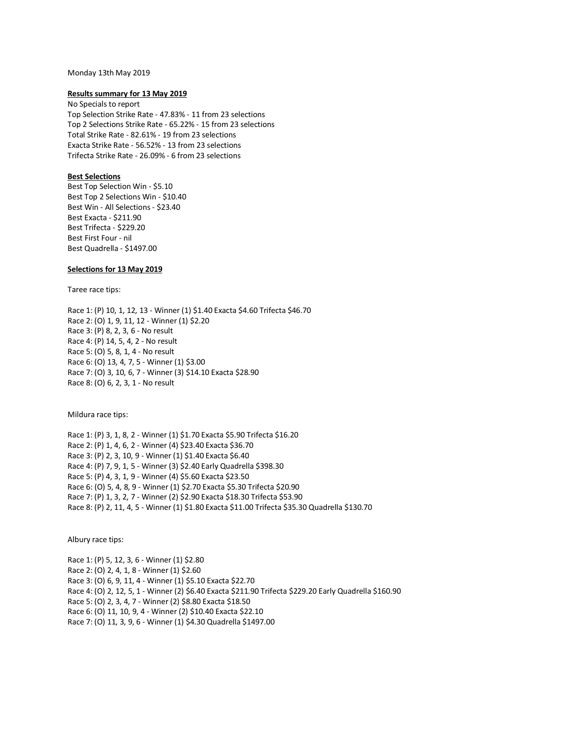Monday 13th May 2019

**Results summary for 13 May 2019**

No Specials to report
Top Selection Strike Rate - 47.83% - 11 from 23 selections
Top 2 Selections Strike Rate - 65.22% - 15 from 23 selections
Total Strike Rate - 82.61% - 19 from 23 selections
Exacta Strike Rate - 56.52% - 13 from 23 selections
Trifecta Strike Rate - 26.09% - 6 from 23 selections

**Best Selections**

Best Top Selection Win - $5.10
Best Top 2 Selections Win - $10.40
Best Win - All Selections - $23.40
Best Exacta - $211.90
Best Trifecta - $229.20
Best First Four - nil
Best Quadrella - $1497.00

**Selections for 13 May 2019**

Taree race tips:

Race 1: (P) 10, 1, 12, 13 - Winner (1) $1.40 Exacta $4.60 Trifecta $46.70
Race 2: (O) 1, 9, 11, 12 - Winner (1) $2.20
Race 3: (P) 8, 2, 3, 6 - No result
Race 4: (P) 14, 5, 4, 2 - No result
Race 5: (O) 5, 8, 1, 4 - No result
Race 6: (O) 13, 4, 7, 5 - Winner (1) $3.00
Race 7: (O) 3, 10, 6, 7 - Winner (3) $14.10 Exacta $28.90
Race 8: (O) 6, 2, 3, 1 - No result

Mildura race tips:

Race 1: (P) 3, 1, 8, 2 - Winner (1) $1.70 Exacta $5.90 Trifecta $16.20
Race 2: (P) 1, 4, 6, 2 - Winner (4) $23.40 Exacta $36.70
Race 3: (P) 2, 3, 10, 9 - Winner (1) $1.40 Exacta $6.40
Race 4: (P) 7, 9, 1, 5 - Winner (3) $2.40 Early Quadrella $398.30
Race 5: (P) 4, 3, 1, 9 - Winner (4) $5.60 Exacta $23.50
Race 6: (O) 5, 4, 8, 9 - Winner (1) $2.70 Exacta $5.30 Trifecta $20.90
Race 7: (P) 1, 3, 2, 7 - Winner (2) $2.90 Exacta $18.30 Trifecta $53.90
Race 8: (P) 2, 11, 4, 5 - Winner (1) $1.80 Exacta $11.00 Trifecta $35.30 Quadrella $130.70

Albury race tips:

Race 1: (P) 5, 12, 3, 6 - Winner (1) $2.80
Race 2: (O) 2, 4, 1, 8 - Winner (1) $2.60
Race 3: (O) 6, 9, 11, 4 - Winner (1) $5.10 Exacta $22.70
Race 4: (O) 2, 12, 5, 1 - Winner (2) $6.40 Exacta $211.90 Trifecta $229.20 Early Quadrella $160.90
Race 5: (O) 2, 3, 4, 7 - Winner (2) $8.80 Exacta $18.50
Race 6: (O) 11, 10, 9, 4 - Winner (2) $10.40 Exacta $22.10
Race 7: (O) 11, 3, 9, 6 - Winner (1) $4.30 Quadrella $1497.00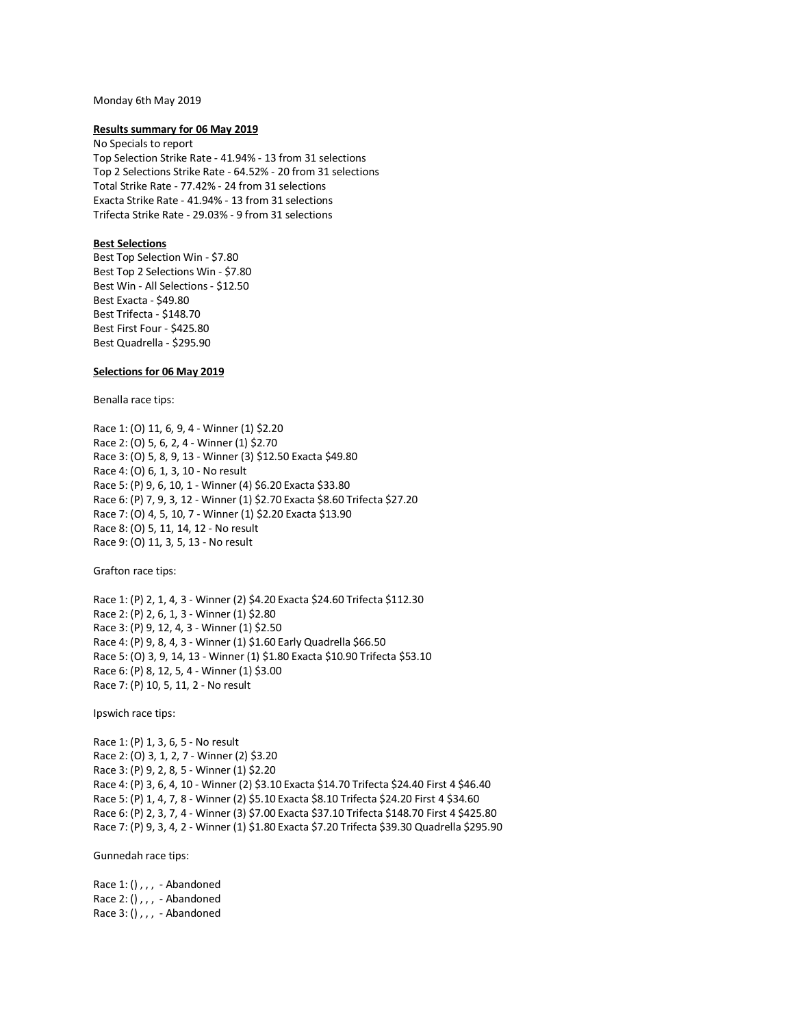Monday 6th May 2019

**Results summary for 06 May 2019**

No Specials to report
Top Selection Strike Rate - 41.94% - 13 from 31 selections
Top 2 Selections Strike Rate - 64.52% - 20 from 31 selections
Total Strike Rate - 77.42% - 24 from 31 selections
Exacta Strike Rate - 41.94% - 13 from 31 selections
Trifecta Strike Rate - 29.03% - 9 from 31 selections

**Best Selections**

Best Top Selection Win - $7.80
Best Top 2 Selections Win - $7.80
Best Win - All Selections - $12.50
Best Exacta - $49.80
Best Trifecta - $148.70
Best First Four - $425.80
Best Quadrella - $295.90

**Selections for 06 May 2019**

Benalla race tips:

Race 1: (O) 11, 6, 9, 4 - Winner (1) $2.20
Race 2: (O) 5, 6, 2, 4 - Winner (1) $2.70
Race 3: (O) 5, 8, 9, 13 - Winner (3) $12.50 Exacta $49.80
Race 4: (O) 6, 1, 3, 10 - No result
Race 5: (P) 9, 6, 10, 1 - Winner (4) $6.20 Exacta $33.80
Race 6: (P) 7, 9, 3, 12 - Winner (1) $2.70 Exacta $8.60 Trifecta $27.20
Race 7: (O) 4, 5, 10, 7 - Winner (1) $2.20 Exacta $13.90
Race 8: (O) 5, 11, 14, 12 - No result
Race 9: (O) 11, 3, 5, 13 - No result

Grafton race tips:

Race 1: (P) 2, 1, 4, 3 - Winner (2) $4.20 Exacta $24.60 Trifecta $112.30
Race 2: (P) 2, 6, 1, 3 - Winner (1) $2.80
Race 3: (P) 9, 12, 4, 3 - Winner (1) $2.50
Race 4: (P) 9, 8, 4, 3 - Winner (1) $1.60 Early Quadrella $66.50
Race 5: (O) 3, 9, 14, 13 - Winner (1) $1.80 Exacta $10.90 Trifecta $53.10
Race 6: (P) 8, 12, 5, 4 - Winner (1) $3.00
Race 7: (P) 10, 5, 11, 2 - No result

Ipswich race tips:

Race 1: (P) 1, 3, 6, 5 - No result
Race 2: (O) 3, 1, 2, 7 - Winner (2) $3.20
Race 3: (P) 9, 2, 8, 5 - Winner (1) $2.20
Race 4: (P) 3, 6, 4, 10 - Winner (2) $3.10 Exacta $14.70 Trifecta $24.40 First 4 $46.40
Race 5: (P) 1, 4, 7, 8 - Winner (2) $5.10 Exacta $8.10 Trifecta $24.20 First 4 $34.60
Race 6: (P) 2, 3, 7, 4 - Winner (3) $7.00 Exacta $37.10 Trifecta $148.70 First 4 $425.80
Race 7: (P) 9, 3, 4, 2 - Winner (1) $1.80 Exacta $7.20 Trifecta $39.30 Quadrella $295.90

Gunnedah race tips:

Race 1: () , , , - Abandoned
Race 2: () , , , - Abandoned
Race 3: () , , , - Abandoned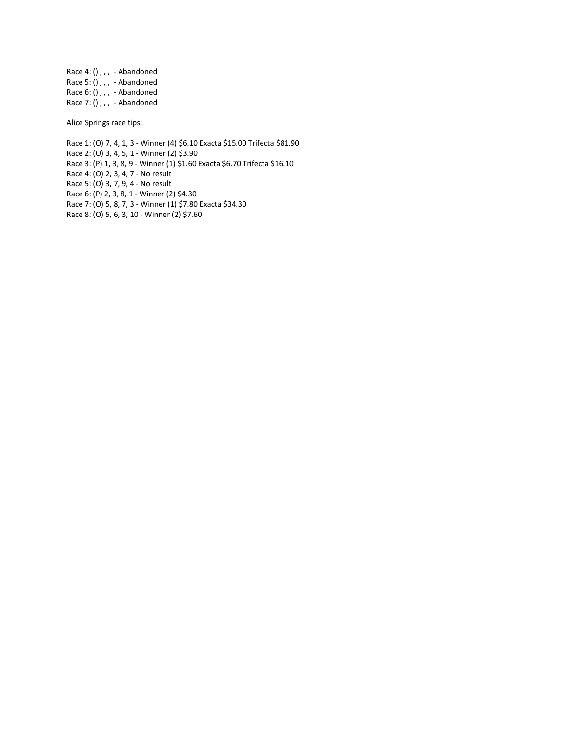Race 4: () , , , - Abandoned
Race 5: () , , , - Abandoned
Race 6: () , , , - Abandoned
Race 7: () , , , - Abandoned

Alice Springs race tips:

Race 1: (O) 7, 4, 1, 3 - Winner (4) $6.10 Exacta $15.00 Trifecta $81.90
Race 2: (O) 3, 4, 5, 1 - Winner (2) $3.90
Race 3: (P) 1, 3, 8, 9 - Winner (1) $1.60 Exacta $6.70 Trifecta $16.10
Race 4: (O) 2, 3, 4, 7 - No result
Race 5: (O) 3, 7, 9, 4 - No result
Race 6: (P) 2, 3, 8, 1 - Winner (2) $4.30
Race 7: (O) 5, 8, 7, 3 - Winner (1) $7.80 Exacta $34.30
Race 8: (O) 5, 6, 3, 10 - Winner (2) $7.60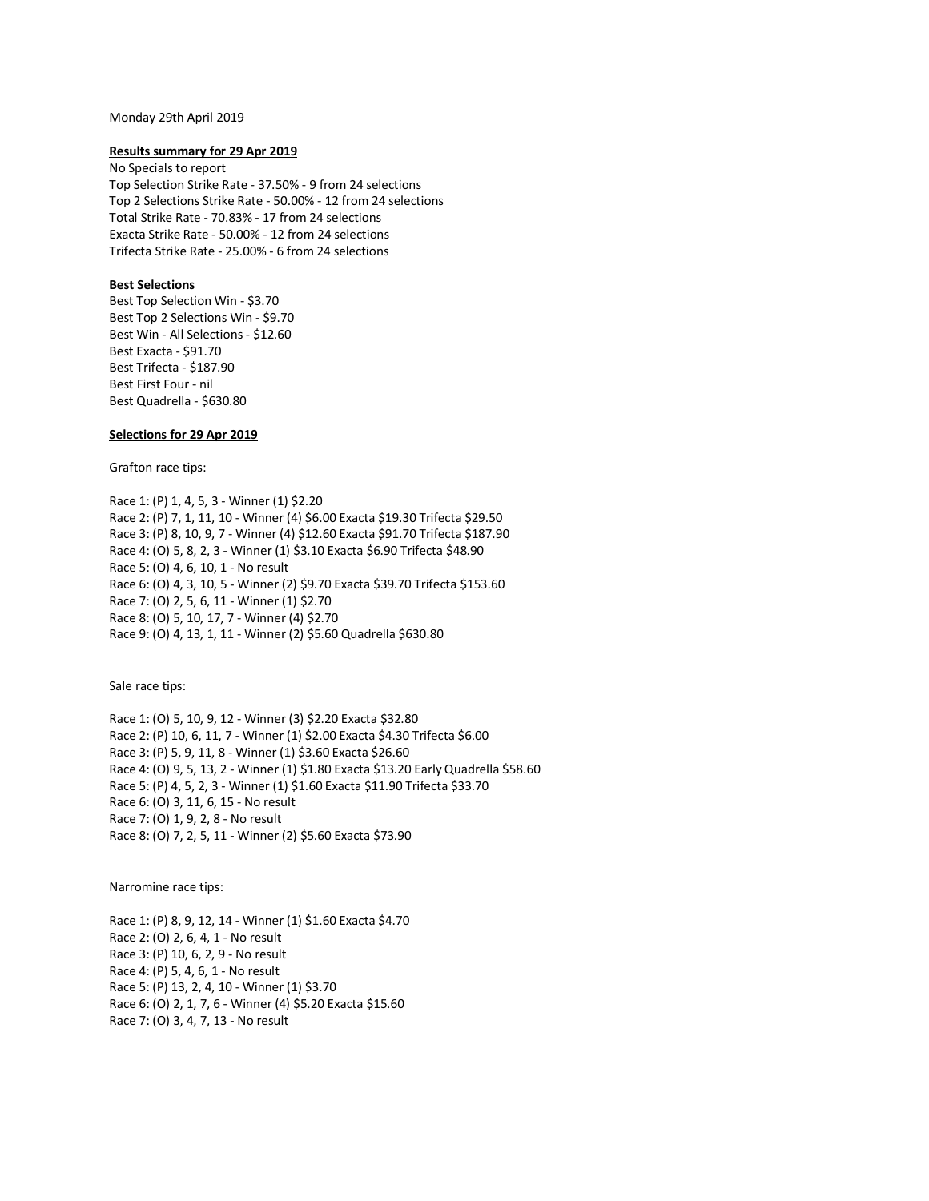Monday 29th April 2019

**Results summary for 29 Apr 2019**

No Specials to report
Top Selection Strike Rate - 37.50% - 9 from 24 selections
Top 2 Selections Strike Rate - 50.00% - 12 from 24 selections
Total Strike Rate - 70.83% - 17 from 24 selections
Exacta Strike Rate - 50.00% - 12 from 24 selections
Trifecta Strike Rate - 25.00% - 6 from 24 selections

**Best Selections**

Best Top Selection Win - $3.70
Best Top 2 Selections Win - $9.70
Best Win - All Selections - $12.60
Best Exacta - $91.70
Best Trifecta - $187.90
Best First Four - nil
Best Quadrella - $630.80

**Selections for 29 Apr 2019**

Grafton race tips:

Race 1: (P) 1, 4, 5, 3 - Winner (1) $2.20
Race 2: (P) 7, 1, 11, 10 - Winner (4) $6.00 Exacta $19.30 Trifecta $29.50
Race 3: (P) 8, 10, 9, 7 - Winner (4) $12.60 Exacta $91.70 Trifecta $187.90
Race 4: (O) 5, 8, 2, 3 - Winner (1) $3.10 Exacta $6.90 Trifecta $48.90
Race 5: (O) 4, 6, 10, 1 - No result
Race 6: (O) 4, 3, 10, 5 - Winner (2) $9.70 Exacta $39.70 Trifecta $153.60
Race 7: (O) 2, 5, 6, 11 - Winner (1) $2.70
Race 8: (O) 5, 10, 17, 7 - Winner (4) $2.70
Race 9: (O) 4, 13, 1, 11 - Winner (2) $5.60 Quadrella $630.80

Sale race tips:

Race 1: (O) 5, 10, 9, 12 - Winner (3) $2.20 Exacta $32.80
Race 2: (P) 10, 6, 11, 7 - Winner (1) $2.00 Exacta $4.30 Trifecta $6.00
Race 3: (P) 5, 9, 11, 8 - Winner (1) $3.60 Exacta $26.60
Race 4: (O) 9, 5, 13, 2 - Winner (1) $1.80 Exacta $13.20 Early Quadrella $58.60
Race 5: (P) 4, 5, 2, 3 - Winner (1) $1.60 Exacta $11.90 Trifecta $33.70
Race 6: (O) 3, 11, 6, 15 - No result
Race 7: (O) 1, 9, 2, 8 - No result
Race 8: (O) 7, 2, 5, 11 - Winner (2) $5.60 Exacta $73.90

Narromine race tips:

Race 1: (P) 8, 9, 12, 14 - Winner (1) $1.60 Exacta $4.70
Race 2: (O) 2, 6, 4, 1 - No result
Race 3: (P) 10, 6, 2, 9 - No result
Race 4: (P) 5, 4, 6, 1 - No result
Race 5: (P) 13, 2, 4, 10 - Winner (1) $3.70
Race 6: (O) 2, 1, 7, 6 - Winner (4) $5.20 Exacta $15.60
Race 7: (O) 3, 4, 7, 13 - No result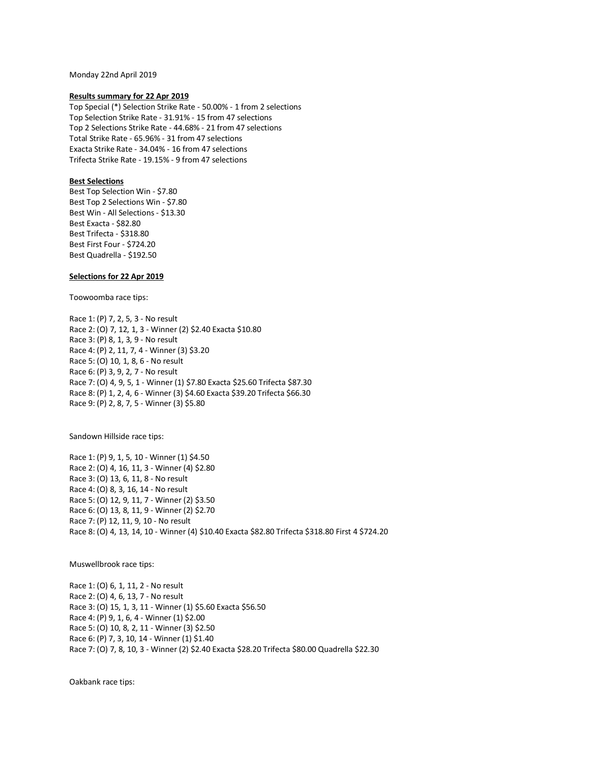Monday 22nd April 2019

**Results summary for 22 Apr 2019**

Top Special (*) Selection Strike Rate - 50.00% - 1 from 2 selections
Top Selection Strike Rate - 31.91% - 15 from 47 selections
Top 2 Selections Strike Rate - 44.68% - 21 from 47 selections
Total Strike Rate - 65.96% - 31 from 47 selections
Exacta Strike Rate - 34.04% - 16 from 47 selections
Trifecta Strike Rate - 19.15% - 9 from 47 selections

**Best Selections**

Best Top Selection Win - $7.80
Best Top 2 Selections Win - $7.80
Best Win - All Selections - $13.30
Best Exacta - $82.80
Best Trifecta - $318.80
Best First Four - $724.20
Best Quadrella - $192.50

**Selections for 22 Apr 2019**

Toowoomba race tips:

Race 1: (P) 7, 2, 5, 3 - No result
Race 2: (O) 7, 12, 1, 3 - Winner (2) $2.40 Exacta $10.80
Race 3: (P) 8, 1, 3, 9 - No result
Race 4: (P) 2, 11, 7, 4 - Winner (3) $3.20
Race 5: (O) 10, 1, 8, 6 - No result
Race 6: (P) 3, 9, 2, 7 - No result
Race 7: (O) 4, 9, 5, 1 - Winner (1) $7.80 Exacta $25.60 Trifecta $87.30
Race 8: (P) 1, 2, 4, 6 - Winner (3) $4.60 Exacta $39.20 Trifecta $66.30
Race 9: (P) 2, 8, 7, 5 - Winner (3) $5.80

Sandown Hillside race tips:

Race 1: (P) 9, 1, 5, 10 - Winner (1) $4.50
Race 2: (O) 4, 16, 11, 3 - Winner (4) $2.80
Race 3: (O) 13, 6, 11, 8 - No result
Race 4: (O) 8, 3, 16, 14 - No result
Race 5: (O) 12, 9, 11, 7 - Winner (2) $3.50
Race 6: (O) 13, 8, 11, 9 - Winner (2) $2.70
Race 7: (P) 12, 11, 9, 10 - No result
Race 8: (O) 4, 13, 14, 10 - Winner (4) $10.40 Exacta $82.80 Trifecta $318.80 First 4 $724.20

Muswellbrook race tips:

Race 1: (O) 6, 1, 11, 2 - No result
Race 2: (O) 4, 6, 13, 7 - No result
Race 3: (O) 15, 1, 3, 11 - Winner (1) $5.60 Exacta $56.50
Race 4: (P) 9, 1, 6, 4 - Winner (1) $2.00
Race 5: (O) 10, 8, 2, 11 - Winner (3) $2.50
Race 6: (P) 7, 3, 10, 14 - Winner (1) $1.40
Race 7: (O) 7, 8, 10, 3 - Winner (2) $2.40 Exacta $28.20 Trifecta $80.00 Quadrella $22.30

Oakbank race tips: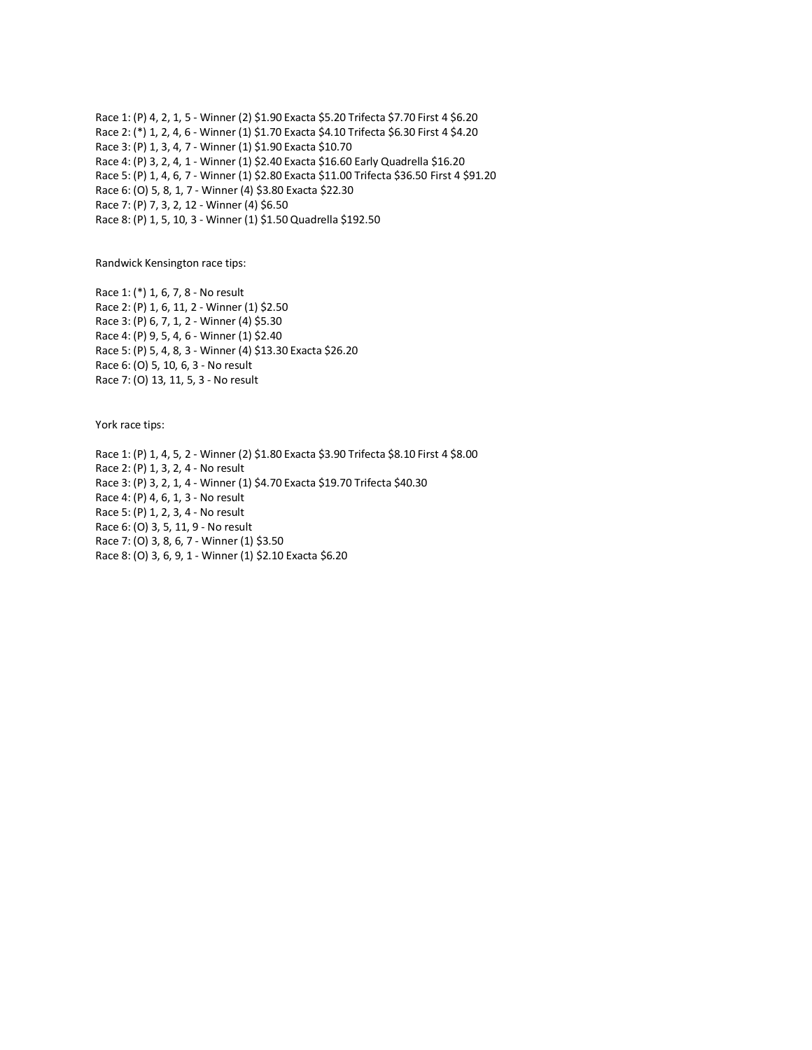Race 1: (P) 4, 2, 1, 5 - Winner (2) $1.90 Exacta $5.20 Trifecta $7.70 First 4 $6.20
Race 2: (*) 1, 2, 4, 6 - Winner (1) $1.70 Exacta $4.10 Trifecta $6.30 First 4 $4.20
Race 3: (P) 1, 3, 4, 7 - Winner (1) $1.90 Exacta $10.70
Race 4: (P) 3, 2, 4, 1 - Winner (1) $2.40 Exacta $16.60 Early Quadrella $16.20
Race 5: (P) 1, 4, 6, 7 - Winner (1) $2.80 Exacta $11.00 Trifecta $36.50 First 4 $91.20
Race 6: (O) 5, 8, 1, 7 - Winner (4) $3.80 Exacta $22.30
Race 7: (P) 7, 3, 2, 12 - Winner (4) $6.50
Race 8: (P) 1, 5, 10, 3 - Winner (1) $1.50 Quadrella $192.50

Randwick Kensington race tips:

Race 1: (*) 1, 6, 7, 8 - No result
Race 2: (P) 1, 6, 11, 2 - Winner (1) $2.50
Race 3: (P) 6, 7, 1, 2 - Winner (4) $5.30
Race 4: (P) 9, 5, 4, 6 - Winner (1) $2.40
Race 5: (P) 5, 4, 8, 3 - Winner (4) $13.30 Exacta $26.20
Race 6: (O) 5, 10, 6, 3 - No result
Race 7: (O) 13, 11, 5, 3 - No result

York race tips:

Race 1: (P) 1, 4, 5, 2 - Winner (2) $1.80 Exacta $3.90 Trifecta $8.10 First 4 $8.00
Race 2: (P) 1, 3, 2, 4 - No result
Race 3: (P) 3, 2, 1, 4 - Winner (1) $4.70 Exacta $19.70 Trifecta $40.30
Race 4: (P) 4, 6, 1, 3 - No result
Race 5: (P) 1, 2, 3, 4 - No result
Race 6: (O) 3, 5, 11, 9 - No result
Race 7: (O) 3, 8, 6, 7 - Winner (1) $3.50
Race 8: (O) 3, 6, 9, 1 - Winner (1) $2.10 Exacta $6.20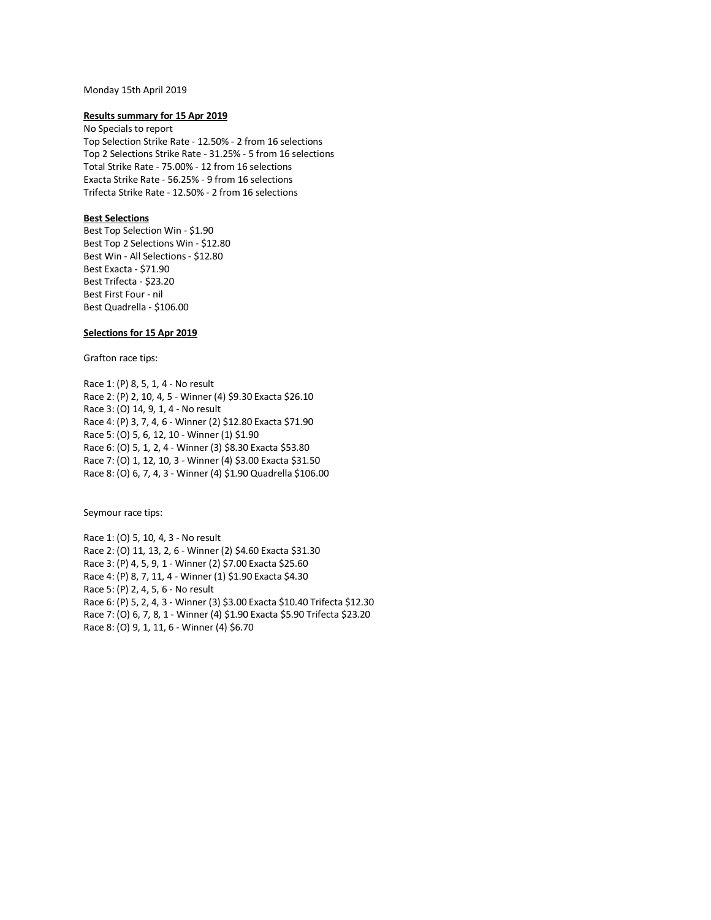Monday 15th April 2019

**Results summary for 15 Apr 2019**

No Specials to report
Top Selection Strike Rate - 12.50% - 2 from 16 selections
Top 2 Selections Strike Rate - 31.25% - 5 from 16 selections
Total Strike Rate - 75.00% - 12 from 16 selections
Exacta Strike Rate - 56.25% - 9 from 16 selections
Trifecta Strike Rate - 12.50% - 2 from 16 selections

**Best Selections**

Best Top Selection Win - $1.90
Best Top 2 Selections Win - $12.80
Best Win - All Selections - $12.80
Best Exacta - $71.90
Best Trifecta - $23.20
Best First Four - nil
Best Quadrella - $106.00

**Selections for 15 Apr 2019**

Grafton race tips:

Race 1: (P) 8, 5, 1, 4 - No result
Race 2: (P) 2, 10, 4, 5 - Winner (4) $9.30 Exacta $26.10
Race 3: (O) 14, 9, 1, 4 - No result
Race 4: (P) 3, 7, 4, 6 - Winner (2) $12.80 Exacta $71.90
Race 5: (O) 5, 6, 12, 10 - Winner (1) $1.90
Race 6: (O) 5, 1, 2, 4 - Winner (3) $8.30 Exacta $53.80
Race 7: (O) 1, 12, 10, 3 - Winner (4) $3.00 Exacta $31.50
Race 8: (O) 6, 7, 4, 3 - Winner (4) $1.90 Quadrella $106.00

Seymour race tips:

Race 1: (O) 5, 10, 4, 3 - No result
Race 2: (O) 11, 13, 2, 6 - Winner (2) $4.60 Exacta $31.30
Race 3: (P) 4, 5, 9, 1 - Winner (2) $7.00 Exacta $25.60
Race 4: (P) 8, 7, 11, 4 - Winner (1) $1.90 Exacta $4.30
Race 5: (P) 2, 4, 5, 6 - No result
Race 6: (P) 5, 2, 4, 3 - Winner (3) $3.00 Exacta $10.40 Trifecta $12.30
Race 7: (O) 6, 7, 8, 1 - Winner (4) $1.90 Exacta $5.90 Trifecta $23.20
Race 8: (O) 9, 1, 11, 6 - Winner (4) $6.70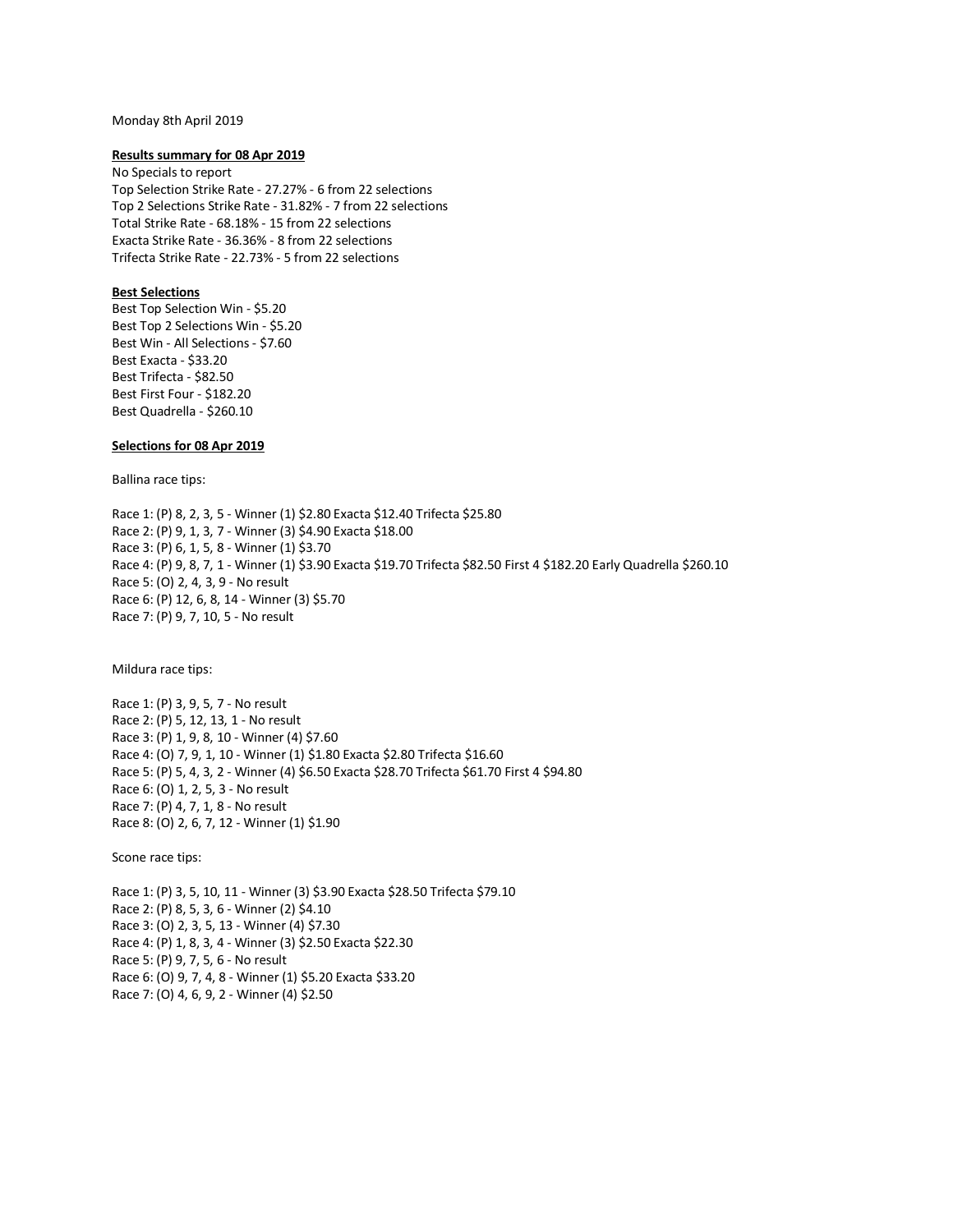Monday 8th April 2019

**Results summary for 08 Apr 2019**

No Specials to report
Top Selection Strike Rate - 27.27% - 6 from 22 selections
Top 2 Selections Strike Rate - 31.82% - 7 from 22 selections
Total Strike Rate - 68.18% - 15 from 22 selections
Exacta Strike Rate - 36.36% - 8 from 22 selections
Trifecta Strike Rate - 22.73% - 5 from 22 selections

**Best Selections**

Best Top Selection Win - $5.20
Best Top 2 Selections Win - $5.20
Best Win - All Selections - $7.60
Best Exacta - $33.20
Best Trifecta - $82.50
Best First Four - $182.20
Best Quadrella - $260.10

**Selections for 08 Apr 2019**

Ballina race tips:

Race 1: (P) 8, 2, 3, 5 - Winner (1) $2.80 Exacta $12.40 Trifecta $25.80
Race 2: (P) 9, 1, 3, 7 - Winner (3) $4.90 Exacta $18.00
Race 3: (P) 6, 1, 5, 8 - Winner (1) $3.70
Race 4: (P) 9, 8, 7, 1 - Winner (1) $3.90 Exacta $19.70 Trifecta $82.50 First 4 $182.20 Early Quadrella $260.10
Race 5: (O) 2, 4, 3, 9 - No result
Race 6: (P) 12, 6, 8, 14 - Winner (3) $5.70
Race 7: (P) 9, 7, 10, 5 - No result

Mildura race tips:

Race 1: (P) 3, 9, 5, 7 - No result
Race 2: (P) 5, 12, 13, 1 - No result
Race 3: (P) 1, 9, 8, 10 - Winner (4) $7.60
Race 4: (O) 7, 9, 1, 10 - Winner (1) $1.80 Exacta $2.80 Trifecta $16.60
Race 5: (P) 5, 4, 3, 2 - Winner (4) $6.50 Exacta $28.70 Trifecta $61.70 First 4 $94.80
Race 6: (O) 1, 2, 5, 3 - No result
Race 7: (P) 4, 7, 1, 8 - No result
Race 8: (O) 2, 6, 7, 12 - Winner (1) $1.90

Scone race tips:

Race 1: (P) 3, 5, 10, 11 - Winner (3) $3.90 Exacta $28.50 Trifecta $79.10
Race 2: (P) 8, 5, 3, 6 - Winner (2) $4.10
Race 3: (O) 2, 3, 5, 13 - Winner (4) $7.30
Race 4: (P) 1, 8, 3, 4 - Winner (3) $2.50 Exacta $22.30
Race 5: (P) 9, 7, 5, 6 - No result
Race 6: (O) 9, 7, 4, 8 - Winner (1) $5.20 Exacta $33.20
Race 7: (O) 4, 6, 9, 2 - Winner (4) $2.50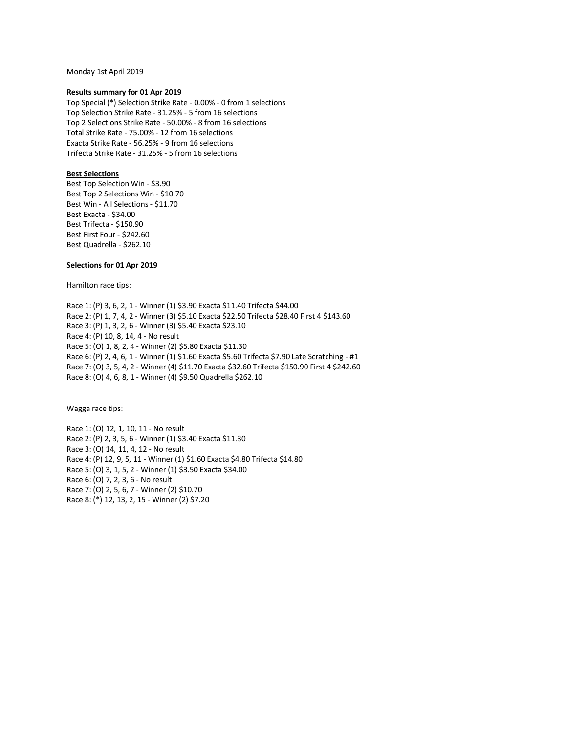Monday 1st April 2019

**Results summary for 01 Apr 2019**

Top Special (*) Selection Strike Rate - 0.00% - 0 from 1 selections
Top Selection Strike Rate - 31.25% - 5 from 16 selections
Top 2 Selections Strike Rate - 50.00% - 8 from 16 selections
Total Strike Rate - 75.00% - 12 from 16 selections
Exacta Strike Rate - 56.25% - 9 from 16 selections
Trifecta Strike Rate - 31.25% - 5 from 16 selections

**Best Selections**

Best Top Selection Win - $3.90
Best Top 2 Selections Win - $10.70
Best Win - All Selections - $11.70
Best Exacta - $34.00
Best Trifecta - $150.90
Best First Four - $242.60
Best Quadrella - $262.10

**Selections for 01 Apr 2019**

Hamilton race tips:

Race 1: (P) 3, 6, 2, 1 - Winner (1) $3.90 Exacta $11.40 Trifecta $44.00
Race 2: (P) 1, 7, 4, 2 - Winner (3) $5.10 Exacta $22.50 Trifecta $28.40 First 4 $143.60
Race 3: (P) 1, 3, 2, 6 - Winner (3) $5.40 Exacta $23.10
Race 4: (P) 10, 8, 14, 4 - No result
Race 5: (O) 1, 8, 2, 4 - Winner (2) $5.80 Exacta $11.30
Race 6: (P) 2, 4, 6, 1 - Winner (1) $1.60 Exacta $5.60 Trifecta $7.90 Late Scratching - #1
Race 7: (O) 3, 5, 4, 2 - Winner (4) $11.70 Exacta $32.60 Trifecta $150.90 First 4 $242.60
Race 8: (O) 4, 6, 8, 1 - Winner (4) $9.50 Quadrella $262.10

Wagga race tips:

Race 1: (O) 12, 1, 10, 11 - No result
Race 2: (P) 2, 3, 5, 6 - Winner (1) $3.40 Exacta $11.30
Race 3: (O) 14, 11, 4, 12 - No result
Race 4: (P) 12, 9, 5, 11 - Winner (1) $1.60 Exacta $4.80 Trifecta $14.80
Race 5: (O) 3, 1, 5, 2 - Winner (1) $3.50 Exacta $34.00
Race 6: (O) 7, 2, 3, 6 - No result
Race 7: (O) 2, 5, 6, 7 - Winner (2) $10.70
Race 8: (*) 12, 13, 2, 15 - Winner (2) $7.20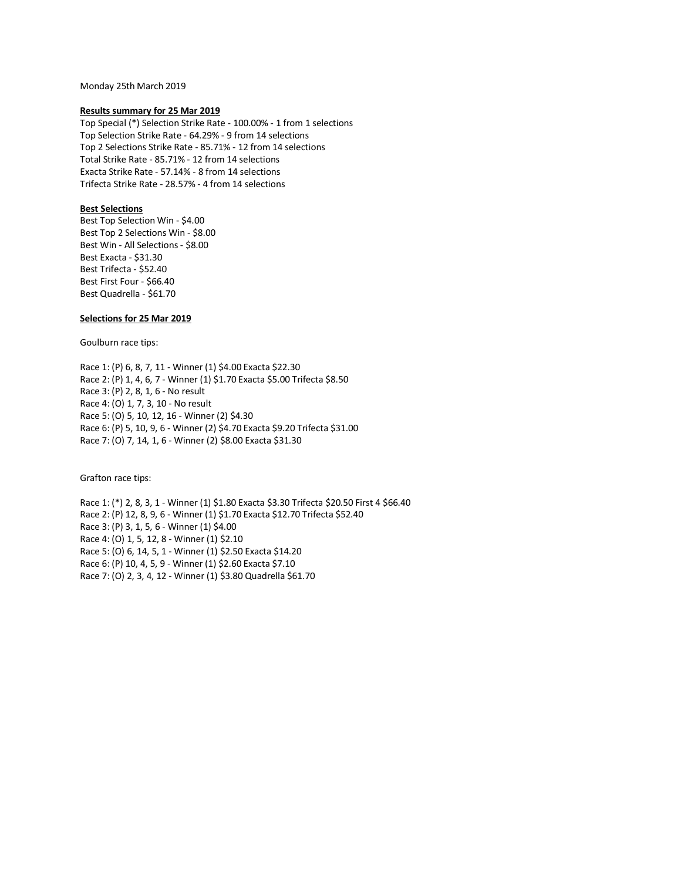Monday 25th March 2019

**Results summary for 25 Mar 2019**

Top Special (*) Selection Strike Rate - 100.00% - 1 from 1 selections
Top Selection Strike Rate - 64.29% - 9 from 14 selections
Top 2 Selections Strike Rate - 85.71% - 12 from 14 selections
Total Strike Rate - 85.71% - 12 from 14 selections
Exacta Strike Rate - 57.14% - 8 from 14 selections
Trifecta Strike Rate - 28.57% - 4 from 14 selections

**Best Selections**

Best Top Selection Win - $4.00
Best Top 2 Selections Win - $8.00
Best Win - All Selections - $8.00
Best Exacta - $31.30
Best Trifecta - $52.40
Best First Four - $66.40
Best Quadrella - $61.70

**Selections for 25 Mar 2019**

Goulburn race tips:

Race 1: (P) 6, 8, 7, 11 - Winner (1) $4.00 Exacta $22.30
Race 2: (P) 1, 4, 6, 7 - Winner (1) $1.70 Exacta $5.00 Trifecta $8.50
Race 3: (P) 2, 8, 1, 6 - No result
Race 4: (O) 1, 7, 3, 10 - No result
Race 5: (O) 5, 10, 12, 16 - Winner (2) $4.30
Race 6: (P) 5, 10, 9, 6 - Winner (2) $4.70 Exacta $9.20 Trifecta $31.00
Race 7: (O) 7, 14, 1, 6 - Winner (2) $8.00 Exacta $31.30

Grafton race tips:

Race 1: (*) 2, 8, 3, 1 - Winner (1) $1.80 Exacta $3.30 Trifecta $20.50 First 4 $66.40
Race 2: (P) 12, 8, 9, 6 - Winner (1) $1.70 Exacta $12.70 Trifecta $52.40
Race 3: (P) 3, 1, 5, 6 - Winner (1) $4.00
Race 4: (O) 1, 5, 12, 8 - Winner (1) $2.10
Race 5: (O) 6, 14, 5, 1 - Winner (1) $2.50 Exacta $14.20
Race 6: (P) 10, 4, 5, 9 - Winner (1) $2.60 Exacta $7.10
Race 7: (O) 2, 3, 4, 12 - Winner (1) $3.80 Quadrella $61.70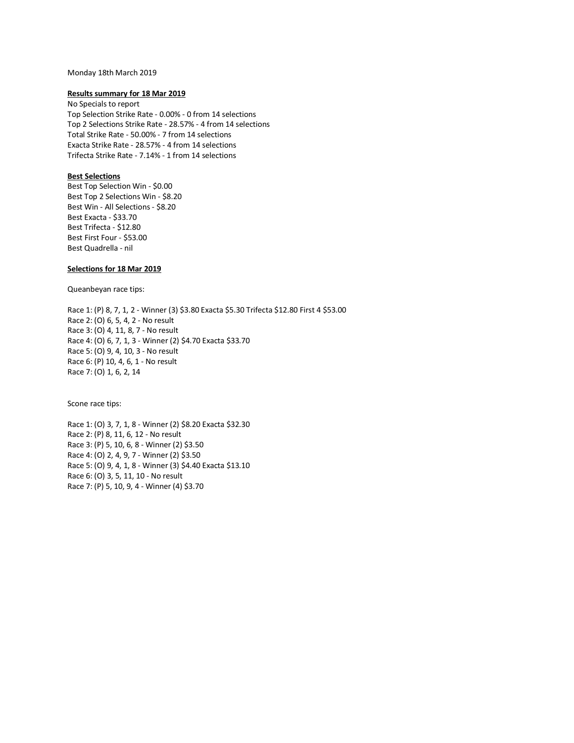Monday 18th March 2019

**Results summary for 18 Mar 2019**

No Specials to report
Top Selection Strike Rate - 0.00% - 0 from 14 selections
Top 2 Selections Strike Rate - 28.57% - 4 from 14 selections
Total Strike Rate - 50.00% - 7 from 14 selections
Exacta Strike Rate - 28.57% - 4 from 14 selections
Trifecta Strike Rate - 7.14% - 1 from 14 selections

**Best Selections**

Best Top Selection Win - $0.00
Best Top 2 Selections Win - $8.20
Best Win - All Selections - $8.20
Best Exacta - $33.70
Best Trifecta - $12.80
Best First Four - $53.00
Best Quadrella - nil

**Selections for 18 Mar 2019**

Queanbeyan race tips:

Race 1: (P) 8, 7, 1, 2 - Winner (3) $3.80 Exacta $5.30 Trifecta $12.80 First 4 $53.00
Race 2: (O) 6, 5, 4, 2 - No result
Race 3: (O) 4, 11, 8, 7 - No result
Race 4: (O) 6, 7, 1, 3 - Winner (2) $4.70 Exacta $33.70
Race 5: (O) 9, 4, 10, 3 - No result
Race 6: (P) 10, 4, 6, 1 - No result
Race 7: (O) 1, 6, 2, 14

Scone race tips:

Race 1: (O) 3, 7, 1, 8 - Winner (2) $8.20 Exacta $32.30
Race 2: (P) 8, 11, 6, 12 - No result
Race 3: (P) 5, 10, 6, 8 - Winner (2) $3.50
Race 4: (O) 2, 4, 9, 7 - Winner (2) $3.50
Race 5: (O) 9, 4, 1, 8 - Winner (3) $4.40 Exacta $13.10
Race 6: (O) 3, 5, 11, 10 - No result
Race 7: (P) 5, 10, 9, 4 - Winner (4) $3.70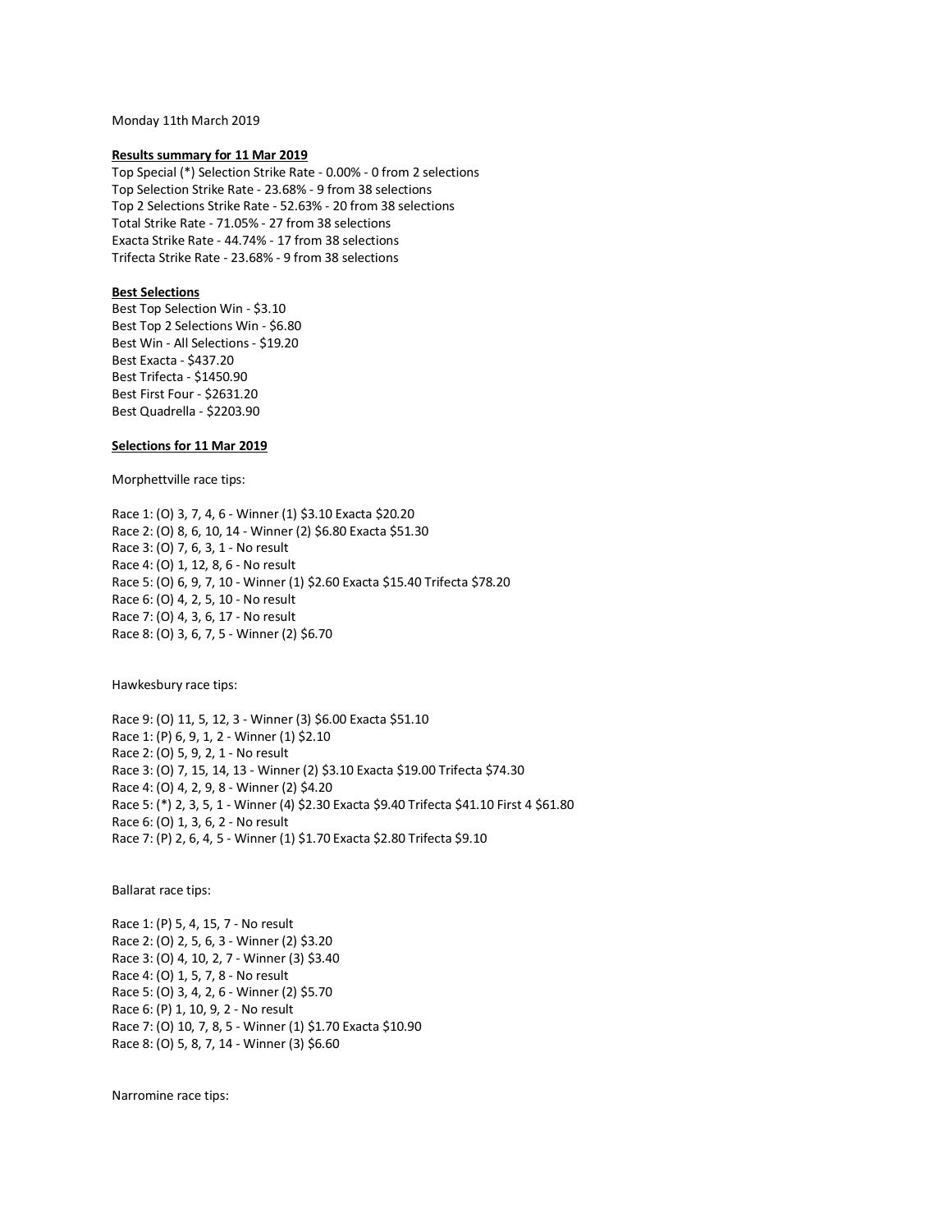Monday 11th March 2019

**Results summary for 11 Mar 2019**

Top Special (*) Selection Strike Rate - 0.00% - 0 from 2 selections
Top Selection Strike Rate - 23.68% - 9 from 38 selections
Top 2 Selections Strike Rate - 52.63% - 20 from 38 selections
Total Strike Rate - 71.05% - 27 from 38 selections
Exacta Strike Rate - 44.74% - 17 from 38 selections
Trifecta Strike Rate - 23.68% - 9 from 38 selections

**Best Selections**

Best Top Selection Win - $3.10
Best Top 2 Selections Win - $6.80
Best Win - All Selections - $19.20
Best Exacta - $437.20
Best Trifecta - $1450.90
Best First Four - $2631.20
Best Quadrella - $2203.90

**Selections for 11 Mar 2019**

Morphettville race tips:

Race 1: (O) 3, 7, 4, 6 - Winner (1) $3.10 Exacta $20.20
Race 2: (O) 8, 6, 10, 14 - Winner (2) $6.80 Exacta $51.30
Race 3: (O) 7, 6, 3, 1 - No result
Race 4: (O) 1, 12, 8, 6 - No result
Race 5: (O) 6, 9, 7, 10 - Winner (1) $2.60 Exacta $15.40 Trifecta $78.20
Race 6: (O) 4, 2, 5, 10 - No result
Race 7: (O) 4, 3, 6, 17 - No result
Race 8: (O) 3, 6, 7, 5 - Winner (2) $6.70

Hawkesbury race tips:

Race 9: (O) 11, 5, 12, 3 - Winner (3) $6.00 Exacta $51.10
Race 1: (P) 6, 9, 1, 2 - Winner (1) $2.10
Race 2: (O) 5, 9, 2, 1 - No result
Race 3: (O) 7, 15, 14, 13 - Winner (2) $3.10 Exacta $19.00 Trifecta $74.30
Race 4: (O) 4, 2, 9, 8 - Winner (2) $4.20
Race 5: (*) 2, 3, 5, 1 - Winner (4) $2.30 Exacta $9.40 Trifecta $41.10 First 4 $61.80
Race 6: (O) 1, 3, 6, 2 - No result
Race 7: (P) 2, 6, 4, 5 - Winner (1) $1.70 Exacta $2.80 Trifecta $9.10

Ballarat race tips:

Race 1: (P) 5, 4, 15, 7 - No result
Race 2: (O) 2, 5, 6, 3 - Winner (2) $3.20
Race 3: (O) 4, 10, 2, 7 - Winner (3) $3.40
Race 4: (O) 1, 5, 7, 8 - No result
Race 5: (O) 3, 4, 2, 6 - Winner (2) $5.70
Race 6: (P) 1, 10, 9, 2 - No result
Race 7: (O) 10, 7, 8, 5 - Winner (1) $1.70 Exacta $10.90
Race 8: (O) 5, 8, 7, 14 - Winner (3) $6.60

Narromine race tips: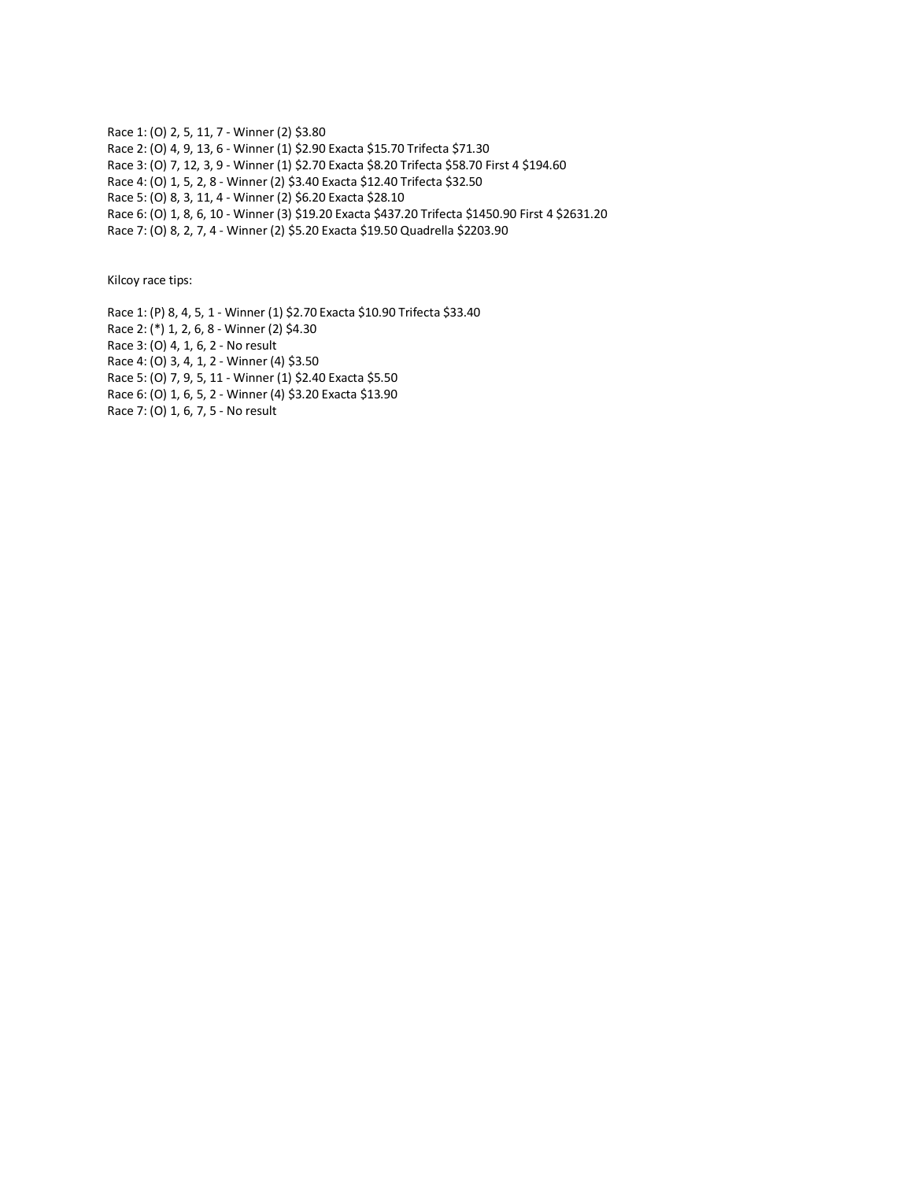Race 1: (O) 2, 5, 11, 7 - Winner (2) $3.80
Race 2: (O) 4, 9, 13, 6 - Winner (1) $2.90 Exacta $15.70 Trifecta $71.30
Race 3: (O) 7, 12, 3, 9 - Winner (1) $2.70 Exacta $8.20 Trifecta $58.70 First 4 $194.60
Race 4: (O) 1, 5, 2, 8 - Winner (2) $3.40 Exacta $12.40 Trifecta $32.50
Race 5: (O) 8, 3, 11, 4 - Winner (2) $6.20 Exacta $28.10
Race 6: (O) 1, 8, 6, 10 - Winner (3) $19.20 Exacta $437.20 Trifecta $1450.90 First 4 $2631.20
Race 7: (O) 8, 2, 7, 4 - Winner (2) $5.20 Exacta $19.50 Quadrella $2203.90

Kilcoy race tips:

Race 1: (P) 8, 4, 5, 1 - Winner (1) $2.70 Exacta $10.90 Trifecta $33.40
Race 2: (*) 1, 2, 6, 8 - Winner (2) $4.30
Race 3: (O) 4, 1, 6, 2 - No result
Race 4: (O) 3, 4, 1, 2 - Winner (4) $3.50
Race 5: (O) 7, 9, 5, 11 - Winner (1) $2.40 Exacta $5.50
Race 6: (O) 1, 6, 5, 2 - Winner (4) $3.20 Exacta $13.90
Race 7: (O) 1, 6, 7, 5 - No result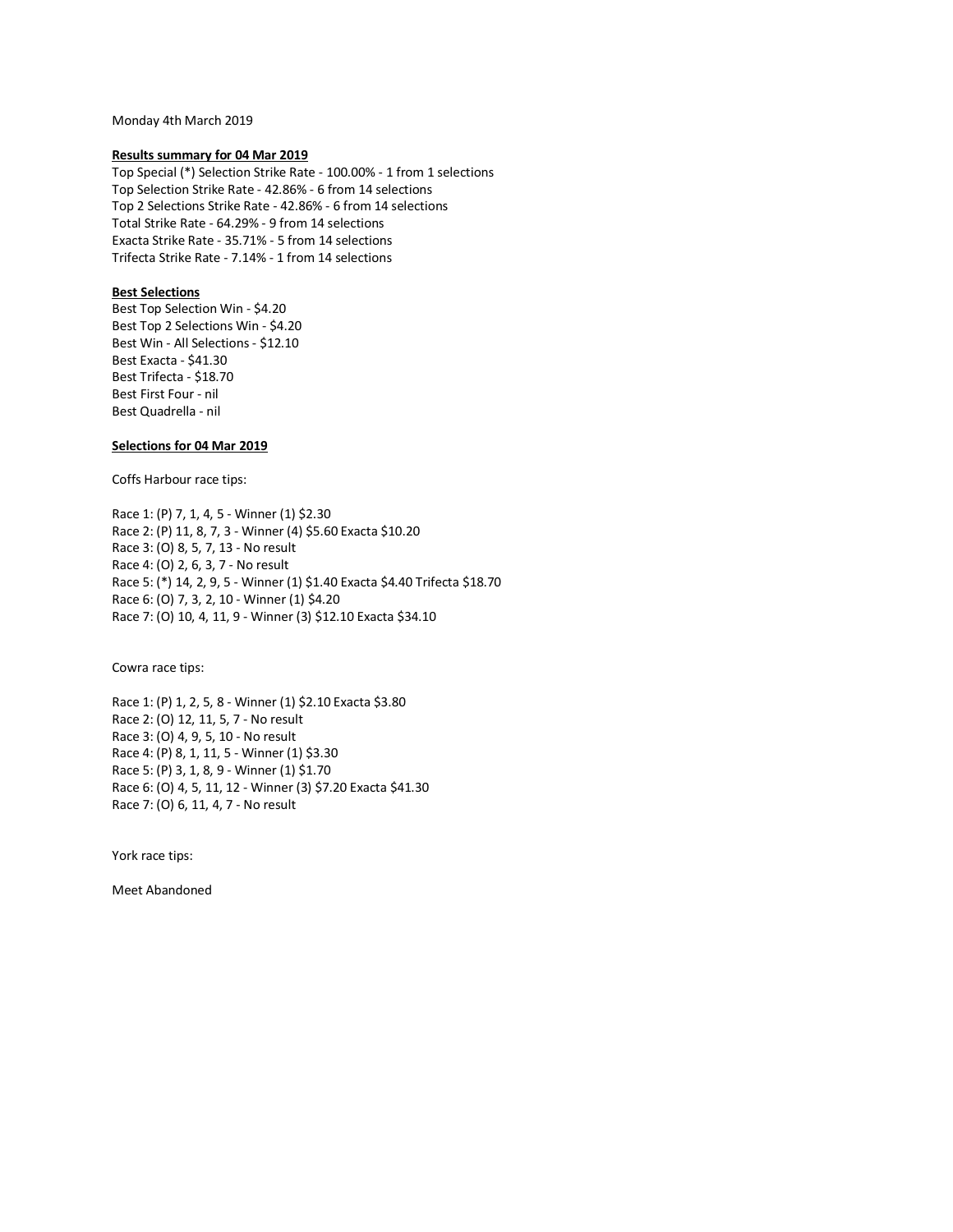Monday 4th March 2019

**Results summary for 04 Mar 2019**

Top Special (*) Selection Strike Rate - 100.00% - 1 from 1 selections
Top Selection Strike Rate - 42.86% - 6 from 14 selections
Top 2 Selections Strike Rate - 42.86% - 6 from 14 selections
Total Strike Rate - 64.29% - 9 from 14 selections
Exacta Strike Rate - 35.71% - 5 from 14 selections
Trifecta Strike Rate - 7.14% - 1 from 14 selections

**Best Selections**

Best Top Selection Win - $4.20
Best Top 2 Selections Win - $4.20
Best Win - All Selections - $12.10
Best Exacta - $41.30
Best Trifecta - $18.70
Best First Four - nil
Best Quadrella - nil

**Selections for 04 Mar 2019**

Coffs Harbour race tips:

Race 1: (P) 7, 1, 4, 5 - Winner (1) $2.30
Race 2: (P) 11, 8, 7, 3 - Winner (4) $5.60 Exacta $10.20
Race 3: (O) 8, 5, 7, 13 - No result
Race 4: (O) 2, 6, 3, 7 - No result
Race 5: (*) 14, 2, 9, 5 - Winner (1) $1.40 Exacta $4.40 Trifecta $18.70
Race 6: (O) 7, 3, 2, 10 - Winner (1) $4.20
Race 7: (O) 10, 4, 11, 9 - Winner (3) $12.10 Exacta $34.10

Cowra race tips:

Race 1: (P) 1, 2, 5, 8 - Winner (1) $2.10 Exacta $3.80
Race 2: (O) 12, 11, 5, 7 - No result
Race 3: (O) 4, 9, 5, 10 - No result
Race 4: (P) 8, 1, 11, 5 - Winner (1) $3.30
Race 5: (P) 3, 1, 8, 9 - Winner (1) $1.70
Race 6: (O) 4, 5, 11, 12 - Winner (3) $7.20 Exacta $41.30
Race 7: (O) 6, 11, 4, 7 - No result

York race tips:

Meet Abandoned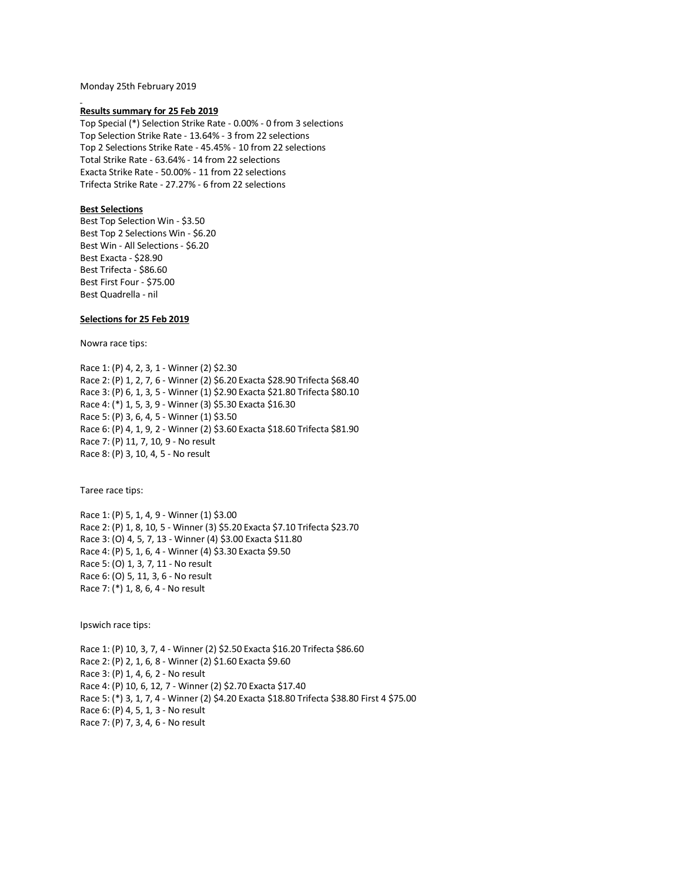Monday 25th February 2019

**Results summary for 25 Feb 2019**

Top Special (*) Selection Strike Rate - 0.00% - 0 from 3 selections
Top Selection Strike Rate - 13.64% - 3 from 22 selections
Top 2 Selections Strike Rate - 45.45% - 10 from 22 selections
Total Strike Rate - 63.64% - 14 from 22 selections
Exacta Strike Rate - 50.00% - 11 from 22 selections
Trifecta Strike Rate - 27.27% - 6 from 22 selections

**Best Selections**

Best Top Selection Win - $3.50
Best Top 2 Selections Win - $6.20
Best Win - All Selections - $6.20
Best Exacta - $28.90
Best Trifecta - $86.60
Best First Four - $75.00
Best Quadrella - nil

**Selections for 25 Feb 2019**

Nowra race tips:

Race 1: (P) 4, 2, 3, 1 - Winner (2) $2.30
Race 2: (P) 1, 2, 7, 6 - Winner (2) $6.20 Exacta $28.90 Trifecta $68.40
Race 3: (P) 6, 1, 3, 5 - Winner (1) $2.90 Exacta $21.80 Trifecta $80.10
Race 4: (*) 1, 5, 3, 9 - Winner (3) $5.30 Exacta $16.30
Race 5: (P) 3, 6, 4, 5 - Winner (1) $3.50
Race 6: (P) 4, 1, 9, 2 - Winner (2) $3.60 Exacta $18.60 Trifecta $81.90
Race 7: (P) 11, 7, 10, 9 - No result
Race 8: (P) 3, 10, 4, 5 - No result

Taree race tips:

Race 1: (P) 5, 1, 4, 9 - Winner (1) $3.00
Race 2: (P) 1, 8, 10, 5 - Winner (3) $5.20 Exacta $7.10 Trifecta $23.70
Race 3: (O) 4, 5, 7, 13 - Winner (4) $3.00 Exacta $11.80
Race 4: (P) 5, 1, 6, 4 - Winner (4) $3.30 Exacta $9.50
Race 5: (O) 1, 3, 7, 11 - No result
Race 6: (O) 5, 11, 3, 6 - No result
Race 7: (*) 1, 8, 6, 4 - No result

Ipswich race tips:

Race 1: (P) 10, 3, 7, 4 - Winner (2) $2.50 Exacta $16.20 Trifecta $86.60
Race 2: (P) 2, 1, 6, 8 - Winner (2) $1.60 Exacta $9.60
Race 3: (P) 1, 4, 6, 2 - No result
Race 4: (P) 10, 6, 12, 7 - Winner (2) $2.70 Exacta $17.40
Race 5: (*) 3, 1, 7, 4 - Winner (2) $4.20 Exacta $18.80 Trifecta $38.80 First 4 $75.00
Race 6: (P) 4, 5, 1, 3 - No result
Race 7: (P) 7, 3, 4, 6 - No result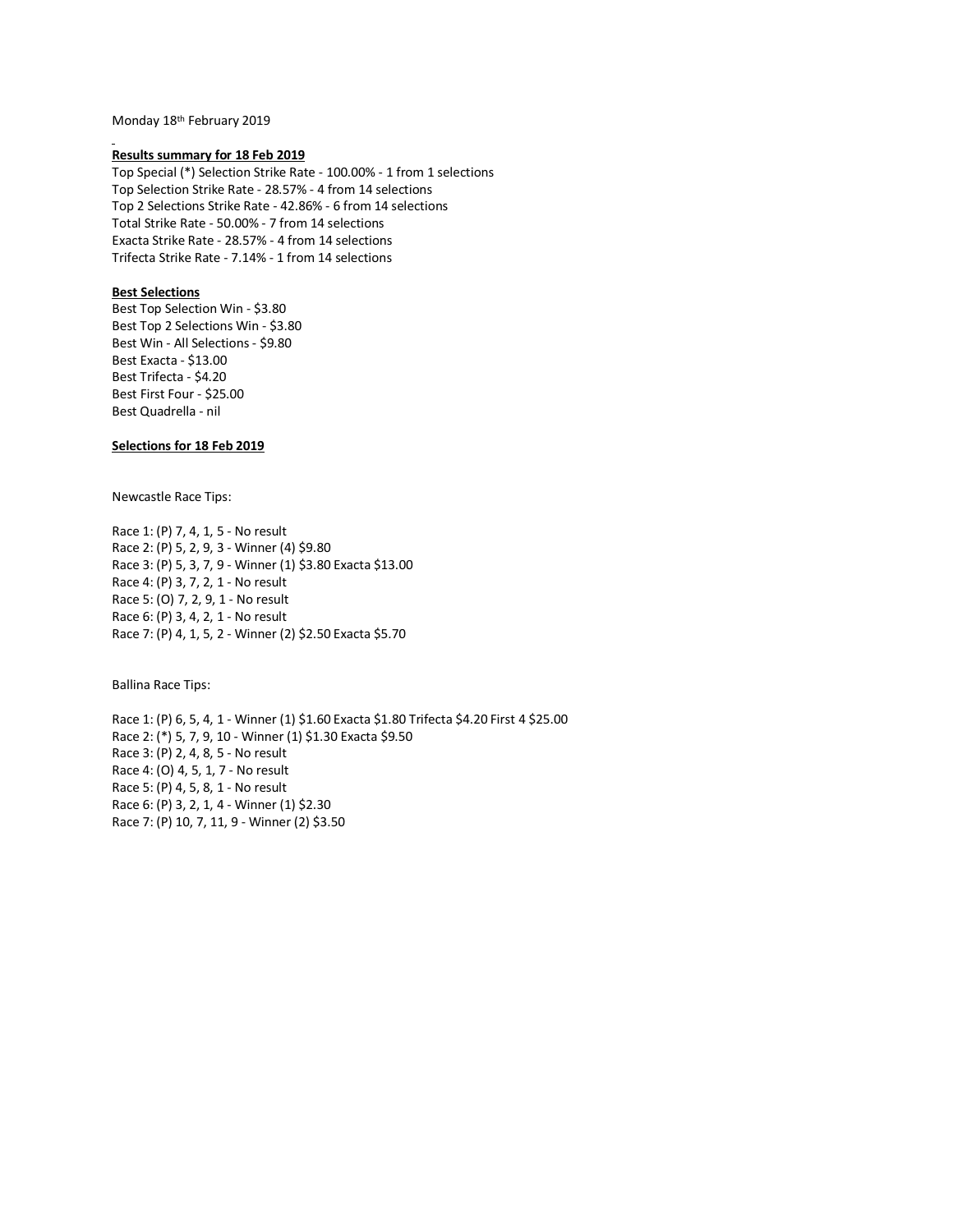Monday 18th February 2019

**Results summary for 18 Feb 2019**

Top Special (*) Selection Strike Rate - 100.00% - 1 from 1 selections
Top Selection Strike Rate - 28.57% - 4 from 14 selections
Top 2 Selections Strike Rate - 42.86% - 6 from 14 selections
Total Strike Rate - 50.00% - 7 from 14 selections
Exacta Strike Rate - 28.57% - 4 from 14 selections
Trifecta Strike Rate - 7.14% - 1 from 14 selections

**Best Selections**

Best Top Selection Win - $3.80
Best Top 2 Selections Win - $3.80
Best Win - All Selections - $9.80
Best Exacta - $13.00
Best Trifecta - $4.20
Best First Four - $25.00
Best Quadrella - nil

**Selections for 18 Feb 2019**

Newcastle Race Tips:

Race 1: (P) 7, 4, 1, 5 - No result
Race 2: (P) 5, 2, 9, 3 - Winner (4) $9.80
Race 3: (P) 5, 3, 7, 9 - Winner (1) $3.80 Exacta $13.00
Race 4: (P) 3, 7, 2, 1 - No result
Race 5: (O) 7, 2, 9, 1 - No result
Race 6: (P) 3, 4, 2, 1 - No result
Race 7: (P) 4, 1, 5, 2 - Winner (2) $2.50 Exacta $5.70

Ballina Race Tips:

Race 1: (P) 6, 5, 4, 1 - Winner (1) $1.60 Exacta $1.80 Trifecta $4.20 First 4 $25.00
Race 2: (*) 5, 7, 9, 10 - Winner (1) $1.30 Exacta $9.50
Race 3: (P) 2, 4, 8, 5 - No result
Race 4: (O) 4, 5, 1, 7 - No result
Race 5: (P) 4, 5, 8, 1 - No result
Race 6: (P) 3, 2, 1, 4 - Winner (1) $2.30
Race 7: (P) 10, 7, 11, 9 - Winner (2) $3.50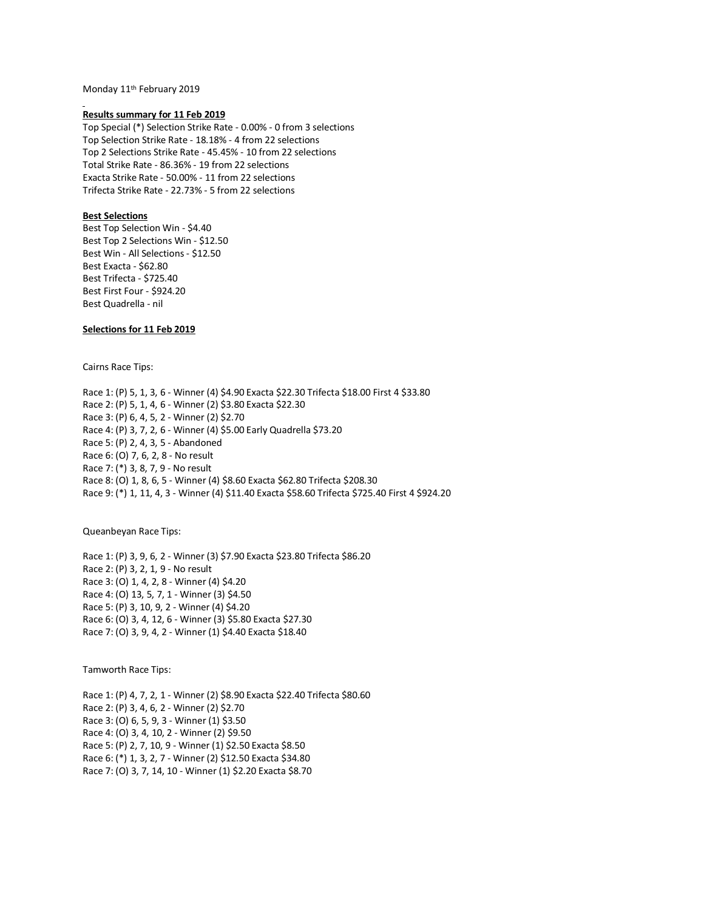Monday 11th February 2019

**Results summary for 11 Feb 2019**

Top Special (*) Selection Strike Rate - 0.00% - 0 from 3 selections
Top Selection Strike Rate - 18.18% - 4 from 22 selections
Top 2 Selections Strike Rate - 45.45% - 10 from 22 selections
Total Strike Rate - 86.36% - 19 from 22 selections
Exacta Strike Rate - 50.00% - 11 from 22 selections
Trifecta Strike Rate - 22.73% - 5 from 22 selections

**Best Selections**

Best Top Selection Win - $4.40
Best Top 2 Selections Win - $12.50
Best Win - All Selections - $12.50
Best Exacta - $62.80
Best Trifecta - $725.40
Best First Four - $924.20
Best Quadrella - nil

**Selections for 11 Feb 2019**

Cairns Race Tips:

Race 1: (P) 5, 1, 3, 6 - Winner (4) $4.90 Exacta $22.30 Trifecta $18.00 First 4 $33.80
Race 2: (P) 5, 1, 4, 6 - Winner (2) $3.80 Exacta $22.30
Race 3: (P) 6, 4, 5, 2 - Winner (2) $2.70
Race 4: (P) 3, 7, 2, 6 - Winner (4) $5.00 Early Quadrella $73.20
Race 5: (P) 2, 4, 3, 5 - Abandoned
Race 6: (O) 7, 6, 2, 8 - No result
Race 7: (*) 3, 8, 7, 9 - No result
Race 8: (O) 1, 8, 6, 5 - Winner (4) $8.60 Exacta $62.80 Trifecta $208.30
Race 9: (*) 1, 11, 4, 3 - Winner (4) $11.40 Exacta $58.60 Trifecta $725.40 First 4 $924.20

Queanbeyan Race Tips:

Race 1: (P) 3, 9, 6, 2 - Winner (3) $7.90 Exacta $23.80 Trifecta $86.20
Race 2: (P) 3, 2, 1, 9 - No result
Race 3: (O) 1, 4, 2, 8 - Winner (4) $4.20
Race 4: (O) 13, 5, 7, 1 - Winner (3) $4.50
Race 5: (P) 3, 10, 9, 2 - Winner (4) $4.20
Race 6: (O) 3, 4, 12, 6 - Winner (3) $5.80 Exacta $27.30
Race 7: (O) 3, 9, 4, 2 - Winner (1) $4.40 Exacta $18.40

Tamworth Race Tips:

Race 1: (P) 4, 7, 2, 1 - Winner (2) $8.90 Exacta $22.40 Trifecta $80.60
Race 2: (P) 3, 4, 6, 2 - Winner (2) $2.70
Race 3: (O) 6, 5, 9, 3 - Winner (1) $3.50
Race 4: (O) 3, 4, 10, 2 - Winner (2) $9.50
Race 5: (P) 2, 7, 10, 9 - Winner (1) $2.50 Exacta $8.50
Race 6: (*) 1, 3, 2, 7 - Winner (2) $12.50 Exacta $34.80
Race 7: (O) 3, 7, 14, 10 - Winner (1) $2.20 Exacta $8.70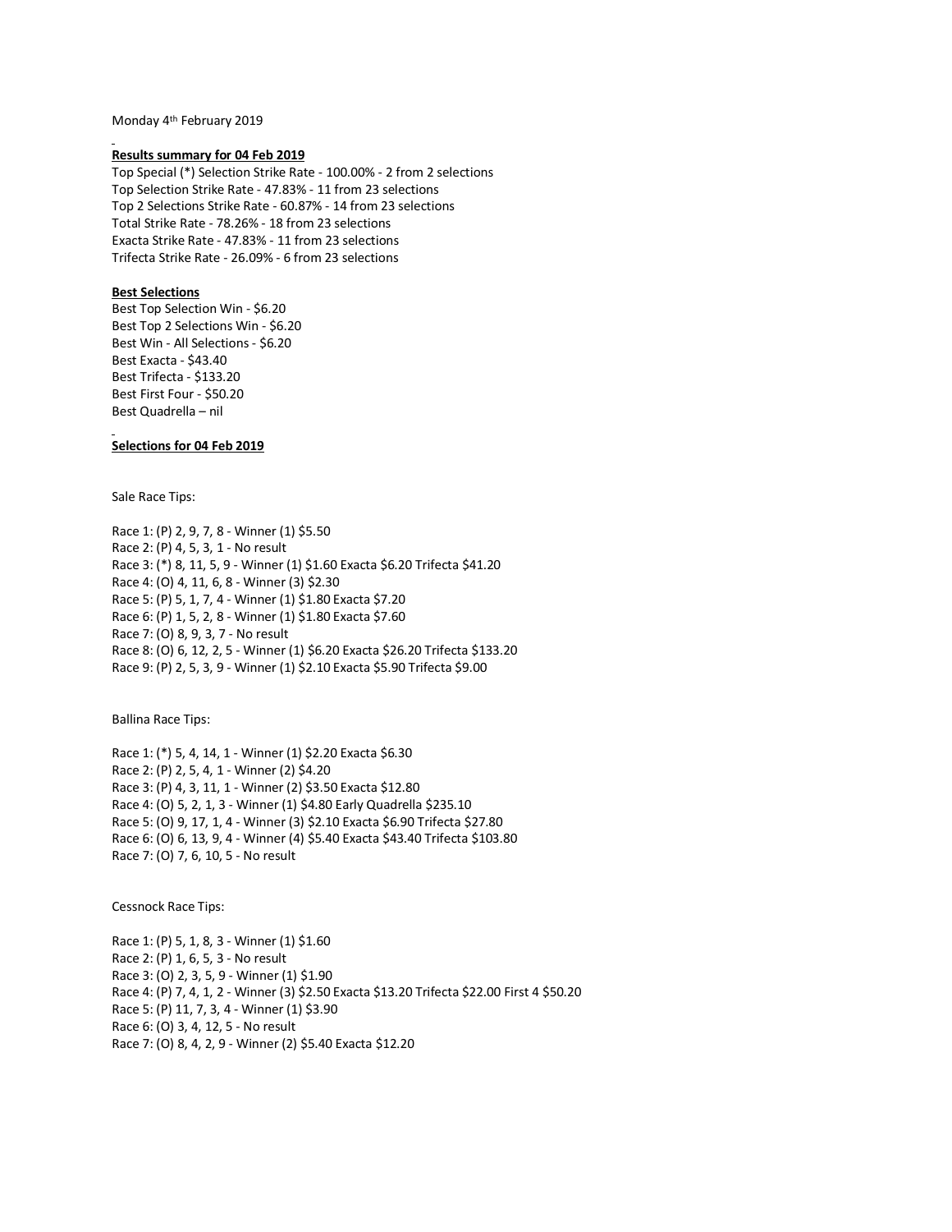Monday 4th February 2019

**Results summary for 04 Feb 2019**

Top Special (*) Selection Strike Rate - 100.00% - 2 from 2 selections
Top Selection Strike Rate - 47.83% - 11 from 23 selections
Top 2 Selections Strike Rate - 60.87% - 14 from 23 selections
Total Strike Rate - 78.26% - 18 from 23 selections
Exacta Strike Rate - 47.83% - 11 from 23 selections
Trifecta Strike Rate - 26.09% - 6 from 23 selections

**Best Selections**

Best Top Selection Win - $6.20
Best Top 2 Selections Win - $6.20
Best Win - All Selections - $6.20
Best Exacta - $43.40
Best Trifecta - $133.20
Best First Four - $50.20
Best Quadrella – nil

**Selections for 04 Feb 2019**

Sale Race Tips:

Race 1: (P) 2, 9, 7, 8 - Winner (1) $5.50
Race 2: (P) 4, 5, 3, 1 - No result
Race 3: (*) 8, 11, 5, 9 - Winner (1) $1.60 Exacta $6.20 Trifecta $41.20
Race 4: (O) 4, 11, 6, 8 - Winner (3) $2.30
Race 5: (P) 5, 1, 7, 4 - Winner (1) $1.80 Exacta $7.20
Race 6: (P) 1, 5, 2, 8 - Winner (1) $1.80 Exacta $7.60
Race 7: (O) 8, 9, 3, 7 - No result
Race 8: (O) 6, 12, 2, 5 - Winner (1) $6.20 Exacta $26.20 Trifecta $133.20
Race 9: (P) 2, 5, 3, 9 - Winner (1) $2.10 Exacta $5.90 Trifecta $9.00

Ballina Race Tips:

Race 1: (*) 5, 4, 14, 1 - Winner (1) $2.20 Exacta $6.30
Race 2: (P) 2, 5, 4, 1 - Winner (2) $4.20
Race 3: (P) 4, 3, 11, 1 - Winner (2) $3.50 Exacta $12.80
Race 4: (O) 5, 2, 1, 3 - Winner (1) $4.80 Early Quadrella $235.10
Race 5: (O) 9, 17, 1, 4 - Winner (3) $2.10 Exacta $6.90 Trifecta $27.80
Race 6: (O) 6, 13, 9, 4 - Winner (4) $5.40 Exacta $43.40 Trifecta $103.80
Race 7: (O) 7, 6, 10, 5 - No result

Cessnock Race Tips:

Race 1: (P) 5, 1, 8, 3 - Winner (1) $1.60
Race 2: (P) 1, 6, 5, 3 - No result
Race 3: (O) 2, 3, 5, 9 - Winner (1) $1.90
Race 4: (P) 7, 4, 1, 2 - Winner (3) $2.50 Exacta $13.20 Trifecta $22.00 First 4 $50.20
Race 5: (P) 11, 7, 3, 4 - Winner (1) $3.90
Race 6: (O) 3, 4, 12, 5 - No result
Race 7: (O) 8, 4, 2, 9 - Winner (2) $5.40 Exacta $12.20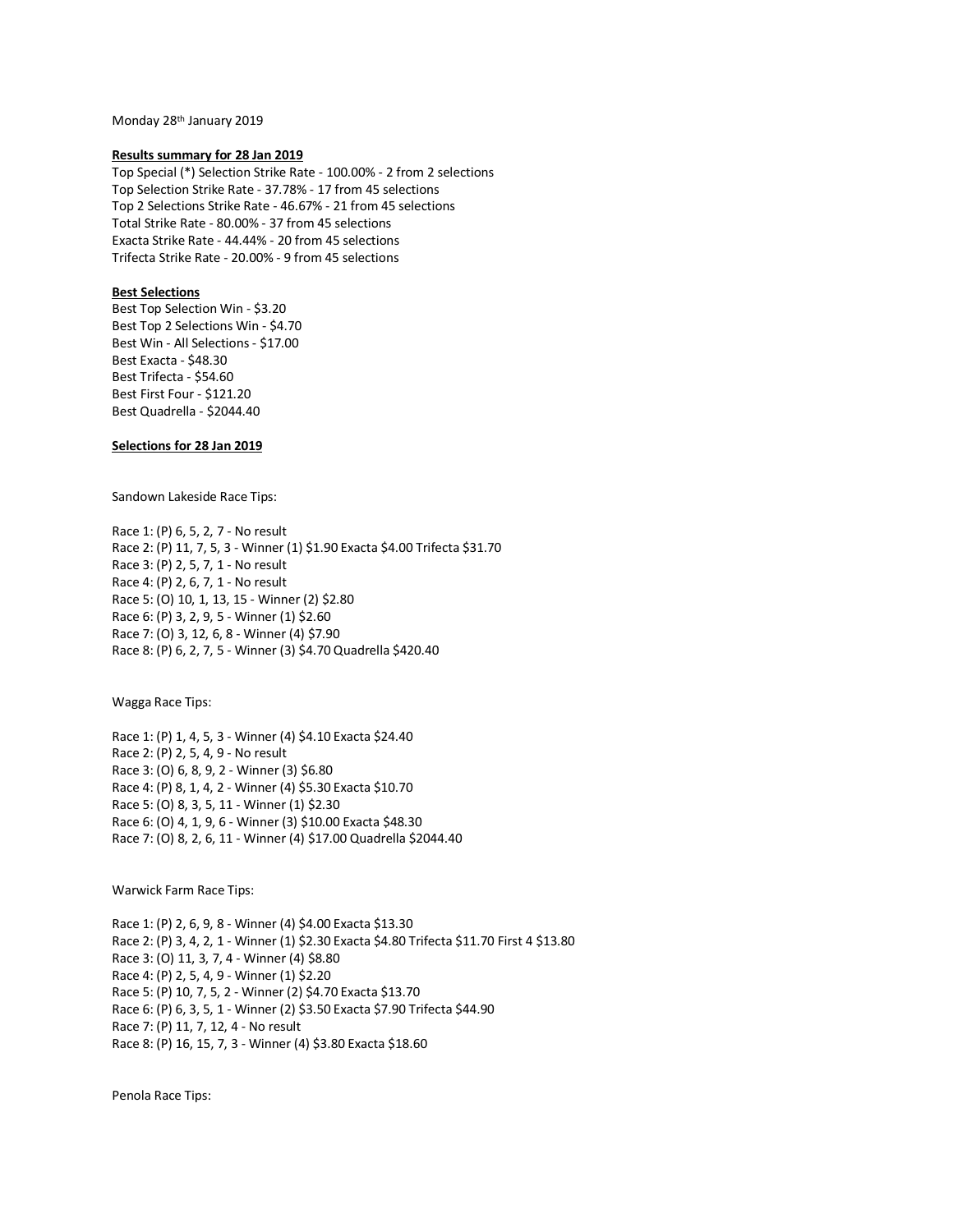Monday 28th January 2019

**Results summary for 28 Jan 2019**

Top Special (*) Selection Strike Rate - 100.00% - 2 from 2 selections
Top Selection Strike Rate - 37.78% - 17 from 45 selections
Top 2 Selections Strike Rate - 46.67% - 21 from 45 selections
Total Strike Rate - 80.00% - 37 from 45 selections
Exacta Strike Rate - 44.44% - 20 from 45 selections
Trifecta Strike Rate - 20.00% - 9 from 45 selections

**Best Selections**

Best Top Selection Win - $3.20
Best Top 2 Selections Win - $4.70
Best Win - All Selections - $17.00
Best Exacta - $48.30
Best Trifecta - $54.60
Best First Four - $121.20
Best Quadrella - $2044.40

**Selections for 28 Jan 2019**

Sandown Lakeside Race Tips:

Race 1: (P) 6, 5, 2, 7 - No result
Race 2: (P) 11, 7, 5, 3 - Winner (1) $1.90 Exacta $4.00 Trifecta $31.70
Race 3: (P) 2, 5, 7, 1 - No result
Race 4: (P) 2, 6, 7, 1 - No result
Race 5: (O) 10, 1, 13, 15 - Winner (2) $2.80
Race 6: (P) 3, 2, 9, 5 - Winner (1) $2.60
Race 7: (O) 3, 12, 6, 8 - Winner (4) $7.90
Race 8: (P) 6, 2, 7, 5 - Winner (3) $4.70 Quadrella $420.40

Wagga Race Tips:

Race 1: (P) 1, 4, 5, 3 - Winner (4) $4.10 Exacta $24.40
Race 2: (P) 2, 5, 4, 9 - No result
Race 3: (O) 6, 8, 9, 2 - Winner (3) $6.80
Race 4: (P) 8, 1, 4, 2 - Winner (4) $5.30 Exacta $10.70
Race 5: (O) 8, 3, 5, 11 - Winner (1) $2.30
Race 6: (O) 4, 1, 9, 6 - Winner (3) $10.00 Exacta $48.30
Race 7: (O) 8, 2, 6, 11 - Winner (4) $17.00 Quadrella $2044.40

Warwick Farm Race Tips:

Race 1: (P) 2, 6, 9, 8 - Winner (4) $4.00 Exacta $13.30
Race 2: (P) 3, 4, 2, 1 - Winner (1) $2.30 Exacta $4.80 Trifecta $11.70 First 4 $13.80
Race 3: (O) 11, 3, 7, 4 - Winner (4) $8.80
Race 4: (P) 2, 5, 4, 9 - Winner (1) $2.20
Race 5: (P) 10, 7, 5, 2 - Winner (2) $4.70 Exacta $13.70
Race 6: (P) 6, 3, 5, 1 - Winner (2) $3.50 Exacta $7.90 Trifecta $44.90
Race 7: (P) 11, 7, 12, 4 - No result
Race 8: (P) 16, 15, 7, 3 - Winner (4) $3.80 Exacta $18.60

Penola Race Tips: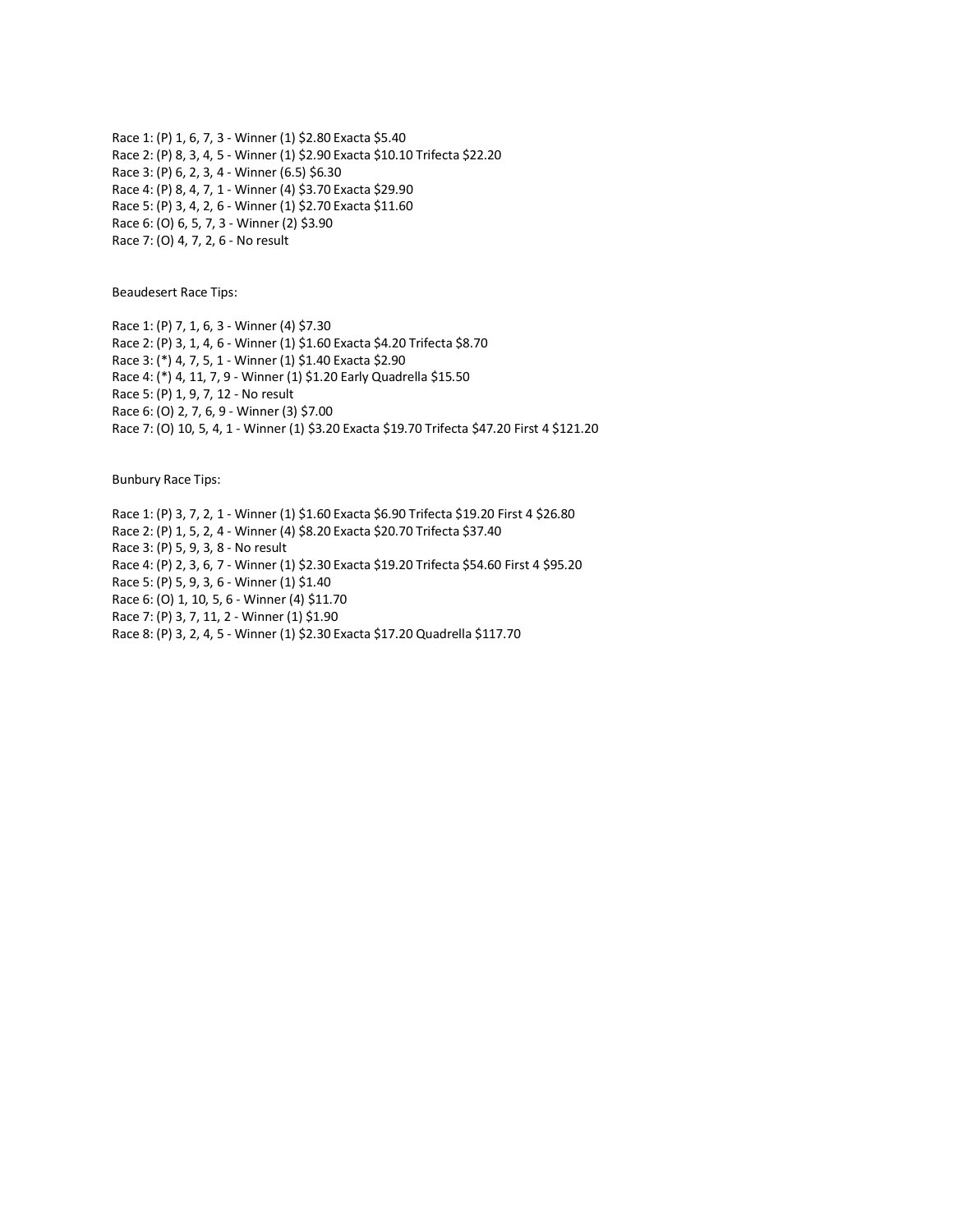Race 1: (P) 1, 6, 7, 3 - Winner (1) $2.80 Exacta $5.40
Race 2: (P) 8, 3, 4, 5 - Winner (1) $2.90 Exacta $10.10 Trifecta $22.20
Race 3: (P) 6, 2, 3, 4 - Winner (6.5) $6.30
Race 4: (P) 8, 4, 7, 1 - Winner (4) $3.70 Exacta $29.90
Race 5: (P) 3, 4, 2, 6 - Winner (1) $2.70 Exacta $11.60
Race 6: (O) 6, 5, 7, 3 - Winner (2) $3.90
Race 7: (O) 4, 7, 2, 6 - No result

Beaudesert Race Tips:

Race 1: (P) 7, 1, 6, 3 - Winner (4) $7.30
Race 2: (P) 3, 1, 4, 6 - Winner (1) $1.60 Exacta $4.20 Trifecta $8.70
Race 3: (*) 4, 7, 5, 1 - Winner (1) $1.40 Exacta $2.90
Race 4: (*) 4, 11, 7, 9 - Winner (1) $1.20 Early Quadrella $15.50
Race 5: (P) 1, 9, 7, 12 - No result
Race 6: (O) 2, 7, 6, 9 - Winner (3) $7.00
Race 7: (O) 10, 5, 4, 1 - Winner (1) $3.20 Exacta $19.70 Trifecta $47.20 First 4 $121.20

Bunbury Race Tips:

Race 1: (P) 3, 7, 2, 1 - Winner (1) $1.60 Exacta $6.90 Trifecta $19.20 First 4 $26.80
Race 2: (P) 1, 5, 2, 4 - Winner (4) $8.20 Exacta $20.70 Trifecta $37.40
Race 3: (P) 5, 9, 3, 8 - No result
Race 4: (P) 2, 3, 6, 7 - Winner (1) $2.30 Exacta $19.20 Trifecta $54.60 First 4 $95.20
Race 5: (P) 5, 9, 3, 6 - Winner (1) $1.40
Race 6: (O) 1, 10, 5, 6 - Winner (4) $11.70
Race 7: (P) 3, 7, 11, 2 - Winner (1) $1.90
Race 8: (P) 3, 2, 4, 5 - Winner (1) $2.30 Exacta $17.20 Quadrella $117.70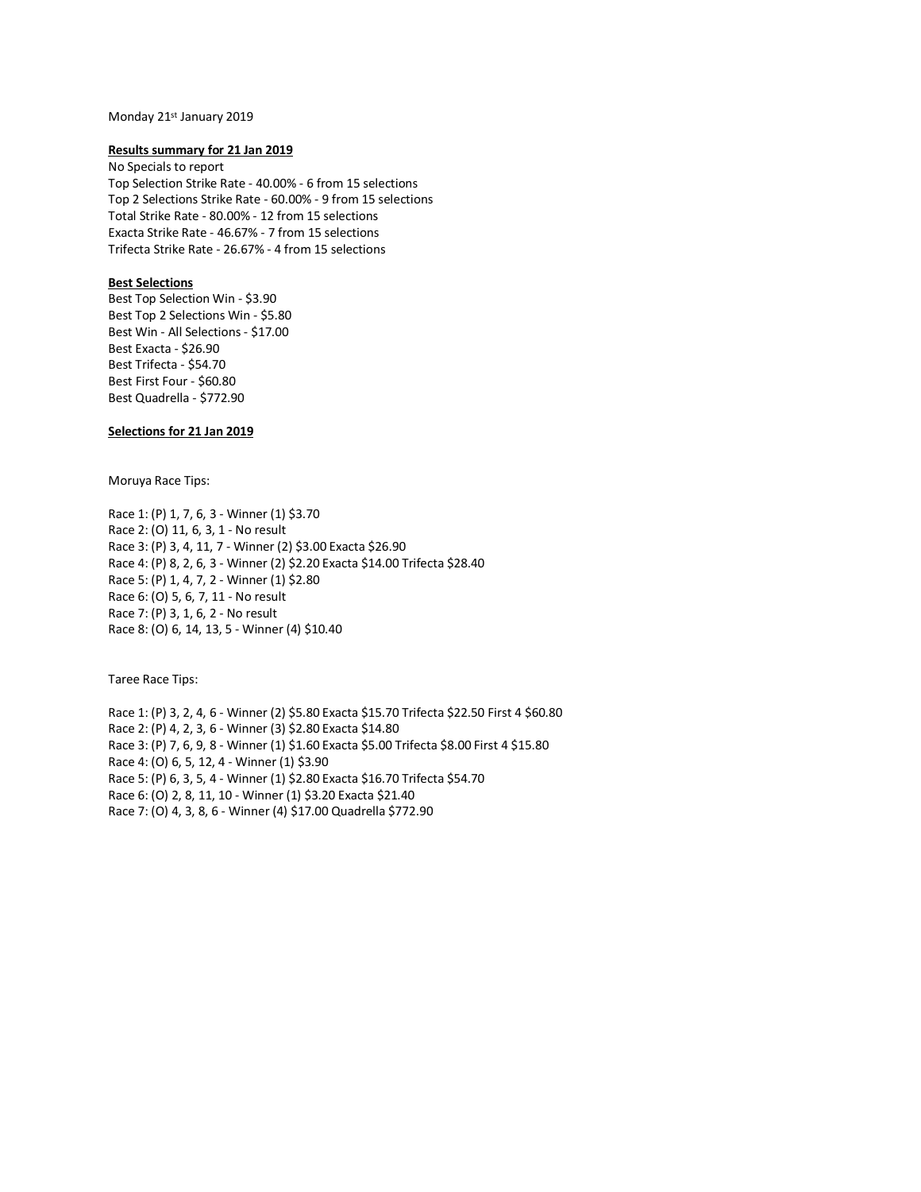Monday 21st January 2019

**Results summary for 21 Jan 2019**

No Specials to report
Top Selection Strike Rate - 40.00% - 6 from 15 selections
Top 2 Selections Strike Rate - 60.00% - 9 from 15 selections
Total Strike Rate - 80.00% - 12 from 15 selections
Exacta Strike Rate - 46.67% - 7 from 15 selections
Trifecta Strike Rate - 26.67% - 4 from 15 selections

**Best Selections**

Best Top Selection Win - $3.90
Best Top 2 Selections Win - $5.80
Best Win - All Selections - $17.00
Best Exacta - $26.90
Best Trifecta - $54.70
Best First Four - $60.80
Best Quadrella - $772.90

**Selections for 21 Jan 2019**

Moruya Race Tips:

Race 1: (P) 1, 7, 6, 3 - Winner (1) $3.70
Race 2: (O) 11, 6, 3, 1 - No result
Race 3: (P) 3, 4, 11, 7 - Winner (2) $3.00 Exacta $26.90
Race 4: (P) 8, 2, 6, 3 - Winner (2) $2.20 Exacta $14.00 Trifecta $28.40
Race 5: (P) 1, 4, 7, 2 - Winner (1) $2.80
Race 6: (O) 5, 6, 7, 11 - No result
Race 7: (P) 3, 1, 6, 2 - No result
Race 8: (O) 6, 14, 13, 5 - Winner (4) $10.40

Taree Race Tips:

Race 1: (P) 3, 2, 4, 6 - Winner (2) $5.80 Exacta $15.70 Trifecta $22.50 First 4 $60.80
Race 2: (P) 4, 2, 3, 6 - Winner (3) $2.80 Exacta $14.80
Race 3: (P) 7, 6, 9, 8 - Winner (1) $1.60 Exacta $5.00 Trifecta $8.00 First 4 $15.80
Race 4: (O) 6, 5, 12, 4 - Winner (1) $3.90
Race 5: (P) 6, 3, 5, 4 - Winner (1) $2.80 Exacta $16.70 Trifecta $54.70
Race 6: (O) 2, 8, 11, 10 - Winner (1) $3.20 Exacta $21.40
Race 7: (O) 4, 3, 8, 6 - Winner (4) $17.00 Quadrella $772.90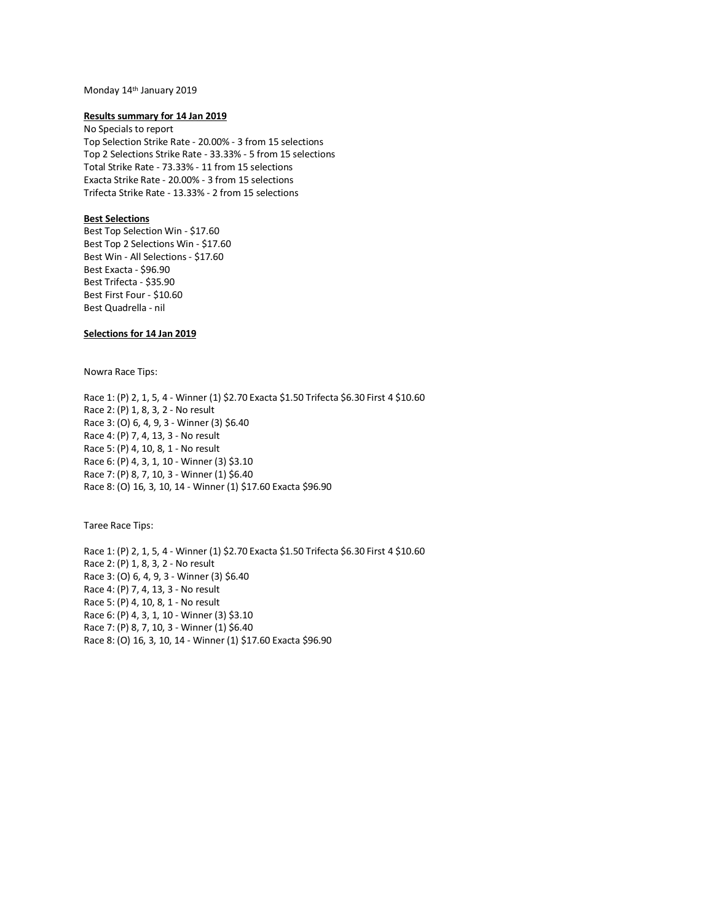Monday 14th January 2019

**Results summary for 14 Jan 2019**

No Specials to report
Top Selection Strike Rate - 20.00% - 3 from 15 selections
Top 2 Selections Strike Rate - 33.33% - 5 from 15 selections
Total Strike Rate - 73.33% - 11 from 15 selections
Exacta Strike Rate - 20.00% - 3 from 15 selections
Trifecta Strike Rate - 13.33% - 2 from 15 selections

**Best Selections**

Best Top Selection Win - $17.60
Best Top 2 Selections Win - $17.60
Best Win - All Selections - $17.60
Best Exacta - $96.90
Best Trifecta - $35.90
Best First Four - $10.60
Best Quadrella - nil

**Selections for 14 Jan 2019**

Nowra Race Tips:

Race 1: (P) 2, 1, 5, 4 - Winner (1) $2.70 Exacta $1.50 Trifecta $6.30 First 4 $10.60
Race 2: (P) 1, 8, 3, 2 - No result
Race 3: (O) 6, 4, 9, 3 - Winner (3) $6.40
Race 4: (P) 7, 4, 13, 3 - No result
Race 5: (P) 4, 10, 8, 1 - No result
Race 6: (P) 4, 3, 1, 10 - Winner (3) $3.10
Race 7: (P) 8, 7, 10, 3 - Winner (1) $6.40
Race 8: (O) 16, 3, 10, 14 - Winner (1) $17.60 Exacta $96.90

Taree Race Tips:

Race 1: (P) 2, 1, 5, 4 - Winner (1) $2.70 Exacta $1.50 Trifecta $6.30 First 4 $10.60
Race 2: (P) 1, 8, 3, 2 - No result
Race 3: (O) 6, 4, 9, 3 - Winner (3) $6.40
Race 4: (P) 7, 4, 13, 3 - No result
Race 5: (P) 4, 10, 8, 1 - No result
Race 6: (P) 4, 3, 1, 10 - Winner (3) $3.10
Race 7: (P) 8, 7, 10, 3 - Winner (1) $6.40
Race 8: (O) 16, 3, 10, 14 - Winner (1) $17.60 Exacta $96.90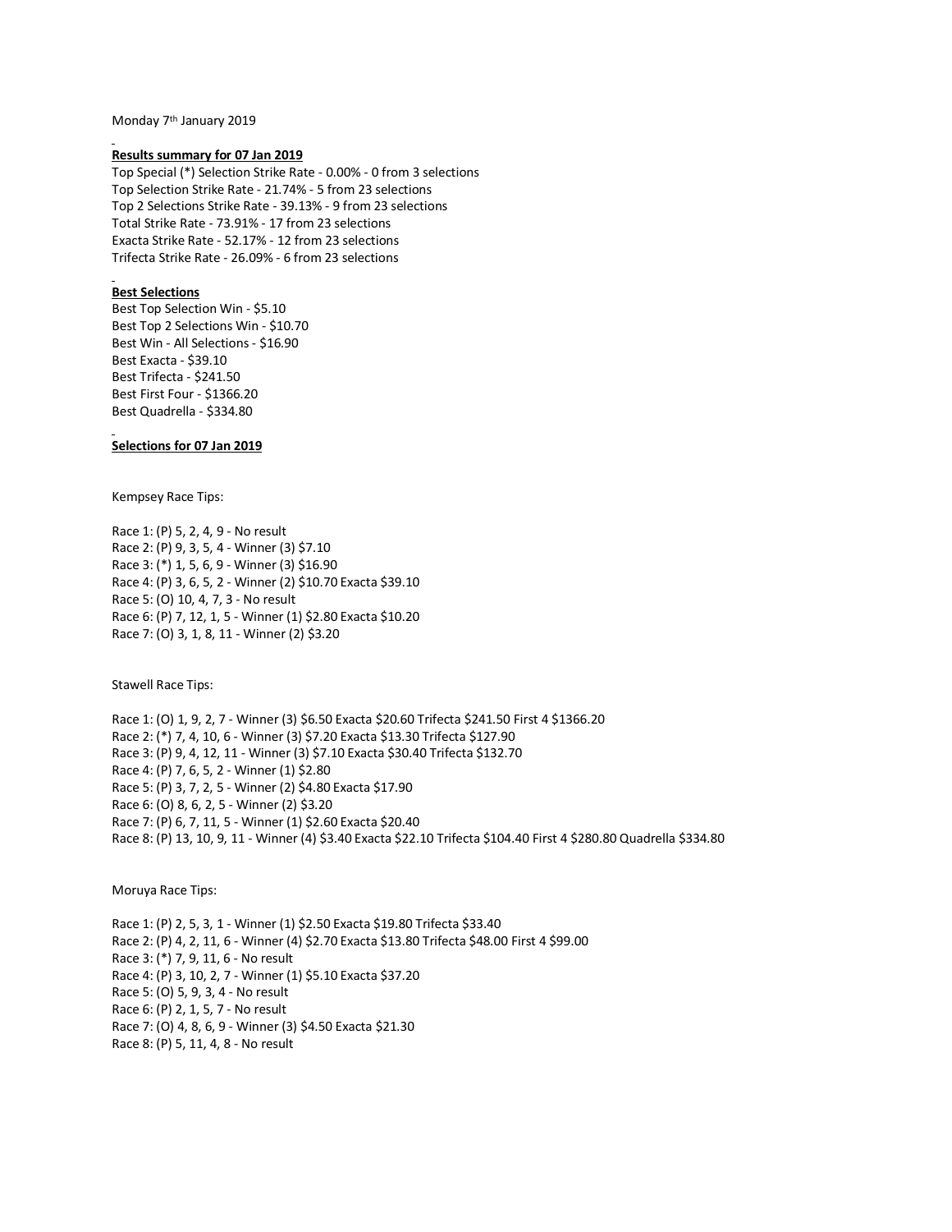Monday 7th January 2019

**Results summary for 07 Jan 2019**

Top Special (*) Selection Strike Rate - 0.00% - 0 from 3 selections
Top Selection Strike Rate - 21.74% - 5 from 23 selections
Top 2 Selections Strike Rate - 39.13% - 9 from 23 selections
Total Strike Rate - 73.91% - 17 from 23 selections
Exacta Strike Rate - 52.17% - 12 from 23 selections
Trifecta Strike Rate - 26.09% - 6 from 23 selections

**Best Selections**

Best Top Selection Win - $5.10
Best Top 2 Selections Win - $10.70
Best Win - All Selections - $16.90
Best Exacta - $39.10
Best Trifecta - $241.50
Best First Four - $1366.20
Best Quadrella - $334.80

**Selections for 07 Jan 2019**

Kempsey Race Tips:

Race 1: (P) 5, 2, 4, 9 - No result
Race 2: (P) 9, 3, 5, 4 - Winner (3) $7.10
Race 3: (*) 1, 5, 6, 9 - Winner (3) $16.90
Race 4: (P) 3, 6, 5, 2 - Winner (2) $10.70 Exacta $39.10
Race 5: (O) 10, 4, 7, 3 - No result
Race 6: (P) 7, 12, 1, 5 - Winner (1) $2.80 Exacta $10.20
Race 7: (O) 3, 1, 8, 11 - Winner (2) $3.20

Stawell Race Tips:

Race 1: (O) 1, 9, 2, 7 - Winner (3) $6.50 Exacta $20.60 Trifecta $241.50 First 4 $1366.20
Race 2: (*) 7, 4, 10, 6 - Winner (3) $7.20 Exacta $13.30 Trifecta $127.90
Race 3: (P) 9, 4, 12, 11 - Winner (3) $7.10 Exacta $30.40 Trifecta $132.70
Race 4: (P) 7, 6, 5, 2 - Winner (1) $2.80
Race 5: (P) 3, 7, 2, 5 - Winner (2) $4.80 Exacta $17.90
Race 6: (O) 8, 6, 2, 5 - Winner (2) $3.20
Race 7: (P) 6, 7, 11, 5 - Winner (1) $2.60 Exacta $20.40
Race 8: (P) 13, 10, 9, 11 - Winner (4) $3.40 Exacta $22.10 Trifecta $104.40 First 4 $280.80 Quadrella $334.80

Moruya Race Tips:

Race 1: (P) 2, 5, 3, 1 - Winner (1) $2.50 Exacta $19.80 Trifecta $33.40
Race 2: (P) 4, 2, 11, 6 - Winner (4) $2.70 Exacta $13.80 Trifecta $48.00 First 4 $99.00
Race 3: (*) 7, 9, 11, 6 - No result
Race 4: (P) 3, 10, 2, 7 - Winner (1) $5.10 Exacta $37.20
Race 5: (O) 5, 9, 3, 4 - No result
Race 6: (P) 2, 1, 5, 7 - No result
Race 7: (O) 4, 8, 6, 9 - Winner (3) $4.50 Exacta $21.30
Race 8: (P) 5, 11, 4, 8 - No result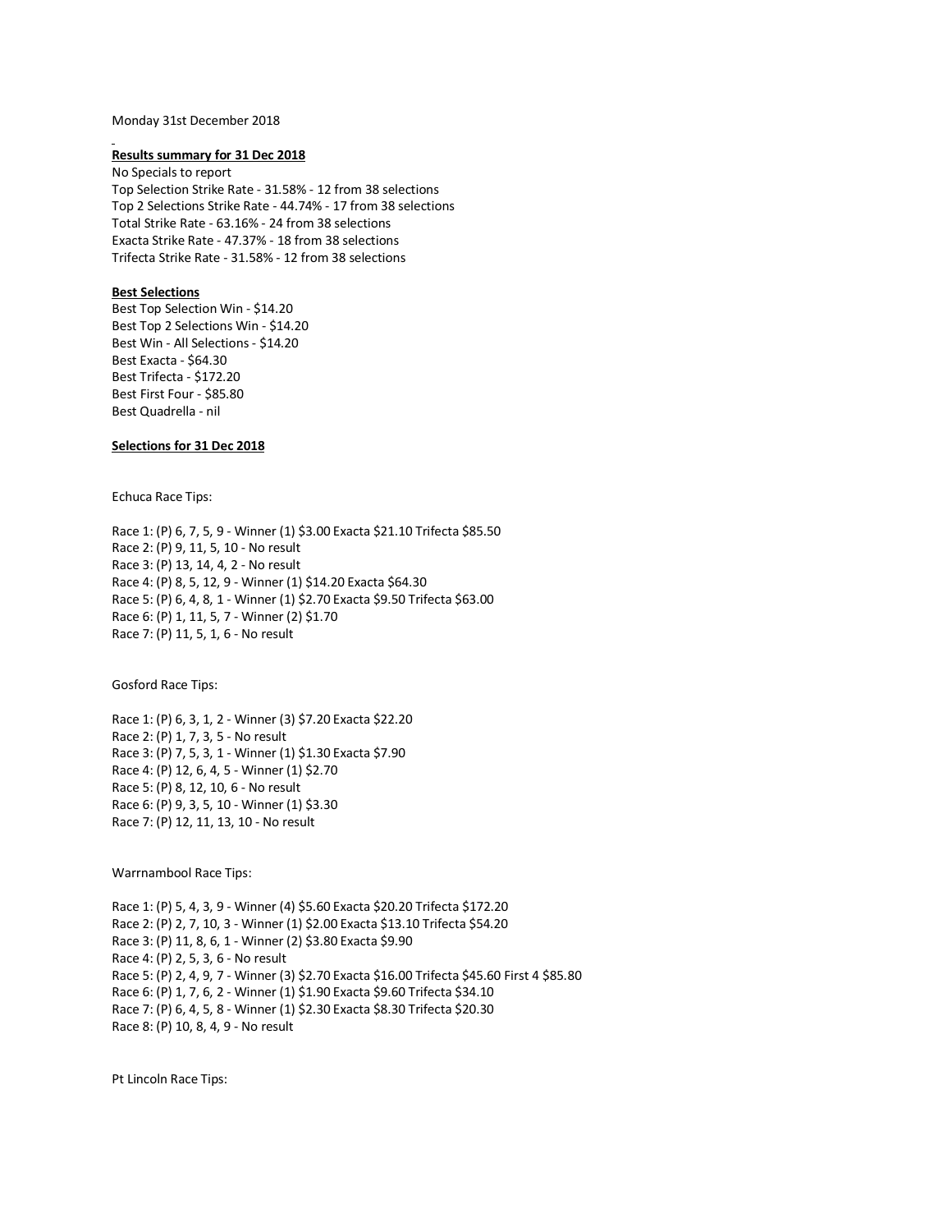Monday 31st December 2018

**Results summary for 31 Dec 2018**

No Specials to report
Top Selection Strike Rate - 31.58% - 12 from 38 selections
Top 2 Selections Strike Rate - 44.74% - 17 from 38 selections
Total Strike Rate - 63.16% - 24 from 38 selections
Exacta Strike Rate - 47.37% - 18 from 38 selections
Trifecta Strike Rate - 31.58% - 12 from 38 selections

**Best Selections**

Best Top Selection Win - $14.20
Best Top 2 Selections Win - $14.20
Best Win - All Selections - $14.20
Best Exacta - $64.30
Best Trifecta - $172.20
Best First Four - $85.80
Best Quadrella - nil

**Selections for 31 Dec 2018**

Echuca Race Tips:

Race 1: (P) 6, 7, 5, 9 - Winner (1) $3.00 Exacta $21.10 Trifecta $85.50
Race 2: (P) 9, 11, 5, 10 - No result
Race 3: (P) 13, 14, 4, 2 - No result
Race 4: (P) 8, 5, 12, 9 - Winner (1) $14.20 Exacta $64.30
Race 5: (P) 6, 4, 8, 1 - Winner (1) $2.70 Exacta $9.50 Trifecta $63.00
Race 6: (P) 1, 11, 5, 7 - Winner (2) $1.70
Race 7: (P) 11, 5, 1, 6 - No result

Gosford Race Tips:

Race 1: (P) 6, 3, 1, 2 - Winner (3) $7.20 Exacta $22.20
Race 2: (P) 1, 7, 3, 5 - No result
Race 3: (P) 7, 5, 3, 1 - Winner (1) $1.30 Exacta $7.90
Race 4: (P) 12, 6, 4, 5 - Winner (1) $2.70
Race 5: (P) 8, 12, 10, 6 - No result
Race 6: (P) 9, 3, 5, 10 - Winner (1) $3.30
Race 7: (P) 12, 11, 13, 10 - No result

Warrnambool Race Tips:

Race 1: (P) 5, 4, 3, 9 - Winner (4) $5.60 Exacta $20.20 Trifecta $172.20
Race 2: (P) 2, 7, 10, 3 - Winner (1) $2.00 Exacta $13.10 Trifecta $54.20
Race 3: (P) 11, 8, 6, 1 - Winner (2) $3.80 Exacta $9.90
Race 4: (P) 2, 5, 3, 6 - No result
Race 5: (P) 2, 4, 9, 7 - Winner (3) $2.70 Exacta $16.00 Trifecta $45.60 First 4 $85.80
Race 6: (P) 1, 7, 6, 2 - Winner (1) $1.90 Exacta $9.60 Trifecta $34.10
Race 7: (P) 6, 4, 5, 8 - Winner (1) $2.30 Exacta $8.30 Trifecta $20.30
Race 8: (P) 10, 8, 4, 9 - No result

Pt Lincoln Race Tips: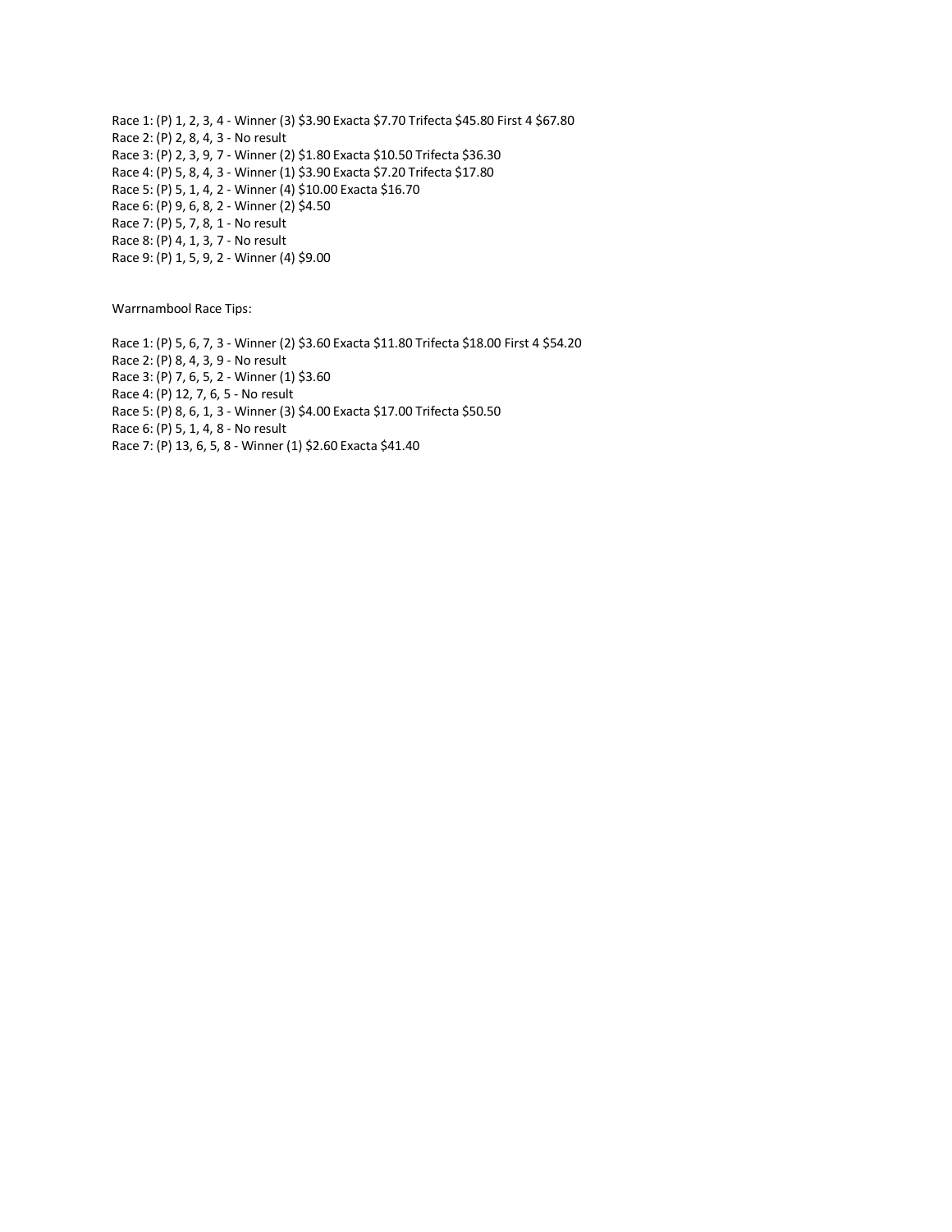Race 1: (P) 1, 2, 3, 4 - Winner (3) $3.90 Exacta $7.70 Trifecta $45.80 First 4 $67.80
Race 2: (P) 2, 8, 4, 3 - No result
Race 3: (P) 2, 3, 9, 7 - Winner (2) $1.80 Exacta $10.50 Trifecta $36.30
Race 4: (P) 5, 8, 4, 3 - Winner (1) $3.90 Exacta $7.20 Trifecta $17.80
Race 5: (P) 5, 1, 4, 2 - Winner (4) $10.00 Exacta $16.70
Race 6: (P) 9, 6, 8, 2 - Winner (2) $4.50
Race 7: (P) 5, 7, 8, 1 - No result
Race 8: (P) 4, 1, 3, 7 - No result
Race 9: (P) 1, 5, 9, 2 - Winner (4) $9.00

Warrnambool Race Tips:

Race 1: (P) 5, 6, 7, 3 - Winner (2) $3.60 Exacta $11.80 Trifecta $18.00 First 4 $54.20
Race 2: (P) 8, 4, 3, 9 - No result
Race 3: (P) 7, 6, 5, 2 - Winner (1) $3.60
Race 4: (P) 12, 7, 6, 5 - No result
Race 5: (P) 8, 6, 1, 3 - Winner (3) $4.00 Exacta $17.00 Trifecta $50.50
Race 6: (P) 5, 1, 4, 8 - No result
Race 7: (P) 13, 6, 5, 8 - Winner (1) $2.60 Exacta $41.40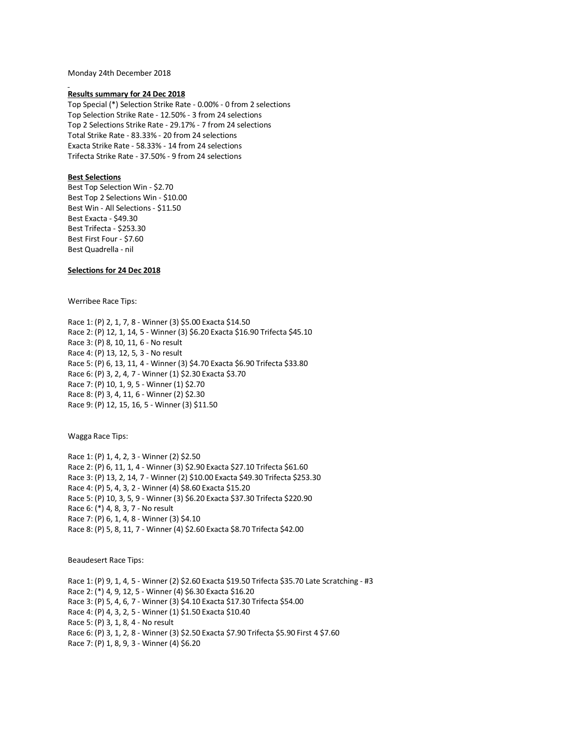Monday 24th December 2018

**Results summary for 24 Dec 2018**

Top Special (*) Selection Strike Rate - 0.00% - 0 from 2 selections
Top Selection Strike Rate - 12.50% - 3 from 24 selections
Top 2 Selections Strike Rate - 29.17% - 7 from 24 selections
Total Strike Rate - 83.33% - 20 from 24 selections
Exacta Strike Rate - 58.33% - 14 from 24 selections
Trifecta Strike Rate - 37.50% - 9 from 24 selections

**Best Selections**

Best Top Selection Win - $2.70
Best Top 2 Selections Win - $10.00
Best Win - All Selections - $11.50
Best Exacta - $49.30
Best Trifecta - $253.30
Best First Four - $7.60
Best Quadrella - nil

**Selections for 24 Dec 2018**

Werribee Race Tips:

Race 1: (P) 2, 1, 7, 8 - Winner (3) $5.00 Exacta $14.50
Race 2: (P) 12, 1, 14, 5 - Winner (3) $6.20 Exacta $16.90 Trifecta $45.10
Race 3: (P) 8, 10, 11, 6 - No result
Race 4: (P) 13, 12, 5, 3 - No result
Race 5: (P) 6, 13, 11, 4 - Winner (3) $4.70 Exacta $6.90 Trifecta $33.80
Race 6: (P) 3, 2, 4, 7 - Winner (1) $2.30 Exacta $3.70
Race 7: (P) 10, 1, 9, 5 - Winner (1) $2.70
Race 8: (P) 3, 4, 11, 6 - Winner (2) $2.30
Race 9: (P) 12, 15, 16, 5 - Winner (3) $11.50

Wagga Race Tips:

Race 1: (P) 1, 4, 2, 3 - Winner (2) $2.50
Race 2: (P) 6, 11, 1, 4 - Winner (3) $2.90 Exacta $27.10 Trifecta $61.60
Race 3: (P) 13, 2, 14, 7 - Winner (2) $10.00 Exacta $49.30 Trifecta $253.30
Race 4: (P) 5, 4, 3, 2 - Winner (4) $8.60 Exacta $15.20
Race 5: (P) 10, 3, 5, 9 - Winner (3) $6.20 Exacta $37.30 Trifecta $220.90
Race 6: (*) 4, 8, 3, 7 - No result
Race 7: (P) 6, 1, 4, 8 - Winner (3) $4.10
Race 8: (P) 5, 8, 11, 7 - Winner (4) $2.60 Exacta $8.70 Trifecta $42.00

Beaudesert Race Tips:

Race 1: (P) 9, 1, 4, 5 - Winner (2) $2.60 Exacta $19.50 Trifecta $35.70 Late Scratching - #3
Race 2: (*) 4, 9, 12, 5 - Winner (4) $6.30 Exacta $16.20
Race 3: (P) 5, 4, 6, 7 - Winner (3) $4.10 Exacta $17.30 Trifecta $54.00
Race 4: (P) 4, 3, 2, 5 - Winner (1) $1.50 Exacta $10.40
Race 5: (P) 3, 1, 8, 4 - No result
Race 6: (P) 3, 1, 2, 8 - Winner (3) $2.50 Exacta $7.90 Trifecta $5.90 First 4 $7.60
Race 7: (P) 1, 8, 9, 3 - Winner (4) $6.20